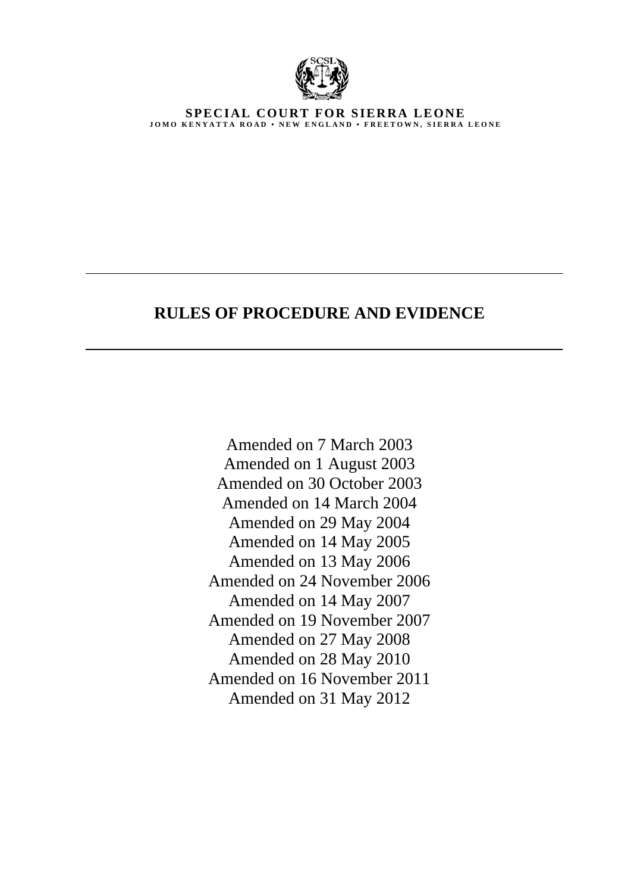**SPECIAL COURT FOR SIERRA LEONE**
JOMO KENYATTA ROAD • NEW ENGLAND • FREETOWN, SIERRA LEONE

---

# RULES OF PROCEDURE AND EVIDENCE

---

Amended on 7 March 2003
Amended on 1 August 2003
Amended on 30 October 2003
Amended on 14 March 2004
Amended on 29 May 2004
Amended on 14 May 2005
Amended on 13 May 2006
Amended on 24 November 2006
Amended on 14 May 2007
Amended on 19 November 2007
Amended on 27 May 2008
Amended on 28 May 2010
Amended on 16 November 2011
Amended on 31 May 2012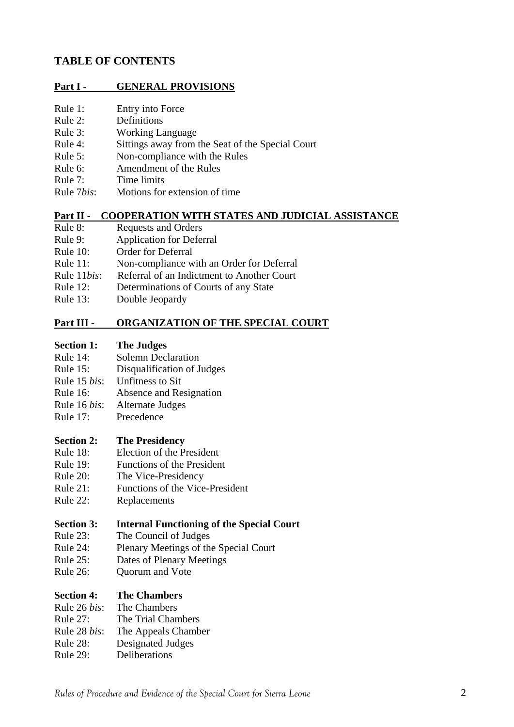## TABLE OF CONTENTS

### Part I - GENERAL PROVISIONS

Rule 1: Entry into Force
Rule 2: Definitions
Rule 3: Working Language
Rule 4: Sittings away from the Seat of the Special Court
Rule 5: Non-compliance with the Rules
Rule 6: Amendment of the Rules
Rule 7: Time limits
Rule 7*bis*: Motions for extension of time

### Part II - COOPERATION WITH STATES AND JUDICIAL ASSISTANCE

Rule 8: Requests and Orders
Rule 9: Application for Deferral
Rule 10: Order for Deferral
Rule 11: Non-compliance with an Order for Deferral
Rule 11*bis*: Referral of an Indictment to Another Court
Rule 12: Determinations of Courts of any State
Rule 13: Double Jeopardy

### Part III - ORGANIZATION OF THE SPECIAL COURT

**Section 1: The Judges**

Rule 14: Solemn Declaration
Rule 15: Disqualification of Judges
Rule 15 *bis*: Unfitness to Sit
Rule 16: Absence and Resignation
Rule 16 *bis*: Alternate Judges
Rule 17: Precedence

**Section 2: The Presidency**

Rule 18: Election of the President
Rule 19: Functions of the President
Rule 20: The Vice-Presidency
Rule 21: Functions of the Vice-President
Rule 22: Replacements

**Section 3: Internal Functioning of the Special Court**

Rule 23: The Council of Judges
Rule 24: Plenary Meetings of the Special Court
Rule 25: Dates of Plenary Meetings
Rule 26: Quorum and Vote

**Section 4: The Chambers**

Rule 26 *bis*: The Chambers
Rule 27: The Trial Chambers
Rule 28 *bis*: The Appeals Chamber
Rule 28: Designated Judges
Rule 29: Deliberations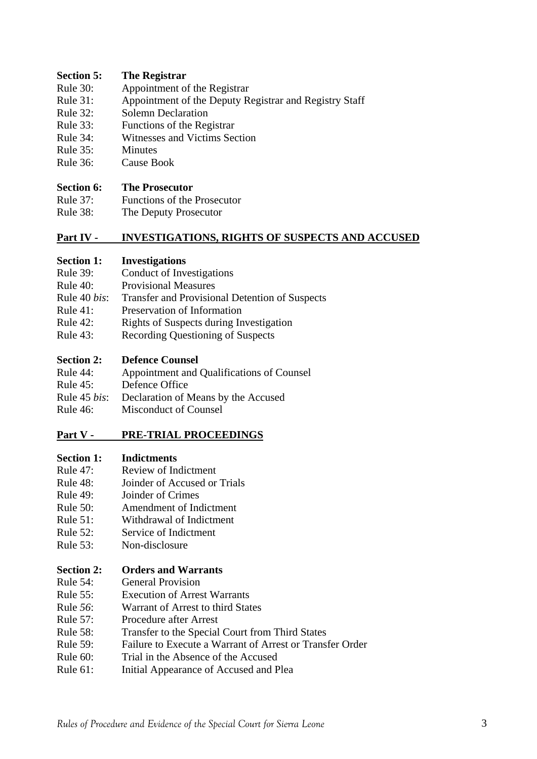**Section 5: The Registrar**

Rule 30: Appointment of the Registrar
Rule 31: Appointment of the Deputy Registrar and Registry Staff
Rule 32: Solemn Declaration
Rule 33: Functions of the Registrar
Rule 34: Witnesses and Victims Section
Rule 35: Minutes
Rule 36: Cause Book

**Section 6: The Prosecutor**

Rule 37: Functions of the Prosecutor
Rule 38: The Deputy Prosecutor

## Part IV - INVESTIGATIONS, RIGHTS OF SUSPECTS AND ACCUSED

**Section 1: Investigations**

Rule 39: Conduct of Investigations
Rule 40: Provisional Measures
Rule 40 *bis*: Transfer and Provisional Detention of Suspects
Rule 41: Preservation of Information
Rule 42: Rights of Suspects during Investigation
Rule 43: Recording Questioning of Suspects

**Section 2: Defence Counsel**

Rule 44: Appointment and Qualifications of Counsel
Rule 45: Defence Office
Rule 45 *bis*: Declaration of Means by the Accused
Rule 46: Misconduct of Counsel

## Part V - PRE-TRIAL PROCEEDINGS

**Section 1: Indictments**

Rule 47: Review of Indictment
Rule 48: Joinder of Accused or Trials
Rule 49: Joinder of Crimes
Rule 50: Amendment of Indictment
Rule 51: Withdrawal of Indictment
Rule 52: Service of Indictment
Rule 53: Non-disclosure

**Section 2: Orders and Warrants**

Rule 54: General Provision
Rule 55: Execution of Arrest Warrants
Rule *56*: Warrant of Arrest to third States
Rule 57: Procedure after Arrest
Rule 58: Transfer to the Special Court from Third States
Rule 59: Failure to Execute a Warrant of Arrest or Transfer Order
Rule 60: Trial in the Absence of the Accused
Rule 61: Initial Appearance of Accused and Plea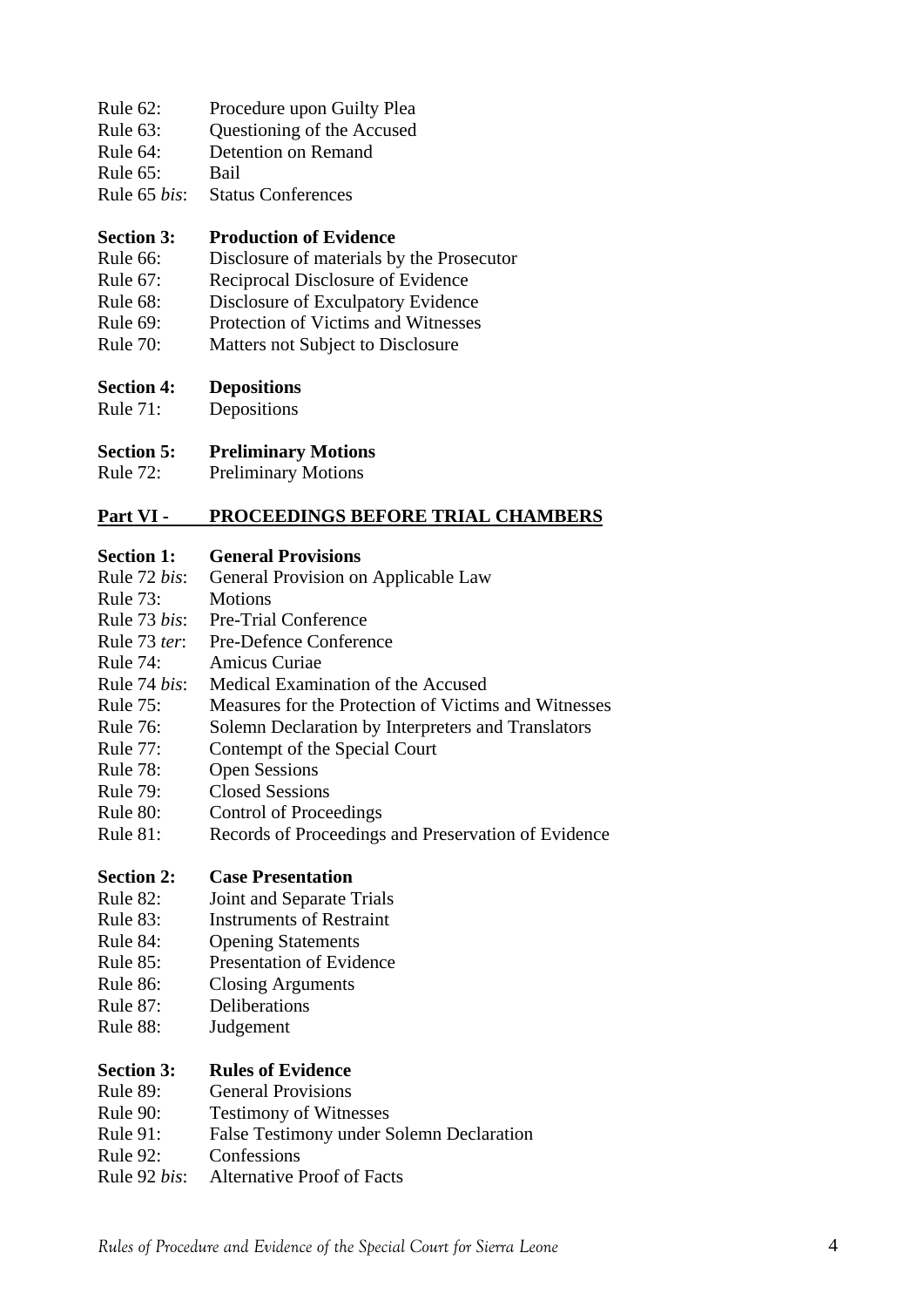Rule 62: Procedure upon Guilty Plea
Rule 63: Questioning of the Accused
Rule 64: Detention on Remand
Rule 65: Bail
Rule 65 *bis*: Status Conferences

**Section 3: Production of Evidence**

Rule 66: Disclosure of materials by the Prosecutor
Rule 67: Reciprocal Disclosure of Evidence
Rule 68: Disclosure of Exculpatory Evidence
Rule 69: Protection of Victims and Witnesses
Rule 70: Matters not Subject to Disclosure

**Section 4: Depositions**

Rule 71: Depositions

**Section 5: Preliminary Motions**

Rule 72: Preliminary Motions

## <u>Part VI - PROCEEDINGS BEFORE TRIAL CHAMBERS</u>

**Section 1: General Provisions**

Rule 72 *bis*: General Provision on Applicable Law
Rule 73: Motions
Rule 73 *bis*: Pre-Trial Conference
Rule 73 *ter*: Pre-Defence Conference
Rule 74: Amicus Curiae
Rule 74 *bis*: Medical Examination of the Accused
Rule 75: Measures for the Protection of Victims and Witnesses
Rule 76: Solemn Declaration by Interpreters and Translators
Rule 77: Contempt of the Special Court
Rule 78: Open Sessions
Rule 79: Closed Sessions
Rule 80: Control of Proceedings
Rule 81: Records of Proceedings and Preservation of Evidence

**Section 2: Case Presentation**

Rule 82: Joint and Separate Trials
Rule 83: Instruments of Restraint
Rule 84: Opening Statements
Rule 85: Presentation of Evidence
Rule 86: Closing Arguments
Rule 87: Deliberations
Rule 88: Judgement

**Section 3: Rules of Evidence**

Rule 89: General Provisions
Rule 90: Testimony of Witnesses
Rule 91: False Testimony under Solemn Declaration
Rule 92: Confessions
Rule 92 *bis*: Alternative Proof of Facts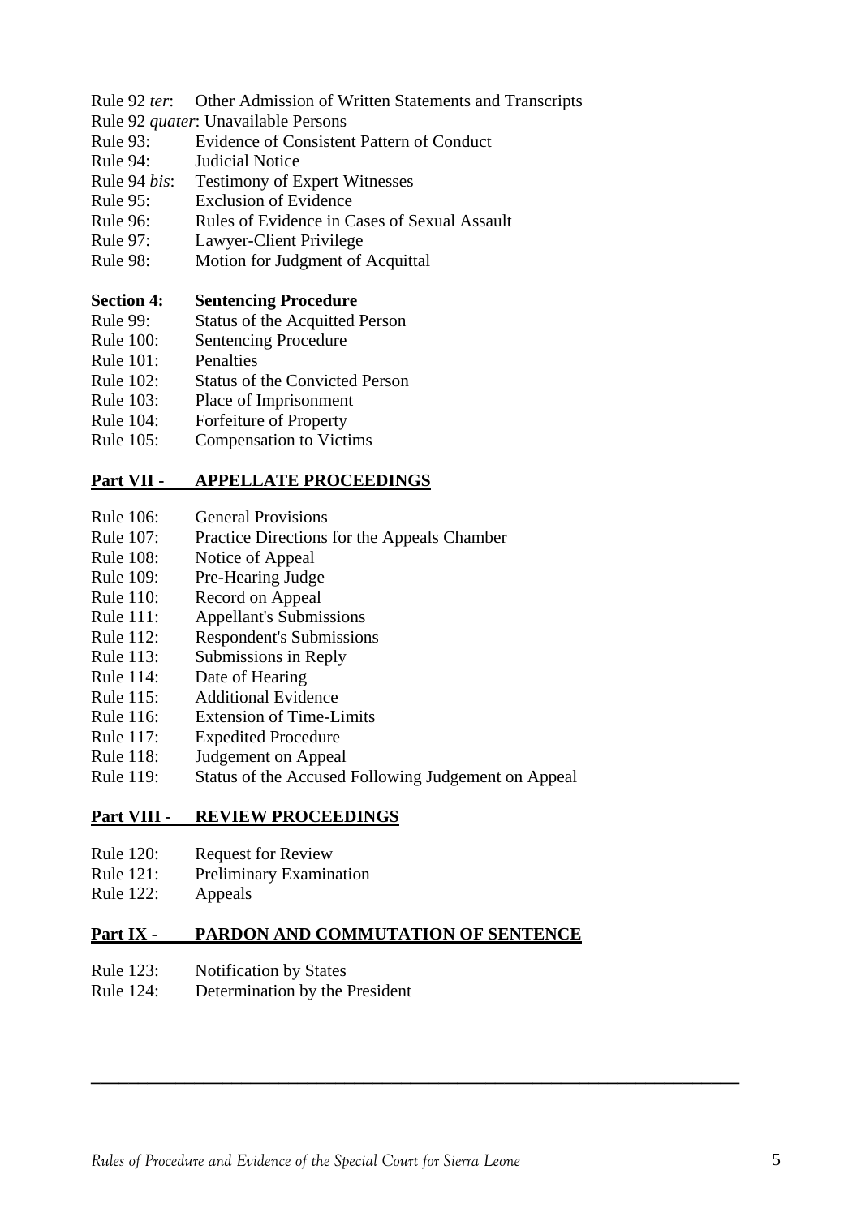Rule 92 *ter*: Other Admission of Written Statements and Transcripts
Rule 92 *quater*: Unavailable Persons
Rule 93: Evidence of Consistent Pattern of Conduct
Rule 94: Judicial Notice
Rule 94 *bis*: Testimony of Expert Witnesses
Rule 95: Exclusion of Evidence
Rule 96: Rules of Evidence in Cases of Sexual Assault
Rule 97: Lawyer-Client Privilege
Rule 98: Motion for Judgment of Acquittal

**Section 4: Sentencing Procedure**

Rule 99: Status of the Acquitted Person
Rule 100: Sentencing Procedure
Rule 101: Penalties
Rule 102: Status of the Convicted Person
Rule 103: Place of Imprisonment
Rule 104: Forfeiture of Property
Rule 105: Compensation to Victims

## Part VII - APPELLATE PROCEEDINGS

Rule 106: General Provisions
Rule 107: Practice Directions for the Appeals Chamber
Rule 108: Notice of Appeal
Rule 109: Pre-Hearing Judge
Rule 110: Record on Appeal
Rule 111: Appellant's Submissions
Rule 112: Respondent's Submissions
Rule 113: Submissions in Reply
Rule 114: Date of Hearing
Rule 115: Additional Evidence
Rule 116: Extension of Time-Limits
Rule 117: Expedited Procedure
Rule 118: Judgement on Appeal
Rule 119: Status of the Accused Following Judgement on Appeal

## Part VIII - REVIEW PROCEEDINGS

Rule 120: Request for Review
Rule 121: Preliminary Examination
Rule 122: Appeals

## Part IX - PARDON AND COMMUTATION OF SENTENCE

Rule 123: Notification by States
Rule 124: Determination by the President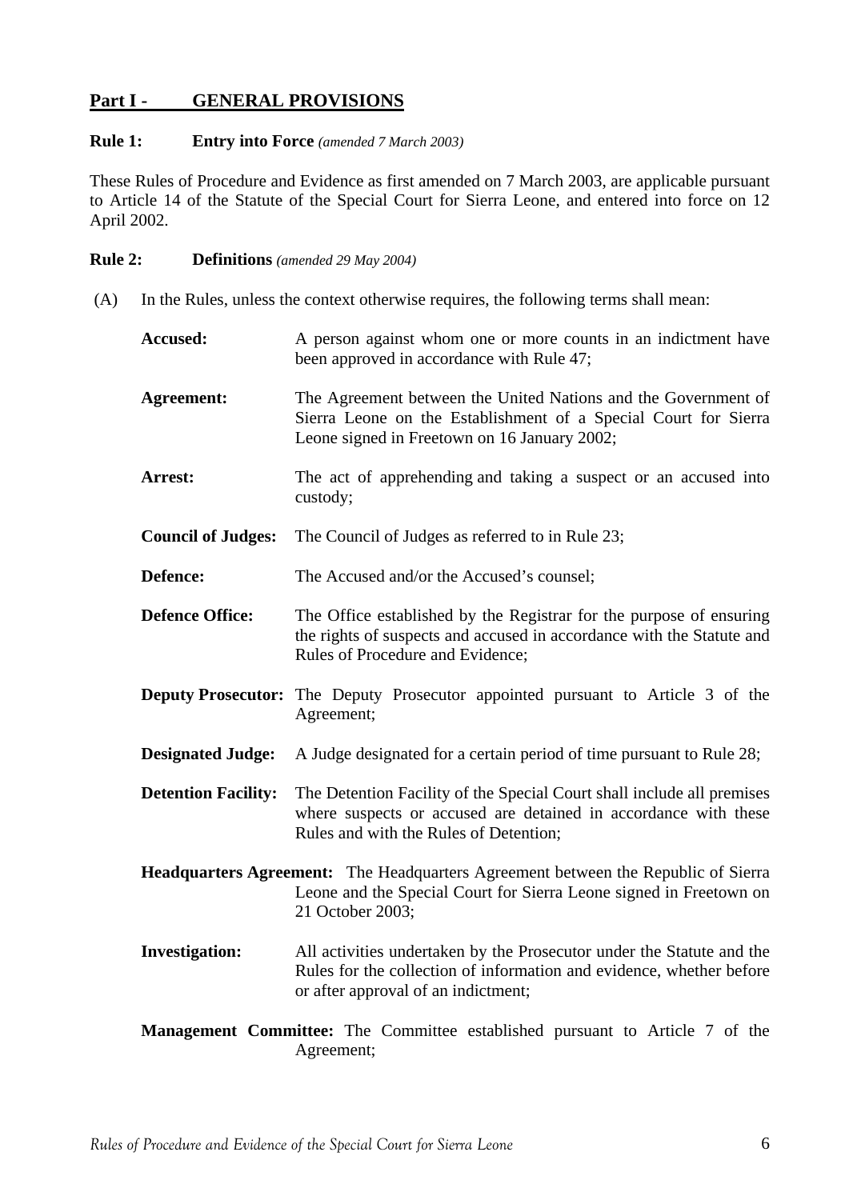## Part I - GENERAL PROVISIONS

**Rule 1: Entry into Force** *(amended 7 March 2003)*

These Rules of Procedure and Evidence as first amended on 7 March 2003, are applicable pursuant to Article 14 of the Statute of the Special Court for Sierra Leone, and entered into force on 12 April 2002.

**Rule 2: Definitions** *(amended 29 May 2004)*

(A) In the Rules, unless the context otherwise requires, the following terms shall mean:

**Accused:** A person against whom one or more counts in an indictment have been approved in accordance with Rule 47;

**Agreement:** The Agreement between the United Nations and the Government of Sierra Leone on the Establishment of a Special Court for Sierra Leone signed in Freetown on 16 January 2002;

**Arrest:** The act of apprehending and taking a suspect or an accused into custody;

**Council of Judges:** The Council of Judges as referred to in Rule 23;

**Defence:** The Accused and/or the Accused's counsel;

**Defence Office:** The Office established by the Registrar for the purpose of ensuring the rights of suspects and accused in accordance with the Statute and Rules of Procedure and Evidence;

**Deputy Prosecutor:** The Deputy Prosecutor appointed pursuant to Article 3 of the Agreement;

**Designated Judge:** A Judge designated for a certain period of time pursuant to Rule 28;

**Detention Facility:** The Detention Facility of the Special Court shall include all premises where suspects or accused are detained in accordance with these Rules and with the Rules of Detention;

**Headquarters Agreement:** The Headquarters Agreement between the Republic of Sierra Leone and the Special Court for Sierra Leone signed in Freetown on 21 October 2003;

**Investigation:** All activities undertaken by the Prosecutor under the Statute and the Rules for the collection of information and evidence, whether before or after approval of an indictment;

**Management Committee:** The Committee established pursuant to Article 7 of the Agreement;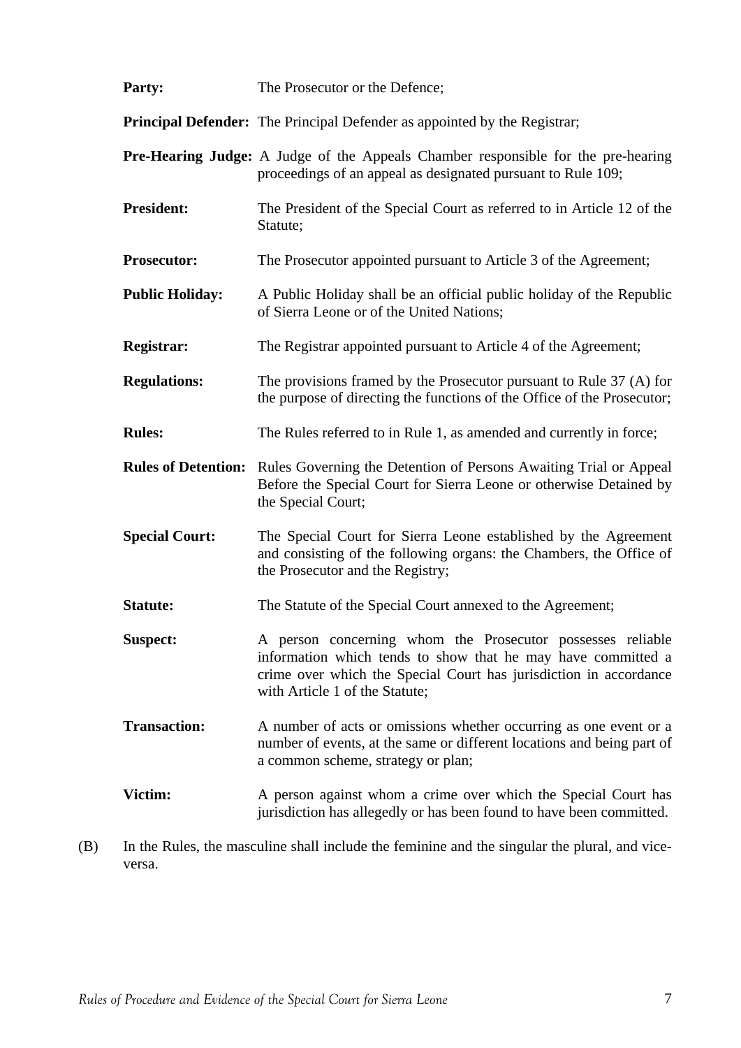**Party:** The Prosecutor or the Defence;

**Principal Defender:** The Principal Defender as appointed by the Registrar;

**Pre-Hearing Judge:** A Judge of the Appeals Chamber responsible for the pre-hearing proceedings of an appeal as designated pursuant to Rule 109;

**President:** The President of the Special Court as referred to in Article 12 of the Statute;

**Prosecutor:** The Prosecutor appointed pursuant to Article 3 of the Agreement;

**Public Holiday:** A Public Holiday shall be an official public holiday of the Republic of Sierra Leone or of the United Nations;

**Registrar:** The Registrar appointed pursuant to Article 4 of the Agreement;

**Regulations:** The provisions framed by the Prosecutor pursuant to Rule 37 (A) for the purpose of directing the functions of the Office of the Prosecutor;

**Rules:** The Rules referred to in Rule 1, as amended and currently in force;

**Rules of Detention:** Rules Governing the Detention of Persons Awaiting Trial or Appeal Before the Special Court for Sierra Leone or otherwise Detained by the Special Court;

**Special Court:** The Special Court for Sierra Leone established by the Agreement and consisting of the following organs: the Chambers, the Office of the Prosecutor and the Registry;

**Statute:** The Statute of the Special Court annexed to the Agreement;

**Suspect:** A person concerning whom the Prosecutor possesses reliable information which tends to show that he may have committed a crime over which the Special Court has jurisdiction in accordance with Article 1 of the Statute;

**Transaction:** A number of acts or omissions whether occurring as one event or a number of events, at the same or different locations and being part of a common scheme, strategy or plan;

**Victim:** A person against whom a crime over which the Special Court has jurisdiction has allegedly or has been found to have been committed.

(B) In the Rules, the masculine shall include the feminine and the singular the plural, and vice-versa.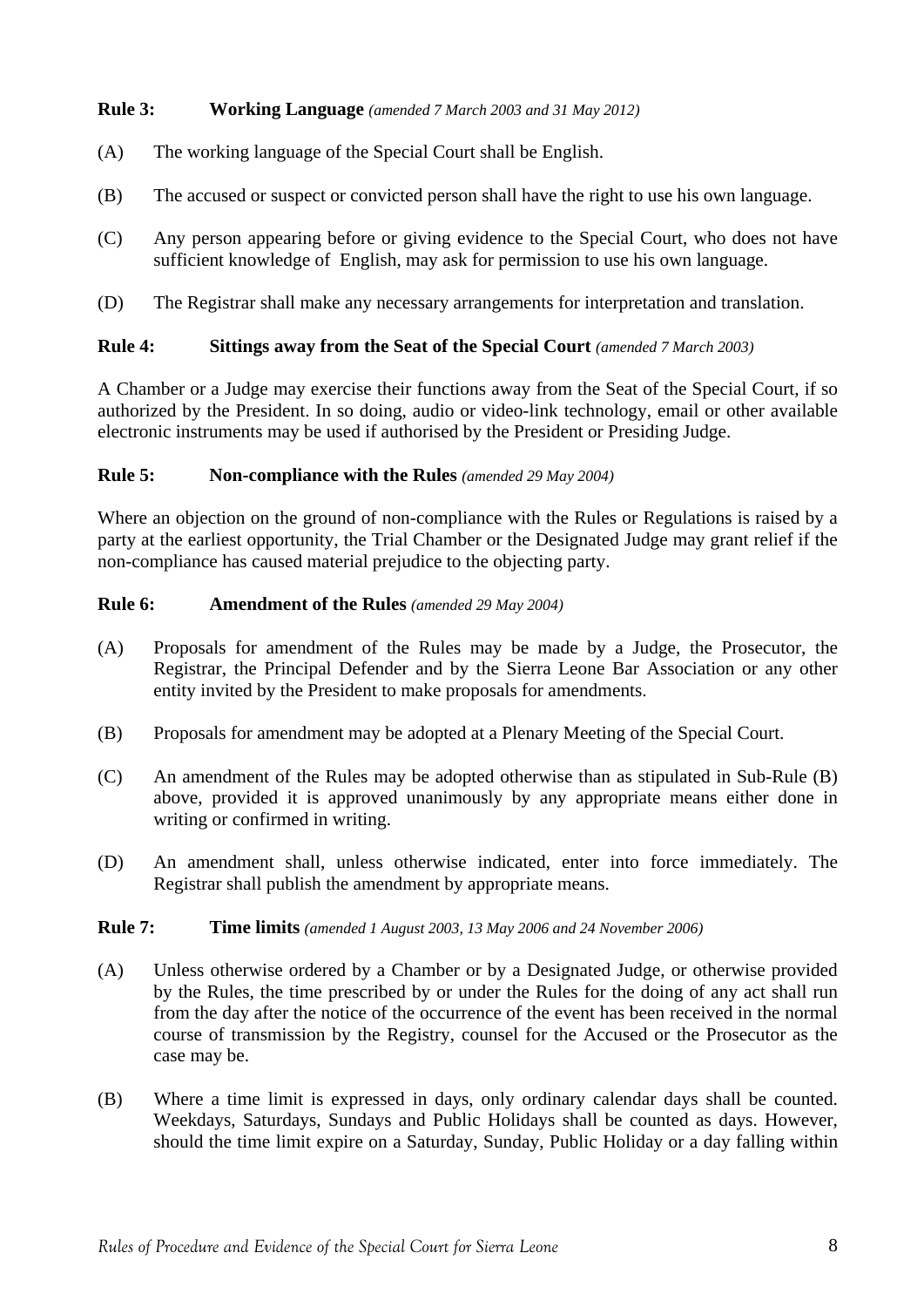**Rule 3: Working Language** *(amended 7 March 2003 and 31 May 2012)*

(A) The working language of the Special Court shall be English.

(B) The accused or suspect or convicted person shall have the right to use his own language.

(C) Any person appearing before or giving evidence to the Special Court, who does not have sufficient knowledge of English, may ask for permission to use his own language.

(D) The Registrar shall make any necessary arrangements for interpretation and translation.

**Rule 4: Sittings away from the Seat of the Special Court** *(amended 7 March 2003)*

A Chamber or a Judge may exercise their functions away from the Seat of the Special Court, if so authorized by the President. In so doing, audio or video-link technology, email or other available electronic instruments may be used if authorised by the President or Presiding Judge.

**Rule 5: Non-compliance with the Rules** *(amended 29 May 2004)*

Where an objection on the ground of non-compliance with the Rules or Regulations is raised by a party at the earliest opportunity, the Trial Chamber or the Designated Judge may grant relief if the non-compliance has caused material prejudice to the objecting party.

**Rule 6: Amendment of the Rules** *(amended 29 May 2004)*

(A) Proposals for amendment of the Rules may be made by a Judge, the Prosecutor, the Registrar, the Principal Defender and by the Sierra Leone Bar Association or any other entity invited by the President to make proposals for amendments.

(B) Proposals for amendment may be adopted at a Plenary Meeting of the Special Court.

(C) An amendment of the Rules may be adopted otherwise than as stipulated in Sub-Rule (B) above, provided it is approved unanimously by any appropriate means either done in writing or confirmed in writing.

(D) An amendment shall, unless otherwise indicated, enter into force immediately. The Registrar shall publish the amendment by appropriate means.

**Rule 7: Time limits** *(amended 1 August 2003, 13 May 2006 and 24 November 2006)*

(A) Unless otherwise ordered by a Chamber or by a Designated Judge, or otherwise provided by the Rules, the time prescribed by or under the Rules for the doing of any act shall run from the day after the notice of the occurrence of the event has been received in the normal course of transmission by the Registry, counsel for the Accused or the Prosecutor as the case may be.

(B) Where a time limit is expressed in days, only ordinary calendar days shall be counted. Weekdays, Saturdays, Sundays and Public Holidays shall be counted as days. However, should the time limit expire on a Saturday, Sunday, Public Holiday or a day falling within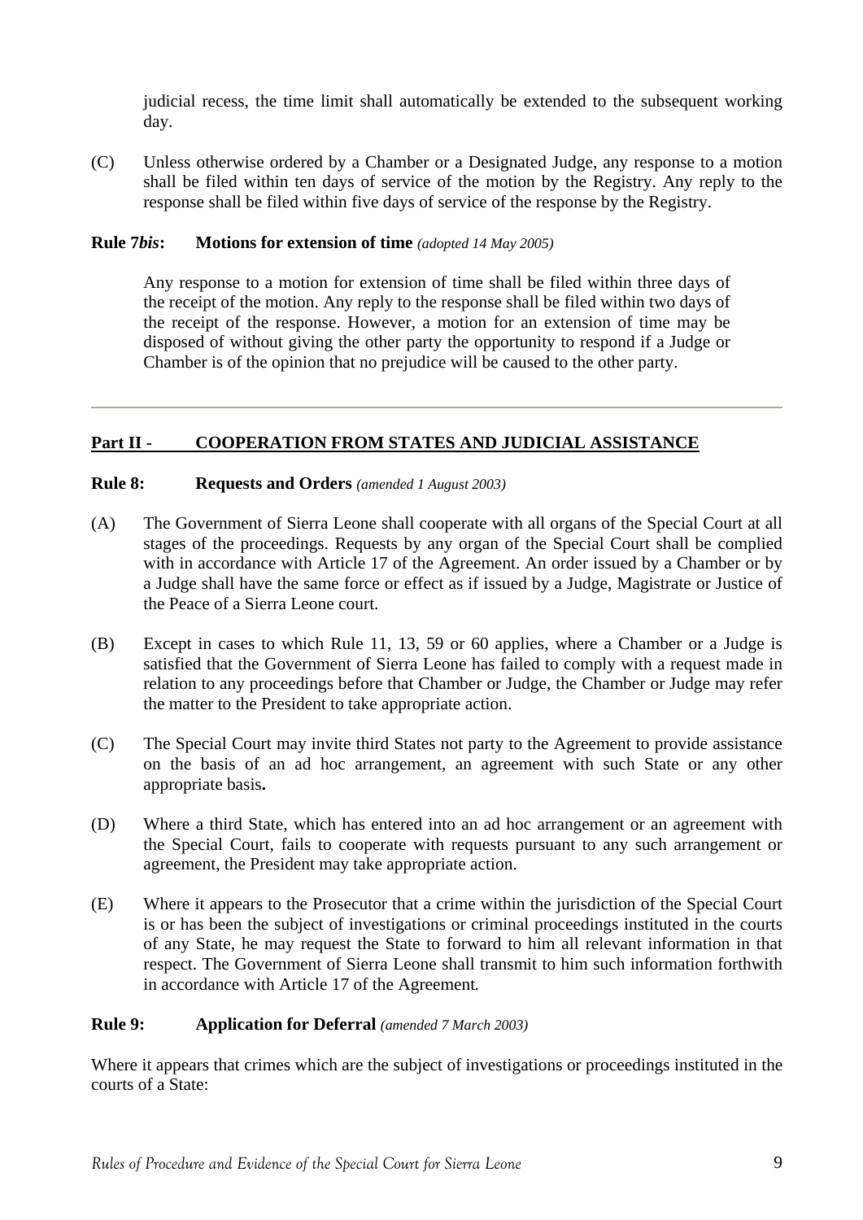judicial recess, the time limit shall automatically be extended to the subsequent working day.

(C) Unless otherwise ordered by a Chamber or a Designated Judge, any response to a motion shall be filed within ten days of service of the motion by the Registry. Any reply to the response shall be filed within five days of service of the response by the Registry.

**Rule 7*bis*: Motions for extension of time** *(adopted 14 May 2005)*

Any response to a motion for extension of time shall be filed within three days of the receipt of the motion. Any reply to the response shall be filed within two days of the receipt of the response. However, a motion for an extension of time may be disposed of without giving the other party the opportunity to respond if a Judge or Chamber is of the opinion that no prejudice will be caused to the other party.

---

## Part II - COOPERATION FROM STATES AND JUDICIAL ASSISTANCE

**Rule 8: Requests and Orders** *(amended 1 August 2003)*

(A) The Government of Sierra Leone shall cooperate with all organs of the Special Court at all stages of the proceedings. Requests by any organ of the Special Court shall be complied with in accordance with Article 17 of the Agreement. An order issued by a Chamber or by a Judge shall have the same force or effect as if issued by a Judge, Magistrate or Justice of the Peace of a Sierra Leone court.

(B) Except in cases to which Rule 11, 13, 59 or 60 applies, where a Chamber or a Judge is satisfied that the Government of Sierra Leone has failed to comply with a request made in relation to any proceedings before that Chamber or Judge, the Chamber or Judge may refer the matter to the President to take appropriate action.

(C) The Special Court may invite third States not party to the Agreement to provide assistance on the basis of an ad hoc arrangement, an agreement with such State or any other appropriate basis**.**

(D) Where a third State, which has entered into an ad hoc arrangement or an agreement with the Special Court, fails to cooperate with requests pursuant to any such arrangement or agreement, the President may take appropriate action.

(E) Where it appears to the Prosecutor that a crime within the jurisdiction of the Special Court is or has been the subject of investigations or criminal proceedings instituted in the courts of any State, he may request the State to forward to him all relevant information in that respect. The Government of Sierra Leone shall transmit to him such information forthwith in accordance with Article 17 of the Agreement*.*

**Rule 9: Application for Deferral** *(amended 7 March 2003)*

Where it appears that crimes which are the subject of investigations or proceedings instituted in the courts of a State: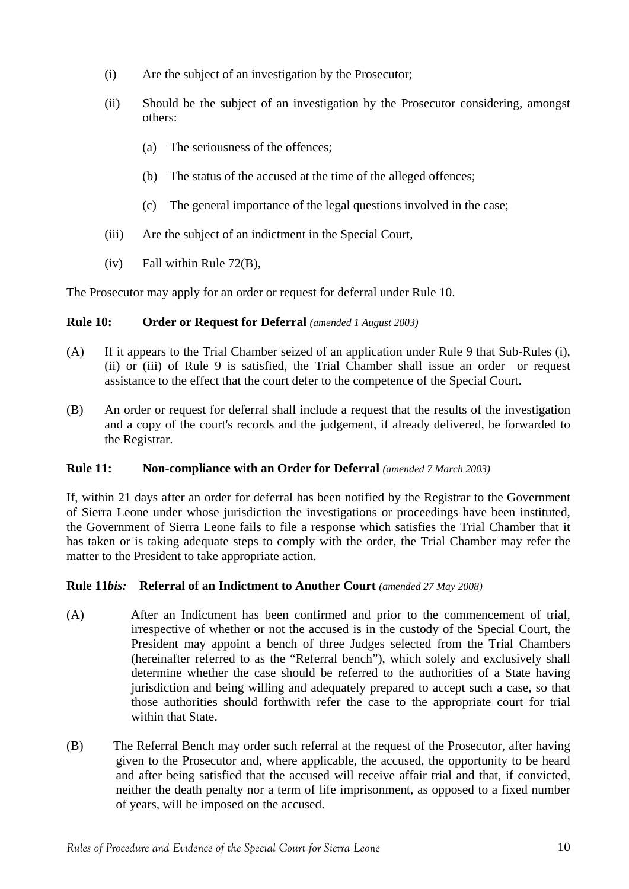(i) Are the subject of an investigation by the Prosecutor;

(ii) Should be the subject of an investigation by the Prosecutor considering, amongst others:

  (a) The seriousness of the offences;

  (b) The status of the accused at the time of the alleged offences;

  (c) The general importance of the legal questions involved in the case;

(iii) Are the subject of an indictment in the Special Court,

(iv) Fall within Rule 72(B),

The Prosecutor may apply for an order or request for deferral under Rule 10.

**Rule 10: Order or Request for Deferral** *(amended 1 August 2003)*

(A) If it appears to the Trial Chamber seized of an application under Rule 9 that Sub-Rules (i), (ii) or (iii) of Rule 9 is satisfied, the Trial Chamber shall issue an order or request assistance to the effect that the court defer to the competence of the Special Court.

(B) An order or request for deferral shall include a request that the results of the investigation and a copy of the court's records and the judgement, if already delivered, be forwarded to the Registrar.

**Rule 11: Non-compliance with an Order for Deferral** *(amended 7 March 2003)*

If, within 21 days after an order for deferral has been notified by the Registrar to the Government of Sierra Leone under whose jurisdiction the investigations or proceedings have been instituted, the Government of Sierra Leone fails to file a response which satisfies the Trial Chamber that it has taken or is taking adequate steps to comply with the order, the Trial Chamber may refer the matter to the President to take appropriate action.

**Rule 11*bis*: Referral of an Indictment to Another Court** *(amended 27 May 2008)*

(A) After an Indictment has been confirmed and prior to the commencement of trial, irrespective of whether or not the accused is in the custody of the Special Court, the President may appoint a bench of three Judges selected from the Trial Chambers (hereinafter referred to as the "Referral bench"), which solely and exclusively shall determine whether the case should be referred to the authorities of a State having jurisdiction and being willing and adequately prepared to accept such a case, so that those authorities should forthwith refer the case to the appropriate court for trial within that State.

(B) The Referral Bench may order such referral at the request of the Prosecutor, after having given to the Prosecutor and, where applicable, the accused, the opportunity to be heard and after being satisfied that the accused will receive affair trial and that, if convicted, neither the death penalty nor a term of life imprisonment, as opposed to a fixed number of years, will be imposed on the accused.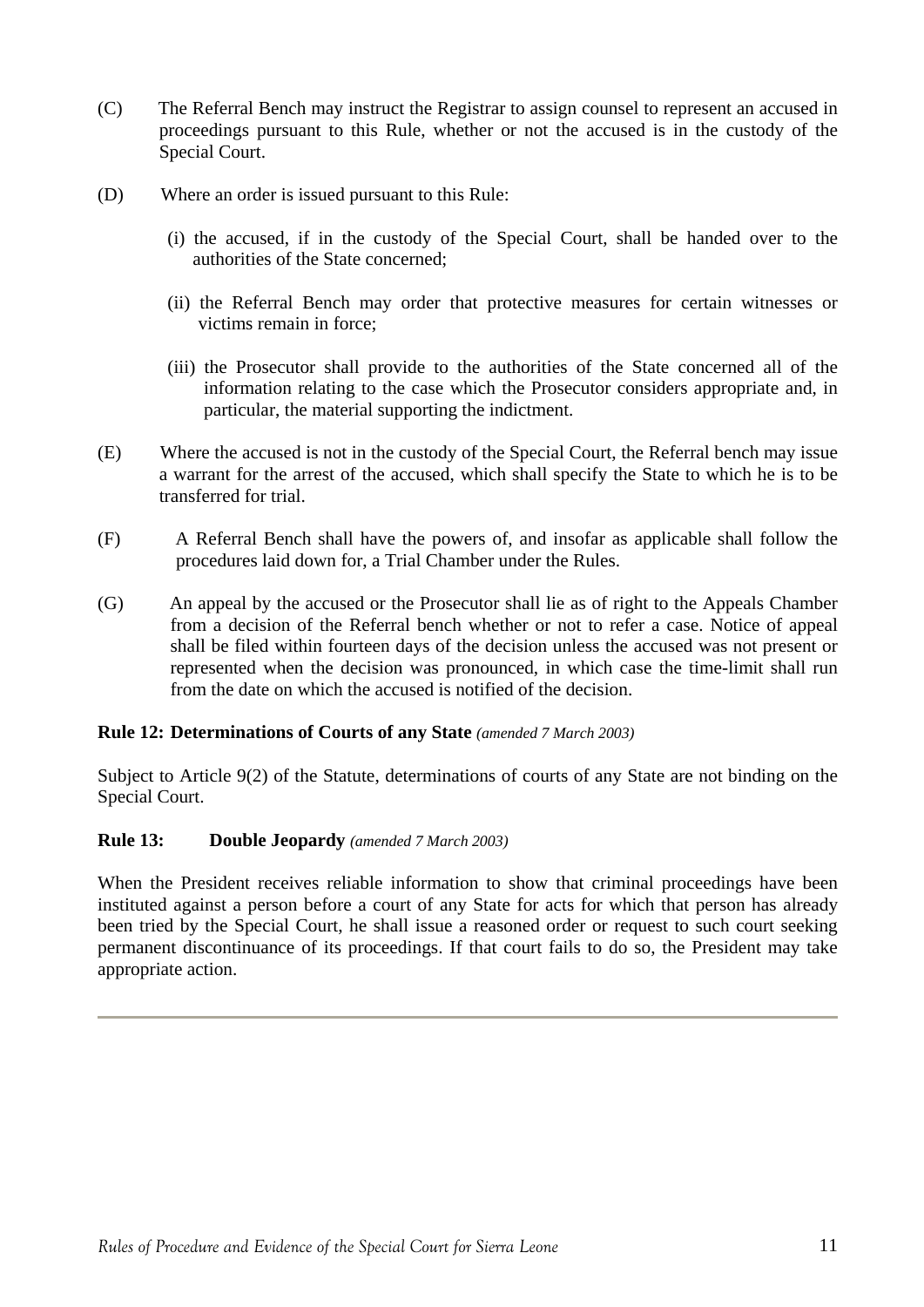(C) The Referral Bench may instruct the Registrar to assign counsel to represent an accused in proceedings pursuant to this Rule, whether or not the accused is in the custody of the Special Court.

(D) Where an order is issued pursuant to this Rule:

   (i) the accused, if in the custody of the Special Court, shall be handed over to the authorities of the State concerned;

   (ii) the Referral Bench may order that protective measures for certain witnesses or victims remain in force;

   (iii) the Prosecutor shall provide to the authorities of the State concerned all of the information relating to the case which the Prosecutor considers appropriate and, in particular, the material supporting the indictment.

(E) Where the accused is not in the custody of the Special Court, the Referral bench may issue a warrant for the arrest of the accused, which shall specify the State to which he is to be transferred for trial.

(F) A Referral Bench shall have the powers of, and insofar as applicable shall follow the procedures laid down for, a Trial Chamber under the Rules.

(G) An appeal by the accused or the Prosecutor shall lie as of right to the Appeals Chamber from a decision of the Referral bench whether or not to refer a case. Notice of appeal shall be filed within fourteen days of the decision unless the accused was not present or represented when the decision was pronounced, in which case the time-limit shall run from the date on which the accused is notified of the decision.

**Rule 12: Determinations of Courts of any State** *(amended 7 March 2003)*

Subject to Article 9(2) of the Statute, determinations of courts of any State are not binding on the Special Court.

**Rule 13: Double Jeopardy** *(amended 7 March 2003)*

When the President receives reliable information to show that criminal proceedings have been instituted against a person before a court of any State for acts for which that person has already been tried by the Special Court, he shall issue a reasoned order or request to such court seeking permanent discontinuance of its proceedings. If that court fails to do so, the President may take appropriate action.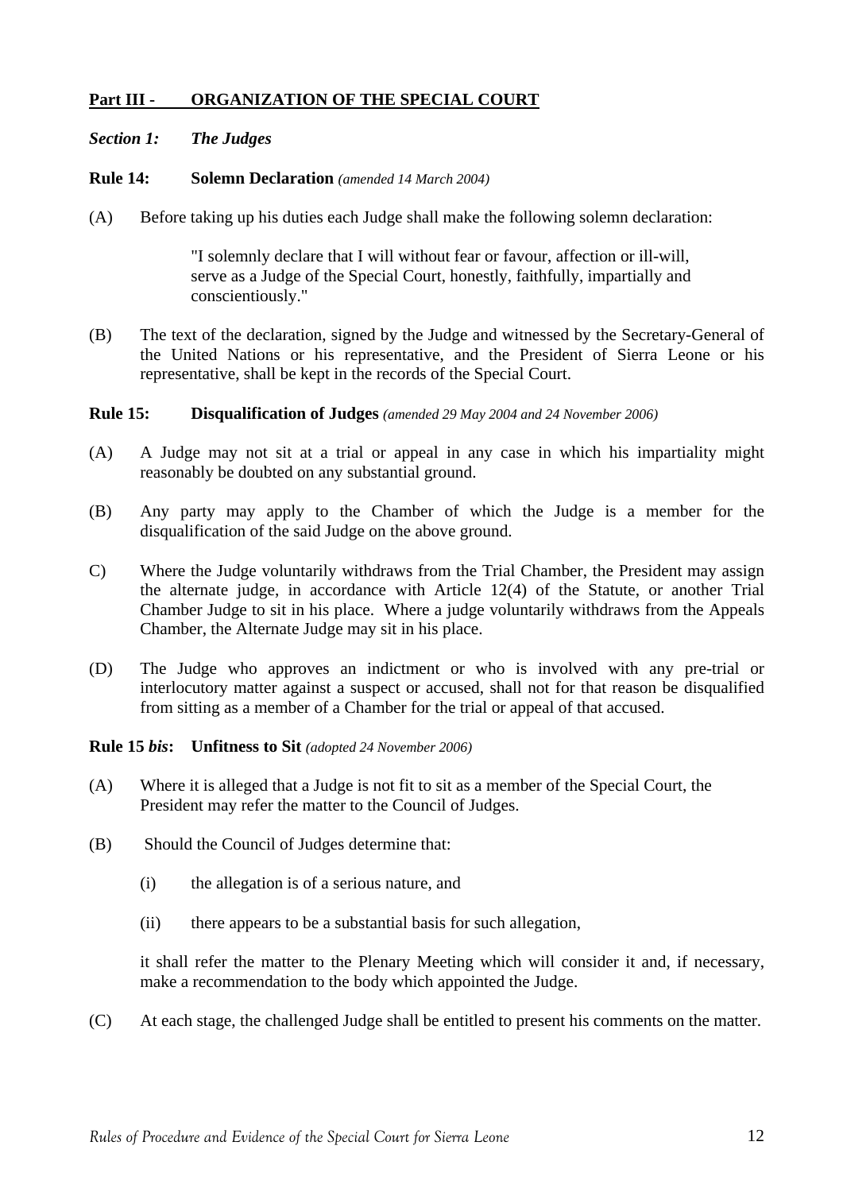## Part III - ORGANIZATION OF THE SPECIAL COURT

### *Section 1: The Judges*

**Rule 14: Solemn Declaration** *(amended 14 March 2004)*

(A) Before taking up his duties each Judge shall make the following solemn declaration:

> "I solemnly declare that I will without fear or favour, affection or ill-will, serve as a Judge of the Special Court, honestly, faithfully, impartially and conscientiously."

(B) The text of the declaration, signed by the Judge and witnessed by the Secretary-General of the United Nations or his representative, and the President of Sierra Leone or his representative, shall be kept in the records of the Special Court.

**Rule 15: Disqualification of Judges** *(amended 29 May 2004 and 24 November 2006)*

(A) A Judge may not sit at a trial or appeal in any case in which his impartiality might reasonably be doubted on any substantial ground.

(B) Any party may apply to the Chamber of which the Judge is a member for the disqualification of the said Judge on the above ground.

C) Where the Judge voluntarily withdraws from the Trial Chamber, the President may assign the alternate judge, in accordance with Article 12(4) of the Statute, or another Trial Chamber Judge to sit in his place. Where a judge voluntarily withdraws from the Appeals Chamber, the Alternate Judge may sit in his place.

(D) The Judge who approves an indictment or who is involved with any pre-trial or interlocutory matter against a suspect or accused, shall not for that reason be disqualified from sitting as a member of a Chamber for the trial or appeal of that accused.

**Rule 15 *bis*: Unfitness to Sit** *(adopted 24 November 2006)*

(A) Where it is alleged that a Judge is not fit to sit as a member of the Special Court, the President may refer the matter to the Council of Judges.

(B) Should the Council of Judges determine that:

(i) the allegation is of a serious nature, and

(ii) there appears to be a substantial basis for such allegation,

it shall refer the matter to the Plenary Meeting which will consider it and, if necessary, make a recommendation to the body which appointed the Judge.

(C) At each stage, the challenged Judge shall be entitled to present his comments on the matter.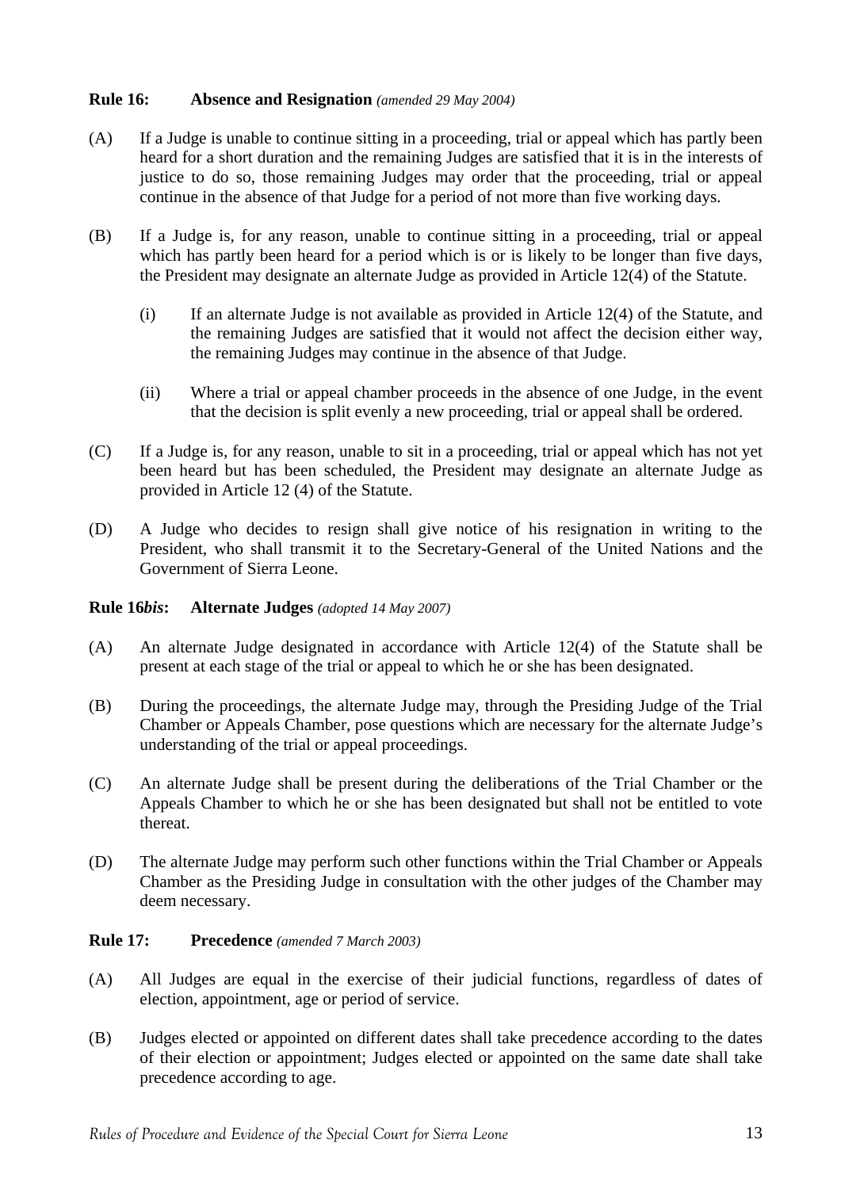**Rule 16: Absence and Resignation** *(amended 29 May 2004)*

(A) If a Judge is unable to continue sitting in a proceeding, trial or appeal which has partly been heard for a short duration and the remaining Judges are satisfied that it is in the interests of justice to do so, those remaining Judges may order that the proceeding, trial or appeal continue in the absence of that Judge for a period of not more than five working days.

(B) If a Judge is, for any reason, unable to continue sitting in a proceeding, trial or appeal which has partly been heard for a period which is or is likely to be longer than five days, the President may designate an alternate Judge as provided in Article 12(4) of the Statute.

(i) If an alternate Judge is not available as provided in Article 12(4) of the Statute, and the remaining Judges are satisfied that it would not affect the decision either way, the remaining Judges may continue in the absence of that Judge.

(ii) Where a trial or appeal chamber proceeds in the absence of one Judge, in the event that the decision is split evenly a new proceeding, trial or appeal shall be ordered.

(C) If a Judge is, for any reason, unable to sit in a proceeding, trial or appeal which has not yet been heard but has been scheduled, the President may designate an alternate Judge as provided in Article 12 (4) of the Statute.

(D) A Judge who decides to resign shall give notice of his resignation in writing to the President, who shall transmit it to the Secretary-General of the United Nations and the Government of Sierra Leone.

**Rule 16*bis*: Alternate Judges** *(adopted 14 May 2007)*

(A) An alternate Judge designated in accordance with Article 12(4) of the Statute shall be present at each stage of the trial or appeal to which he or she has been designated.

(B) During the proceedings, the alternate Judge may, through the Presiding Judge of the Trial Chamber or Appeals Chamber, pose questions which are necessary for the alternate Judge's understanding of the trial or appeal proceedings.

(C) An alternate Judge shall be present during the deliberations of the Trial Chamber or the Appeals Chamber to which he or she has been designated but shall not be entitled to vote thereat.

(D) The alternate Judge may perform such other functions within the Trial Chamber or Appeals Chamber as the Presiding Judge in consultation with the other judges of the Chamber may deem necessary.

**Rule 17: Precedence** *(amended 7 March 2003)*

(A) All Judges are equal in the exercise of their judicial functions, regardless of dates of election, appointment, age or period of service.

(B) Judges elected or appointed on different dates shall take precedence according to the dates of their election or appointment; Judges elected or appointed on the same date shall take precedence according to age.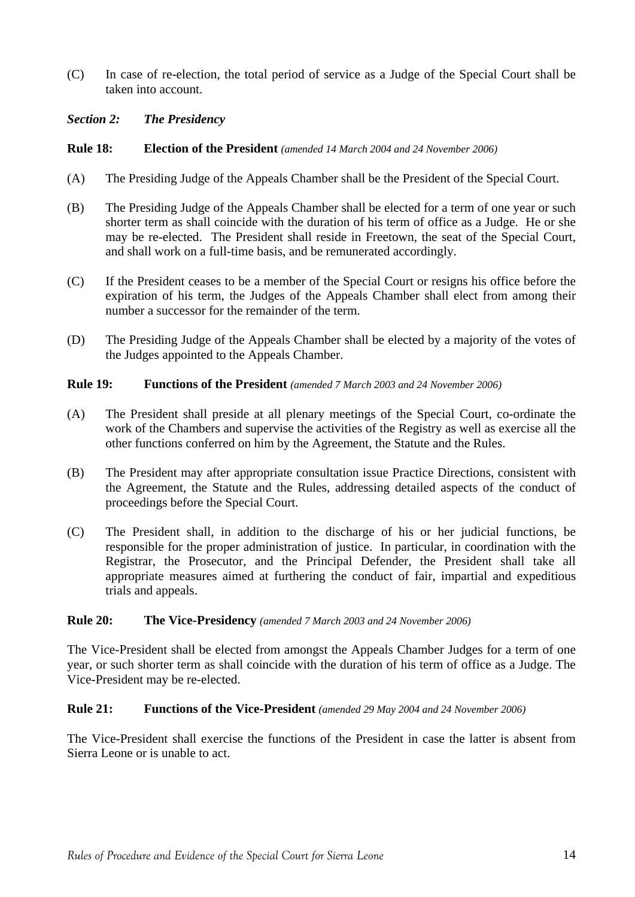(C) In case of re-election, the total period of service as a Judge of the Special Court shall be taken into account.

### *Section 2: The Presidency*

**Rule 18: Election of the President** *(amended 14 March 2004 and 24 November 2006)*

(A) The Presiding Judge of the Appeals Chamber shall be the President of the Special Court.

(B) The Presiding Judge of the Appeals Chamber shall be elected for a term of one year or such shorter term as shall coincide with the duration of his term of office as a Judge. He or she may be re-elected. The President shall reside in Freetown, the seat of the Special Court, and shall work on a full-time basis, and be remunerated accordingly.

(C) If the President ceases to be a member of the Special Court or resigns his office before the expiration of his term, the Judges of the Appeals Chamber shall elect from among their number a successor for the remainder of the term.

(D) The Presiding Judge of the Appeals Chamber shall be elected by a majority of the votes of the Judges appointed to the Appeals Chamber.

**Rule 19: Functions of the President** *(amended 7 March 2003 and 24 November 2006)*

(A) The President shall preside at all plenary meetings of the Special Court, co-ordinate the work of the Chambers and supervise the activities of the Registry as well as exercise all the other functions conferred on him by the Agreement, the Statute and the Rules.

(B) The President may after appropriate consultation issue Practice Directions, consistent with the Agreement, the Statute and the Rules, addressing detailed aspects of the conduct of proceedings before the Special Court.

(C) The President shall, in addition to the discharge of his or her judicial functions, be responsible for the proper administration of justice. In particular, in coordination with the Registrar, the Prosecutor, and the Principal Defender, the President shall take all appropriate measures aimed at furthering the conduct of fair, impartial and expeditious trials and appeals.

**Rule 20: The Vice-Presidency** *(amended 7 March 2003 and 24 November 2006)*

The Vice-President shall be elected from amongst the Appeals Chamber Judges for a term of one year, or such shorter term as shall coincide with the duration of his term of office as a Judge. The Vice-President may be re-elected.

**Rule 21: Functions of the Vice-President** *(amended 29 May 2004 and 24 November 2006)*

The Vice-President shall exercise the functions of the President in case the latter is absent from Sierra Leone or is unable to act.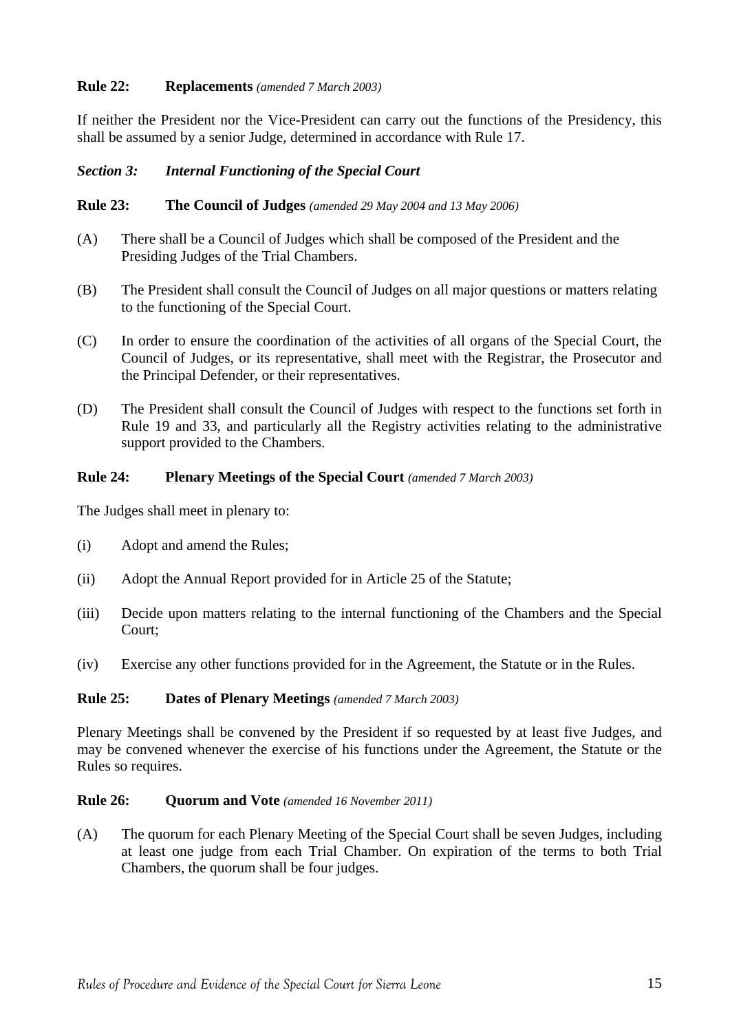**Rule 22: Replacements** *(amended 7 March 2003)*

If neither the President nor the Vice-President can carry out the functions of the Presidency, this shall be assumed by a senior Judge, determined in accordance with Rule 17.

***Section 3: Internal Functioning of the Special Court***

**Rule 23: The Council of Judges** *(amended 29 May 2004 and 13 May 2006)*

(A) There shall be a Council of Judges which shall be composed of the President and the Presiding Judges of the Trial Chambers.

(B) The President shall consult the Council of Judges on all major questions or matters relating to the functioning of the Special Court.

(C) In order to ensure the coordination of the activities of all organs of the Special Court, the Council of Judges, or its representative, shall meet with the Registrar, the Prosecutor and the Principal Defender, or their representatives.

(D) The President shall consult the Council of Judges with respect to the functions set forth in Rule 19 and 33, and particularly all the Registry activities relating to the administrative support provided to the Chambers.

**Rule 24: Plenary Meetings of the Special Court** *(amended 7 March 2003)*

The Judges shall meet in plenary to:

(i) Adopt and amend the Rules;

(ii) Adopt the Annual Report provided for in Article 25 of the Statute;

(iii) Decide upon matters relating to the internal functioning of the Chambers and the Special Court;

(iv) Exercise any other functions provided for in the Agreement, the Statute or in the Rules.

**Rule 25: Dates of Plenary Meetings** *(amended 7 March 2003)*

Plenary Meetings shall be convened by the President if so requested by at least five Judges, and may be convened whenever the exercise of his functions under the Agreement, the Statute or the Rules so requires.

**Rule 26: Quorum and Vote** *(amended 16 November 2011)*

(A) The quorum for each Plenary Meeting of the Special Court shall be seven Judges, including at least one judge from each Trial Chamber. On expiration of the terms to both Trial Chambers, the quorum shall be four judges.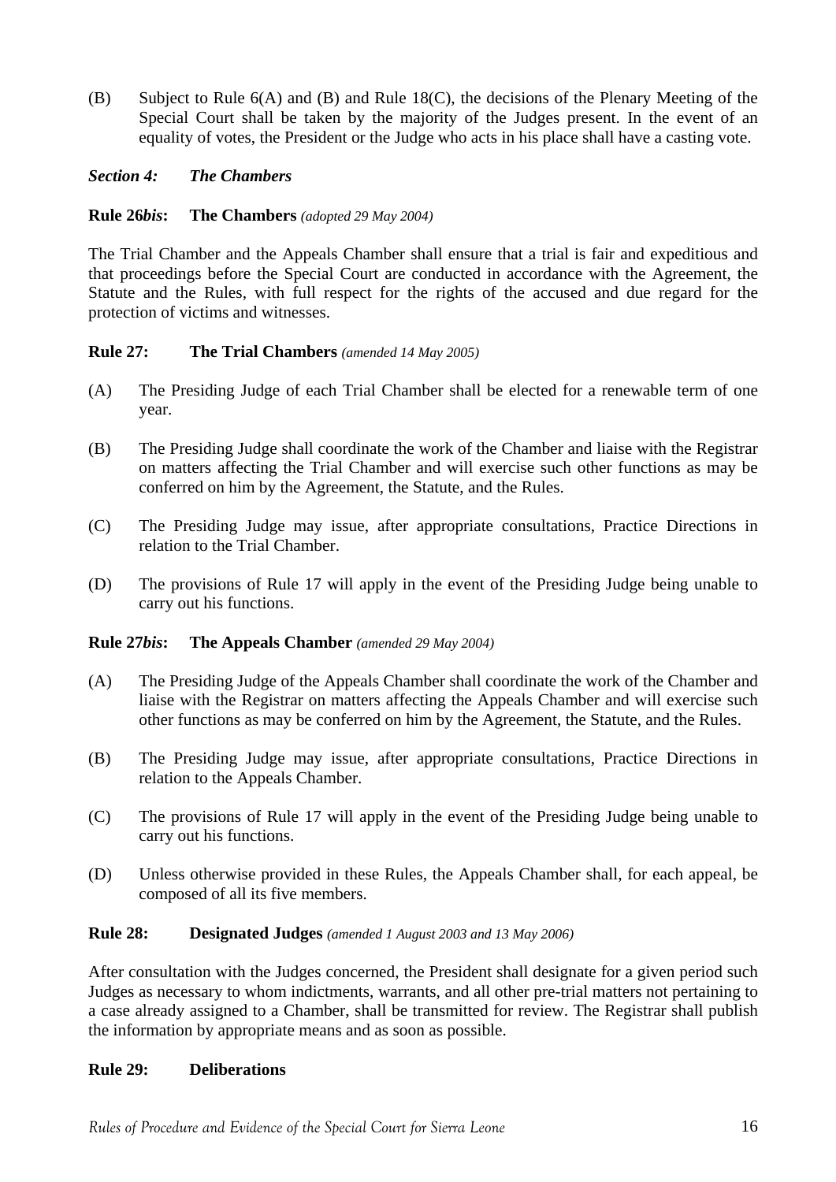(B) Subject to Rule 6(A) and (B) and Rule 18(C), the decisions of the Plenary Meeting of the Special Court shall be taken by the majority of the Judges present. In the event of an equality of votes, the President or the Judge who acts in his place shall have a casting vote.

### *Section 4: The Chambers*

#### **Rule 26*bis*: The Chambers** *(adopted 29 May 2004)*

The Trial Chamber and the Appeals Chamber shall ensure that a trial is fair and expeditious and that proceedings before the Special Court are conducted in accordance with the Agreement, the Statute and the Rules, with full respect for the rights of the accused and due regard for the protection of victims and witnesses.

#### **Rule 27: The Trial Chambers** *(amended 14 May 2005)*

(A) The Presiding Judge of each Trial Chamber shall be elected for a renewable term of one year.

(B) The Presiding Judge shall coordinate the work of the Chamber and liaise with the Registrar on matters affecting the Trial Chamber and will exercise such other functions as may be conferred on him by the Agreement, the Statute, and the Rules.

(C) The Presiding Judge may issue, after appropriate consultations, Practice Directions in relation to the Trial Chamber.

(D) The provisions of Rule 17 will apply in the event of the Presiding Judge being unable to carry out his functions.

#### **Rule 27*bis*: The Appeals Chamber** *(amended 29 May 2004)*

(A) The Presiding Judge of the Appeals Chamber shall coordinate the work of the Chamber and liaise with the Registrar on matters affecting the Appeals Chamber and will exercise such other functions as may be conferred on him by the Agreement, the Statute, and the Rules.

(B) The Presiding Judge may issue, after appropriate consultations, Practice Directions in relation to the Appeals Chamber.

(C) The provisions of Rule 17 will apply in the event of the Presiding Judge being unable to carry out his functions.

(D) Unless otherwise provided in these Rules, the Appeals Chamber shall, for each appeal, be composed of all its five members.

#### **Rule 28: Designated Judges** *(amended 1 August 2003 and 13 May 2006)*

After consultation with the Judges concerned, the President shall designate for a given period such Judges as necessary to whom indictments, warrants, and all other pre-trial matters not pertaining to a case already assigned to a Chamber, shall be transmitted for review. The Registrar shall publish the information by appropriate means and as soon as possible.

#### **Rule 29: Deliberations**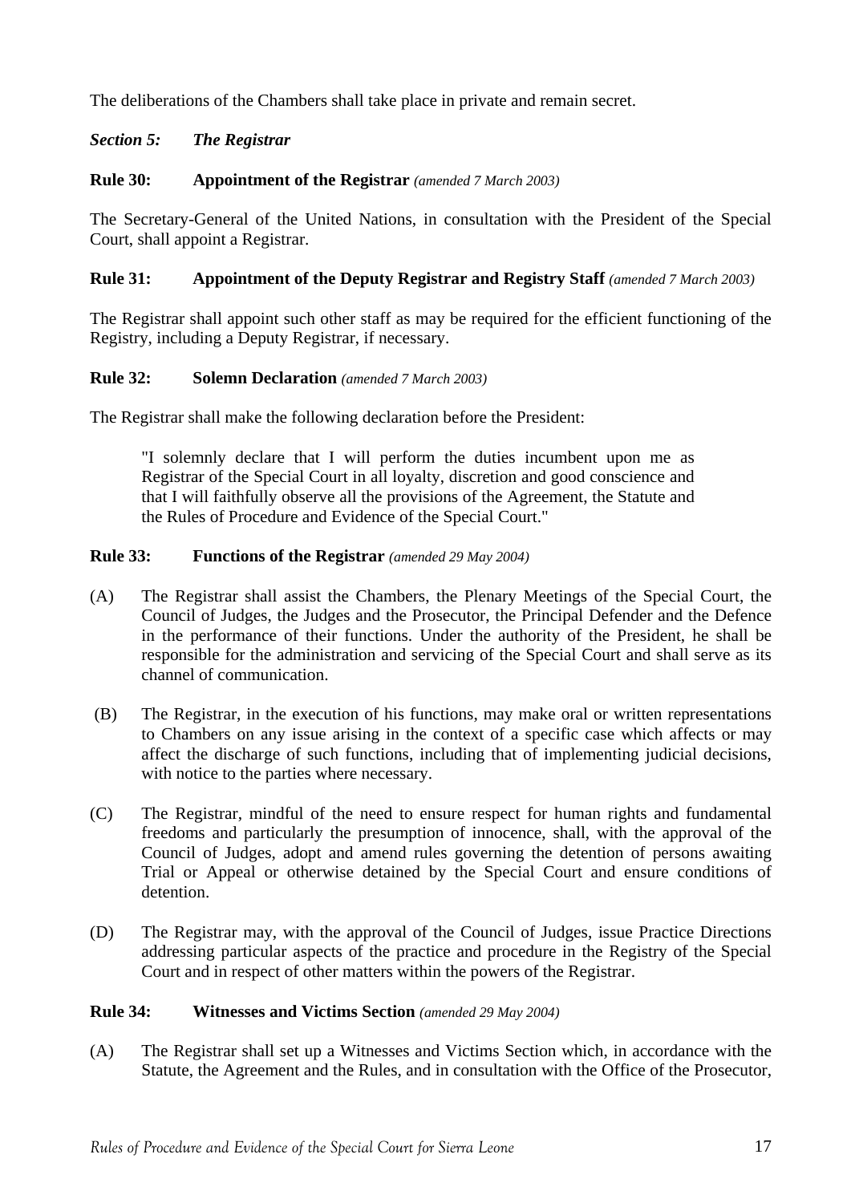The deliberations of the Chambers shall take place in private and remain secret.

### *Section 5: The Registrar*

**Rule 30: Appointment of the Registrar** *(amended 7 March 2003)*

The Secretary-General of the United Nations, in consultation with the President of the Special Court, shall appoint a Registrar.

**Rule 31: Appointment of the Deputy Registrar and Registry Staff** *(amended 7 March 2003)*

The Registrar shall appoint such other staff as may be required for the efficient functioning of the Registry, including a Deputy Registrar, if necessary.

**Rule 32: Solemn Declaration** *(amended 7 March 2003)*

The Registrar shall make the following declaration before the President:

> "I solemnly declare that I will perform the duties incumbent upon me as Registrar of the Special Court in all loyalty, discretion and good conscience and that I will faithfully observe all the provisions of the Agreement, the Statute and the Rules of Procedure and Evidence of the Special Court."

**Rule 33: Functions of the Registrar** *(amended 29 May 2004)*

(A) The Registrar shall assist the Chambers, the Plenary Meetings of the Special Court, the Council of Judges, the Judges and the Prosecutor, the Principal Defender and the Defence in the performance of their functions. Under the authority of the President, he shall be responsible for the administration and servicing of the Special Court and shall serve as its channel of communication.

(B) The Registrar, in the execution of his functions, may make oral or written representations to Chambers on any issue arising in the context of a specific case which affects or may affect the discharge of such functions, including that of implementing judicial decisions, with notice to the parties where necessary.

(C) The Registrar, mindful of the need to ensure respect for human rights and fundamental freedoms and particularly the presumption of innocence, shall, with the approval of the Council of Judges, adopt and amend rules governing the detention of persons awaiting Trial or Appeal or otherwise detained by the Special Court and ensure conditions of detention.

(D) The Registrar may, with the approval of the Council of Judges, issue Practice Directions addressing particular aspects of the practice and procedure in the Registry of the Special Court and in respect of other matters within the powers of the Registrar.

**Rule 34: Witnesses and Victims Section** *(amended 29 May 2004)*

(A) The Registrar shall set up a Witnesses and Victims Section which, in accordance with the Statute, the Agreement and the Rules, and in consultation with the Office of the Prosecutor,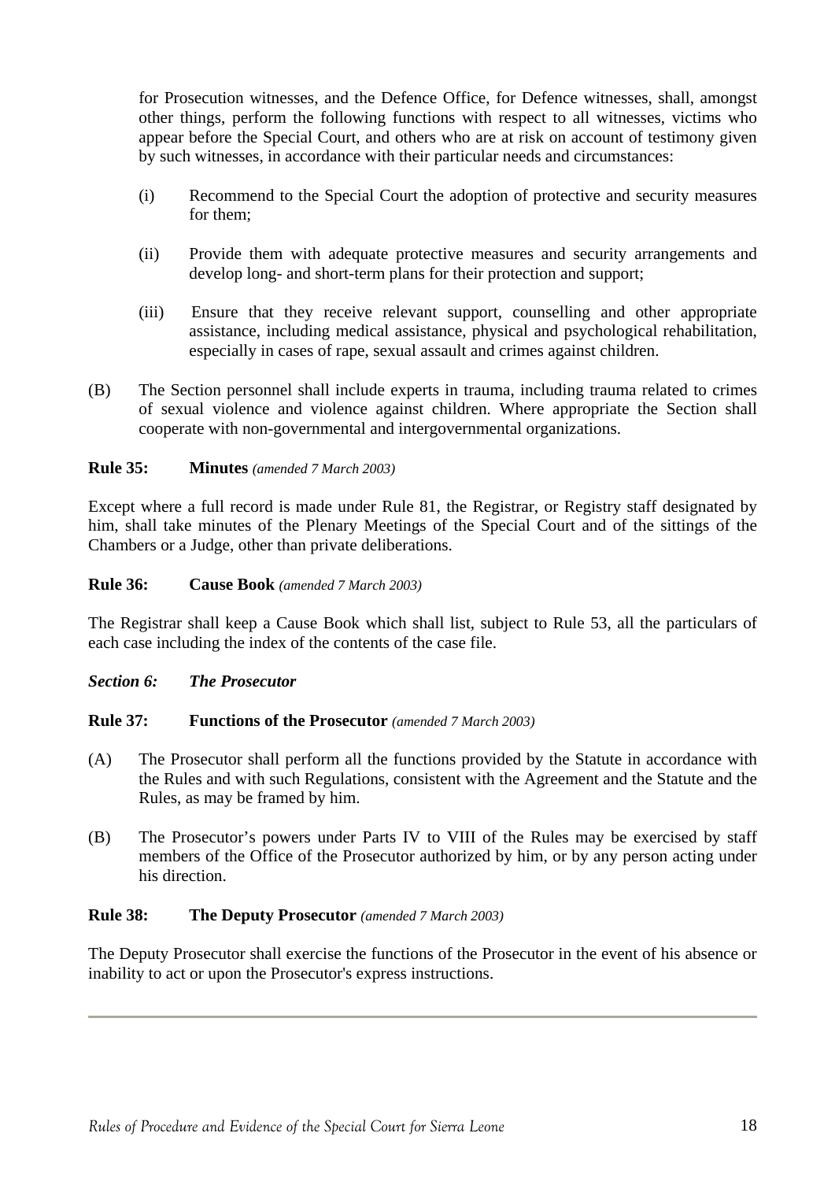for Prosecution witnesses, and the Defence Office, for Defence witnesses, shall, amongst other things, perform the following functions with respect to all witnesses, victims who appear before the Special Court, and others who are at risk on account of testimony given by such witnesses, in accordance with their particular needs and circumstances:

(i) Recommend to the Special Court the adoption of protective and security measures for them;

(ii) Provide them with adequate protective measures and security arrangements and develop long- and short-term plans for their protection and support;

(iii) Ensure that they receive relevant support, counselling and other appropriate assistance, including medical assistance, physical and psychological rehabilitation, especially in cases of rape, sexual assault and crimes against children.

(B) The Section personnel shall include experts in trauma, including trauma related to crimes of sexual violence and violence against children. Where appropriate the Section shall cooperate with non-governmental and intergovernmental organizations.

**Rule 35: Minutes** *(amended 7 March 2003)*

Except where a full record is made under Rule 81, the Registrar, or Registry staff designated by him, shall take minutes of the Plenary Meetings of the Special Court and of the sittings of the Chambers or a Judge, other than private deliberations.

**Rule 36: Cause Book** *(amended 7 March 2003)*

The Registrar shall keep a Cause Book which shall list, subject to Rule 53, all the particulars of each case including the index of the contents of the case file.

***Section 6: The Prosecutor***

**Rule 37: Functions of the Prosecutor** *(amended 7 March 2003)*

(A) The Prosecutor shall perform all the functions provided by the Statute in accordance with the Rules and with such Regulations, consistent with the Agreement and the Statute and the Rules, as may be framed by him.

(B) The Prosecutor's powers under Parts IV to VIII of the Rules may be exercised by staff members of the Office of the Prosecutor authorized by him, or by any person acting under his direction.

**Rule 38: The Deputy Prosecutor** *(amended 7 March 2003)*

The Deputy Prosecutor shall exercise the functions of the Prosecutor in the event of his absence or inability to act or upon the Prosecutor's express instructions.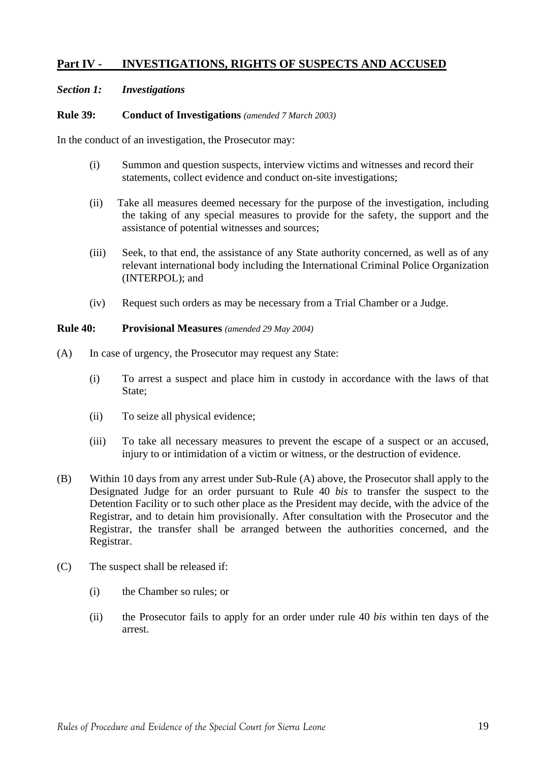## Part IV - INVESTIGATIONS, RIGHTS OF SUSPECTS AND ACCUSED

### *Section 1: Investigations*

**Rule 39: Conduct of Investigations** *(amended 7 March 2003)*

In the conduct of an investigation, the Prosecutor may:

(i) Summon and question suspects, interview victims and witnesses and record their statements, collect evidence and conduct on-site investigations;

(ii) Take all measures deemed necessary for the purpose of the investigation, including the taking of any special measures to provide for the safety, the support and the assistance of potential witnesses and sources;

(iii) Seek, to that end, the assistance of any State authority concerned, as well as of any relevant international body including the International Criminal Police Organization (INTERPOL); and

(iv) Request such orders as may be necessary from a Trial Chamber or a Judge.

**Rule 40: Provisional Measures** *(amended 29 May 2004)*

(A) In case of urgency, the Prosecutor may request any State:

(i) To arrest a suspect and place him in custody in accordance with the laws of that State;

(ii) To seize all physical evidence;

(iii) To take all necessary measures to prevent the escape of a suspect or an accused, injury to or intimidation of a victim or witness, or the destruction of evidence.

(B) Within 10 days from any arrest under Sub-Rule (A) above, the Prosecutor shall apply to the Designated Judge for an order pursuant to Rule 40 *bis* to transfer the suspect to the Detention Facility or to such other place as the President may decide, with the advice of the Registrar, and to detain him provisionally. After consultation with the Prosecutor and the Registrar, the transfer shall be arranged between the authorities concerned, and the Registrar.

(C) The suspect shall be released if:

(i) the Chamber so rules; or

(ii) the Prosecutor fails to apply for an order under rule 40 *bis* within ten days of the arrest.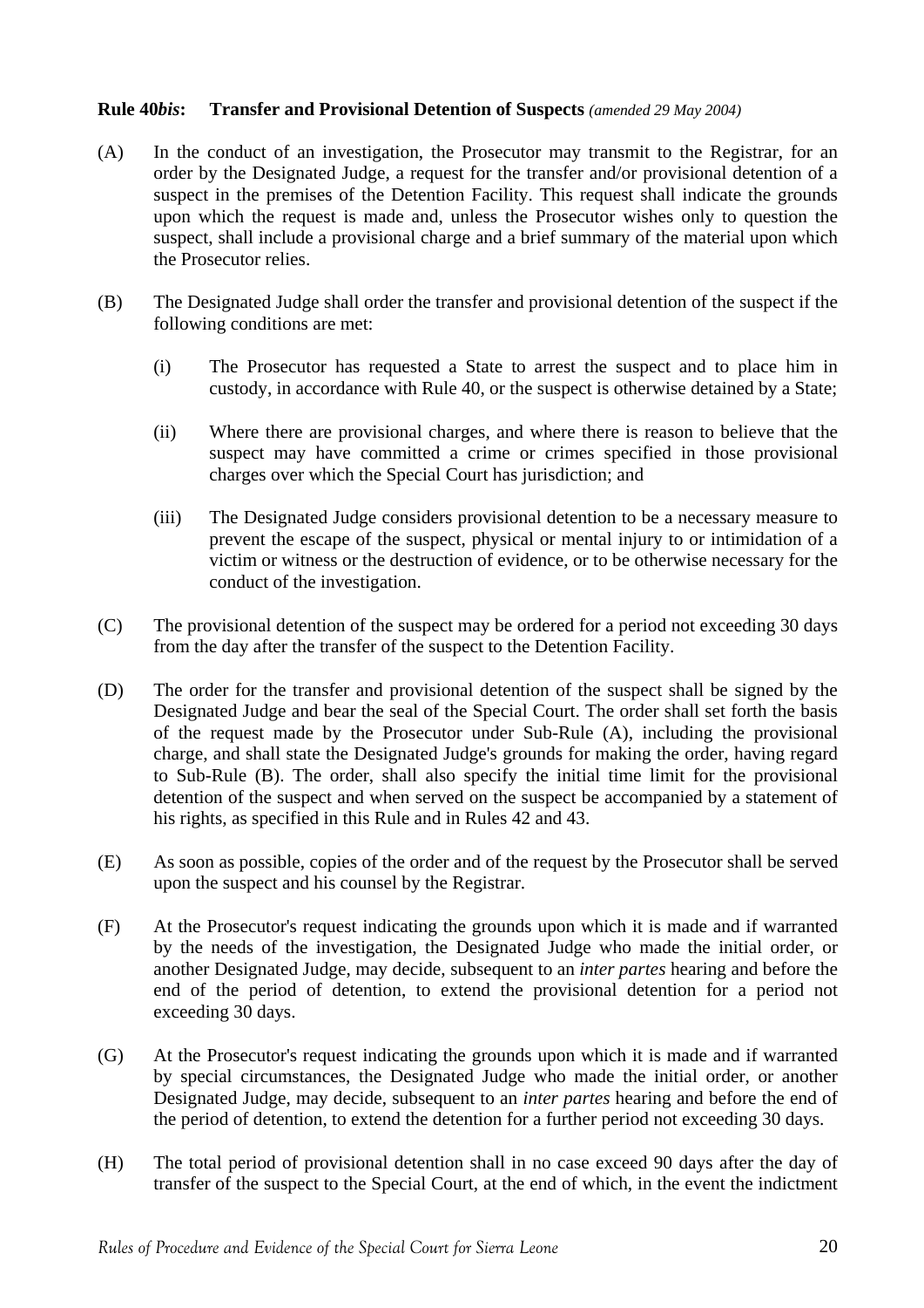**Rule 40*bis*: Transfer and Provisional Detention of Suspects** *(amended 29 May 2004)*

(A) In the conduct of an investigation, the Prosecutor may transmit to the Registrar, for an order by the Designated Judge, a request for the transfer and/or provisional detention of a suspect in the premises of the Detention Facility. This request shall indicate the grounds upon which the request is made and, unless the Prosecutor wishes only to question the suspect, shall include a provisional charge and a brief summary of the material upon which the Prosecutor relies.

(B) The Designated Judge shall order the transfer and provisional detention of the suspect if the following conditions are met:

(i) The Prosecutor has requested a State to arrest the suspect and to place him in custody, in accordance with Rule 40, or the suspect is otherwise detained by a State;

(ii) Where there are provisional charges, and where there is reason to believe that the suspect may have committed a crime or crimes specified in those provisional charges over which the Special Court has jurisdiction; and

(iii) The Designated Judge considers provisional detention to be a necessary measure to prevent the escape of the suspect, physical or mental injury to or intimidation of a victim or witness or the destruction of evidence, or to be otherwise necessary for the conduct of the investigation.

(C) The provisional detention of the suspect may be ordered for a period not exceeding 30 days from the day after the transfer of the suspect to the Detention Facility.

(D) The order for the transfer and provisional detention of the suspect shall be signed by the Designated Judge and bear the seal of the Special Court. The order shall set forth the basis of the request made by the Prosecutor under Sub-Rule (A), including the provisional charge, and shall state the Designated Judge's grounds for making the order, having regard to Sub-Rule (B). The order, shall also specify the initial time limit for the provisional detention of the suspect and when served on the suspect be accompanied by a statement of his rights, as specified in this Rule and in Rules 42 and 43.

(E) As soon as possible, copies of the order and of the request by the Prosecutor shall be served upon the suspect and his counsel by the Registrar.

(F) At the Prosecutor's request indicating the grounds upon which it is made and if warranted by the needs of the investigation, the Designated Judge who made the initial order, or another Designated Judge, may decide, subsequent to an *inter partes* hearing and before the end of the period of detention, to extend the provisional detention for a period not exceeding 30 days.

(G) At the Prosecutor's request indicating the grounds upon which it is made and if warranted by special circumstances, the Designated Judge who made the initial order, or another Designated Judge, may decide, subsequent to an *inter partes* hearing and before the end of the period of detention, to extend the detention for a further period not exceeding 30 days.

(H) The total period of provisional detention shall in no case exceed 90 days after the day of transfer of the suspect to the Special Court, at the end of which, in the event the indictment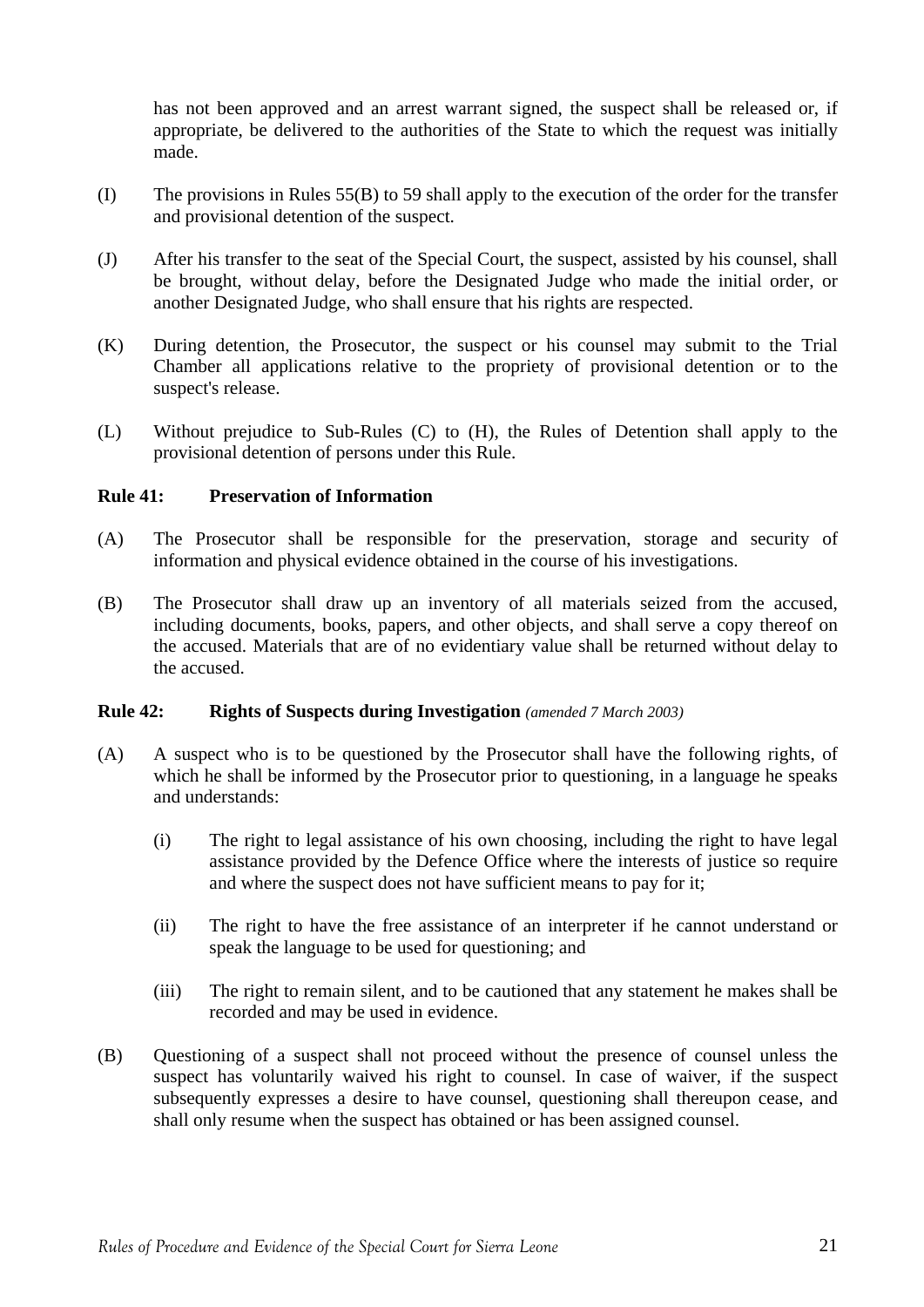has not been approved and an arrest warrant signed, the suspect shall be released or, if appropriate, be delivered to the authorities of the State to which the request was initially made.

(I) The provisions in Rules 55(B) to 59 shall apply to the execution of the order for the transfer and provisional detention of the suspect.

(J) After his transfer to the seat of the Special Court, the suspect, assisted by his counsel, shall be brought, without delay, before the Designated Judge who made the initial order, or another Designated Judge, who shall ensure that his rights are respected.

(K) During detention, the Prosecutor, the suspect or his counsel may submit to the Trial Chamber all applications relative to the propriety of provisional detention or to the suspect's release.

(L) Without prejudice to Sub-Rules (C) to (H), the Rules of Detention shall apply to the provisional detention of persons under this Rule.

### Rule 41: Preservation of Information

(A) The Prosecutor shall be responsible for the preservation, storage and security of information and physical evidence obtained in the course of his investigations.

(B) The Prosecutor shall draw up an inventory of all materials seized from the accused, including documents, books, papers, and other objects, and shall serve a copy thereof on the accused. Materials that are of no evidentiary value shall be returned without delay to the accused.

### Rule 42: Rights of Suspects during Investigation *(amended 7 March 2003)*

(A) A suspect who is to be questioned by the Prosecutor shall have the following rights, of which he shall be informed by the Prosecutor prior to questioning, in a language he speaks and understands:

- (i) The right to legal assistance of his own choosing, including the right to have legal assistance provided by the Defence Office where the interests of justice so require and where the suspect does not have sufficient means to pay for it;
- (ii) The right to have the free assistance of an interpreter if he cannot understand or speak the language to be used for questioning; and
- (iii) The right to remain silent, and to be cautioned that any statement he makes shall be recorded and may be used in evidence.

(B) Questioning of a suspect shall not proceed without the presence of counsel unless the suspect has voluntarily waived his right to counsel. In case of waiver, if the suspect subsequently expresses a desire to have counsel, questioning shall thereupon cease, and shall only resume when the suspect has obtained or has been assigned counsel.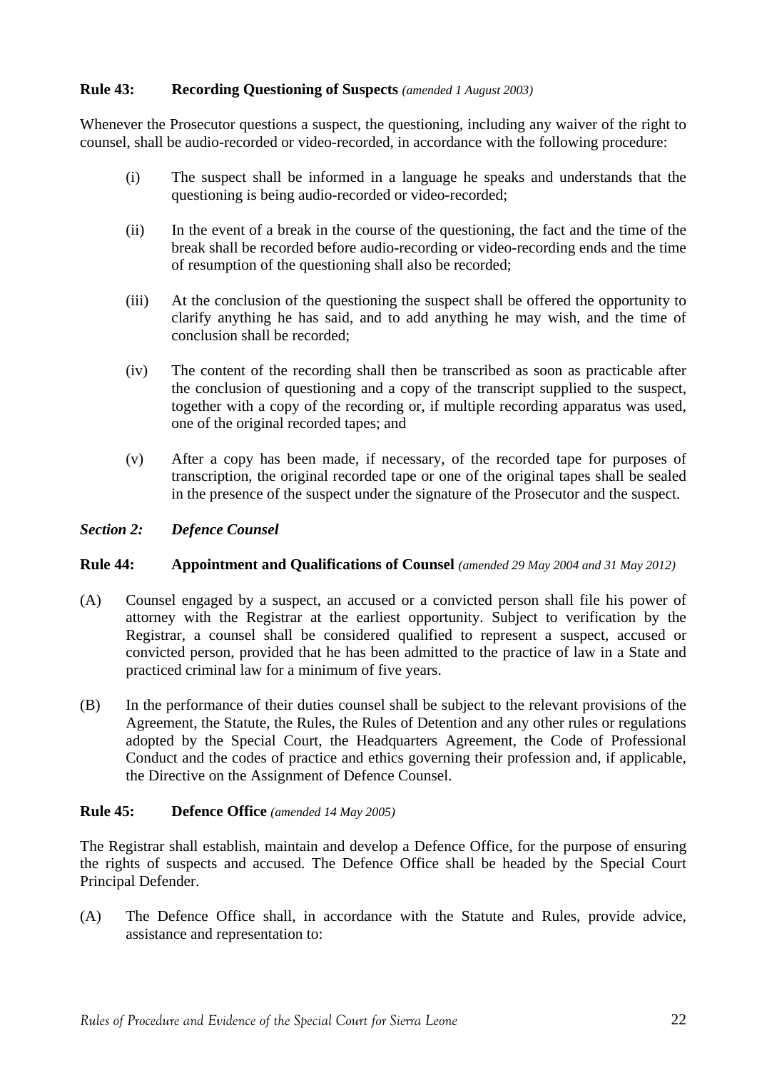**Rule 43: Recording Questioning of Suspects** *(amended 1 August 2003)*

Whenever the Prosecutor questions a suspect, the questioning, including any waiver of the right to counsel, shall be audio-recorded or video-recorded, in accordance with the following procedure:

(i) The suspect shall be informed in a language he speaks and understands that the questioning is being audio-recorded or video-recorded;

(ii) In the event of a break in the course of the questioning, the fact and the time of the break shall be recorded before audio-recording or video-recording ends and the time of resumption of the questioning shall also be recorded;

(iii) At the conclusion of the questioning the suspect shall be offered the opportunity to clarify anything he has said, and to add anything he may wish, and the time of conclusion shall be recorded;

(iv) The content of the recording shall then be transcribed as soon as practicable after the conclusion of questioning and a copy of the transcript supplied to the suspect, together with a copy of the recording or, if multiple recording apparatus was used, one of the original recorded tapes; and

(v) After a copy has been made, if necessary, of the recorded tape for purposes of transcription, the original recorded tape or one of the original tapes shall be sealed in the presence of the suspect under the signature of the Prosecutor and the suspect.

***Section 2: Defence Counsel***

**Rule 44: Appointment and Qualifications of Counsel** *(amended 29 May 2004 and 31 May 2012)*

(A) Counsel engaged by a suspect, an accused or a convicted person shall file his power of attorney with the Registrar at the earliest opportunity. Subject to verification by the Registrar, a counsel shall be considered qualified to represent a suspect, accused or convicted person, provided that he has been admitted to the practice of law in a State and practiced criminal law for a minimum of five years.

(B) In the performance of their duties counsel shall be subject to the relevant provisions of the Agreement, the Statute, the Rules, the Rules of Detention and any other rules or regulations adopted by the Special Court, the Headquarters Agreement, the Code of Professional Conduct and the codes of practice and ethics governing their profession and, if applicable, the Directive on the Assignment of Defence Counsel.

**Rule 45: Defence Office** *(amended 14 May 2005)*

The Registrar shall establish, maintain and develop a Defence Office, for the purpose of ensuring the rights of suspects and accused. The Defence Office shall be headed by the Special Court Principal Defender.

(A) The Defence Office shall, in accordance with the Statute and Rules, provide advice, assistance and representation to: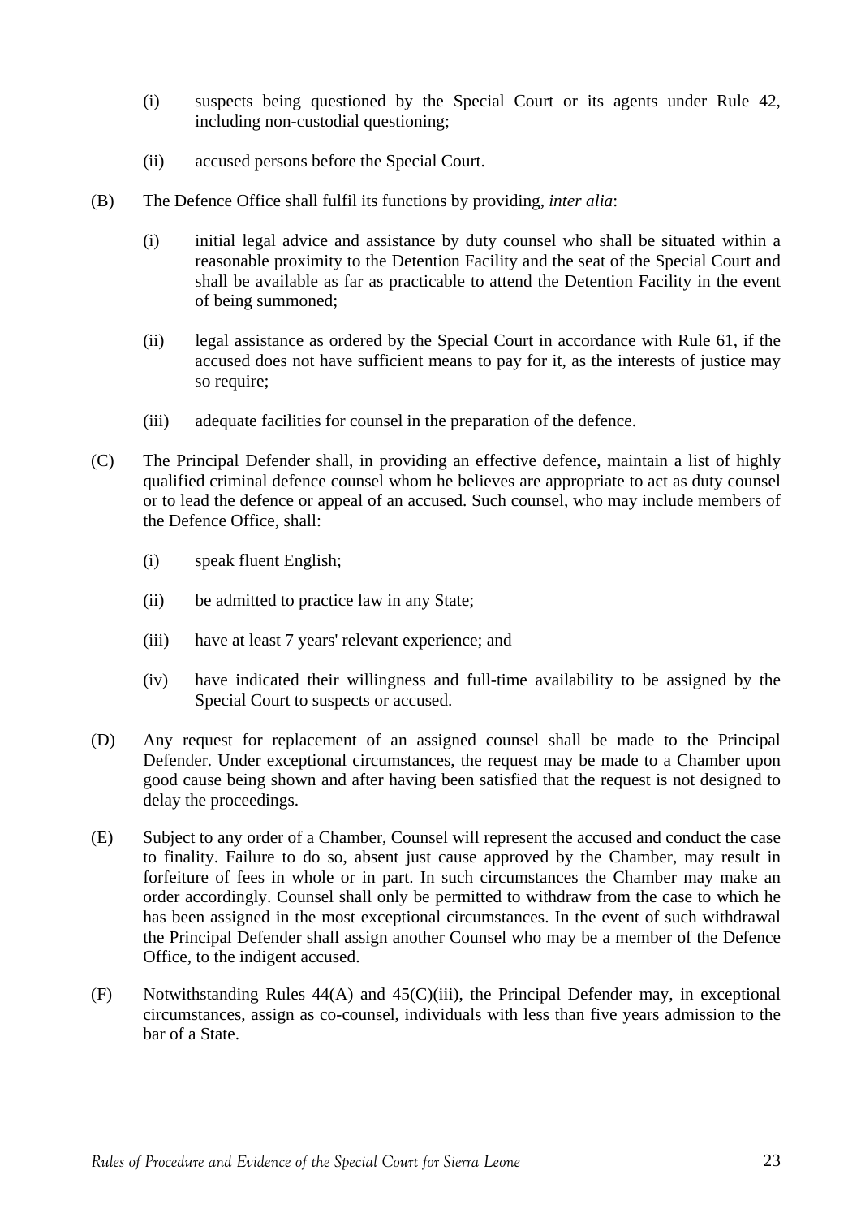(i) suspects being questioned by the Special Court or its agents under Rule 42, including non-custodial questioning;

(ii) accused persons before the Special Court.

(B) The Defence Office shall fulfil its functions by providing, *inter alia*:

(i) initial legal advice and assistance by duty counsel who shall be situated within a reasonable proximity to the Detention Facility and the seat of the Special Court and shall be available as far as practicable to attend the Detention Facility in the event of being summoned;

(ii) legal assistance as ordered by the Special Court in accordance with Rule 61, if the accused does not have sufficient means to pay for it, as the interests of justice may so require;

(iii) adequate facilities for counsel in the preparation of the defence.

(C) The Principal Defender shall, in providing an effective defence, maintain a list of highly qualified criminal defence counsel whom he believes are appropriate to act as duty counsel or to lead the defence or appeal of an accused. Such counsel, who may include members of the Defence Office, shall:

(i) speak fluent English;

(ii) be admitted to practice law in any State;

(iii) have at least 7 years' relevant experience; and

(iv) have indicated their willingness and full-time availability to be assigned by the Special Court to suspects or accused.

(D) Any request for replacement of an assigned counsel shall be made to the Principal Defender. Under exceptional circumstances, the request may be made to a Chamber upon good cause being shown and after having been satisfied that the request is not designed to delay the proceedings.

(E) Subject to any order of a Chamber, Counsel will represent the accused and conduct the case to finality. Failure to do so, absent just cause approved by the Chamber, may result in forfeiture of fees in whole or in part. In such circumstances the Chamber may make an order accordingly. Counsel shall only be permitted to withdraw from the case to which he has been assigned in the most exceptional circumstances. In the event of such withdrawal the Principal Defender shall assign another Counsel who may be a member of the Defence Office, to the indigent accused.

(F) Notwithstanding Rules 44(A) and 45(C)(iii), the Principal Defender may, in exceptional circumstances, assign as co-counsel, individuals with less than five years admission to the bar of a State.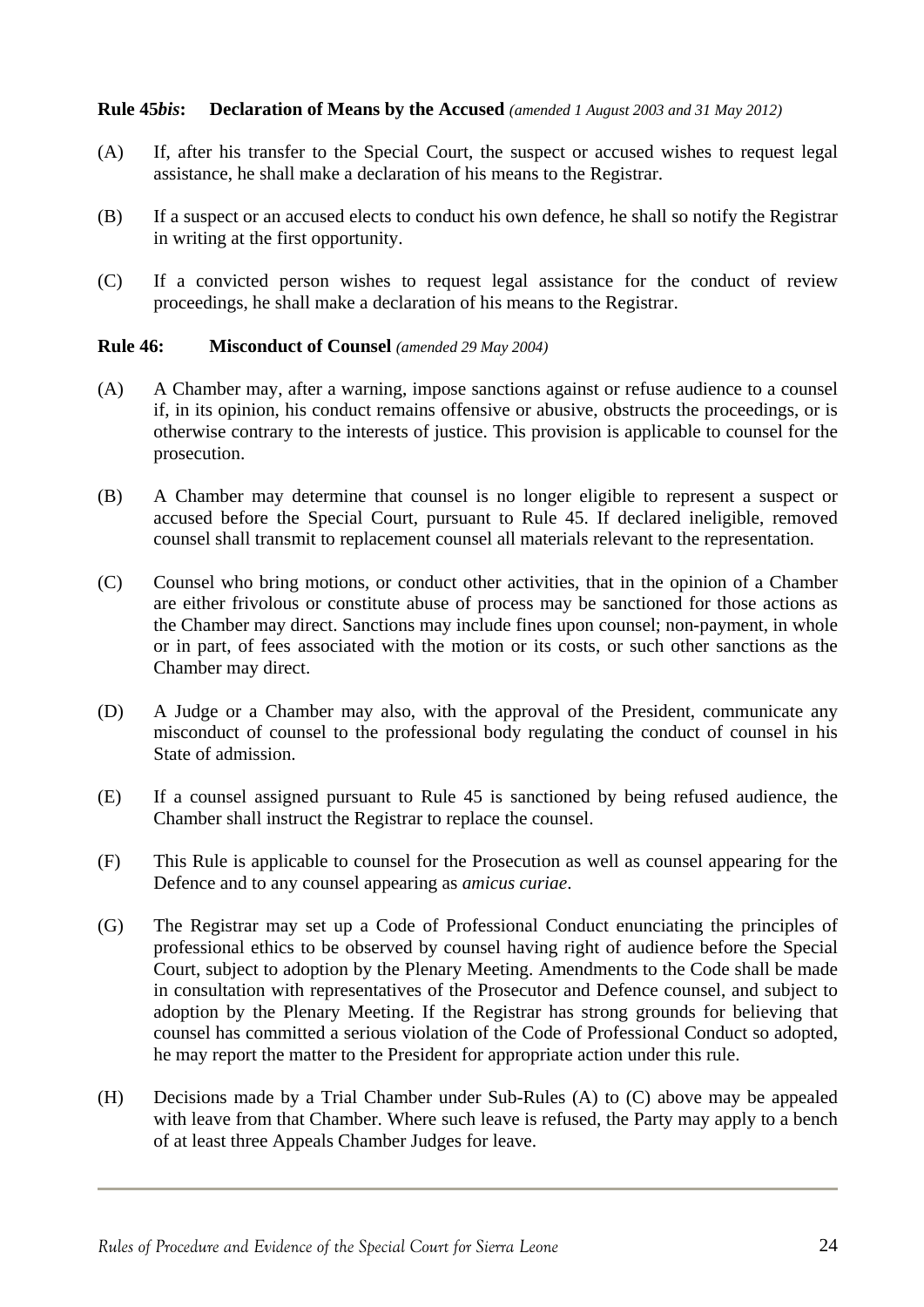**Rule 45*bis*: Declaration of Means by the Accused** *(amended 1 August 2003 and 31 May 2012)*

(A) If, after his transfer to the Special Court, the suspect or accused wishes to request legal assistance, he shall make a declaration of his means to the Registrar.

(B) If a suspect or an accused elects to conduct his own defence, he shall so notify the Registrar in writing at the first opportunity.

(C) If a convicted person wishes to request legal assistance for the conduct of review proceedings, he shall make a declaration of his means to the Registrar.

**Rule 46: Misconduct of Counsel** *(amended 29 May 2004)*

(A) A Chamber may, after a warning, impose sanctions against or refuse audience to a counsel if, in its opinion, his conduct remains offensive or abusive, obstructs the proceedings, or is otherwise contrary to the interests of justice. This provision is applicable to counsel for the prosecution.

(B) A Chamber may determine that counsel is no longer eligible to represent a suspect or accused before the Special Court, pursuant to Rule 45. If declared ineligible, removed counsel shall transmit to replacement counsel all materials relevant to the representation.

(C) Counsel who bring motions, or conduct other activities, that in the opinion of a Chamber are either frivolous or constitute abuse of process may be sanctioned for those actions as the Chamber may direct. Sanctions may include fines upon counsel; non-payment, in whole or in part, of fees associated with the motion or its costs, or such other sanctions as the Chamber may direct.

(D) A Judge or a Chamber may also, with the approval of the President, communicate any misconduct of counsel to the professional body regulating the conduct of counsel in his State of admission.

(E) If a counsel assigned pursuant to Rule 45 is sanctioned by being refused audience, the Chamber shall instruct the Registrar to replace the counsel.

(F) This Rule is applicable to counsel for the Prosecution as well as counsel appearing for the Defence and to any counsel appearing as *amicus curiae*.

(G) The Registrar may set up a Code of Professional Conduct enunciating the principles of professional ethics to be observed by counsel having right of audience before the Special Court, subject to adoption by the Plenary Meeting. Amendments to the Code shall be made in consultation with representatives of the Prosecutor and Defence counsel, and subject to adoption by the Plenary Meeting. If the Registrar has strong grounds for believing that counsel has committed a serious violation of the Code of Professional Conduct so adopted, he may report the matter to the President for appropriate action under this rule.

(H) Decisions made by a Trial Chamber under Sub-Rules (A) to (C) above may be appealed with leave from that Chamber. Where such leave is refused, the Party may apply to a bench of at least three Appeals Chamber Judges for leave.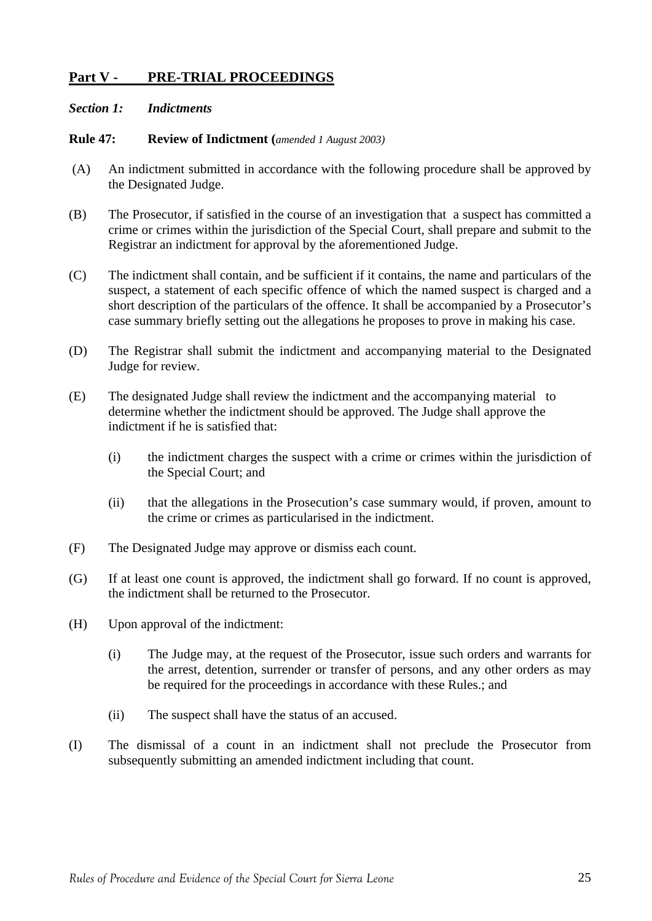## **Part V - PRE-TRIAL PROCEEDINGS**

***Section 1: Indictments***

**Rule 47: Review of Indictment (***amended 1 August 2003)*

(A) An indictment submitted in accordance with the following procedure shall be approved by the Designated Judge.

(B) The Prosecutor, if satisfied in the course of an investigation that a suspect has committed a crime or crimes within the jurisdiction of the Special Court, shall prepare and submit to the Registrar an indictment for approval by the aforementioned Judge.

(C) The indictment shall contain, and be sufficient if it contains, the name and particulars of the suspect, a statement of each specific offence of which the named suspect is charged and a short description of the particulars of the offence. It shall be accompanied by a Prosecutor's case summary briefly setting out the allegations he proposes to prove in making his case.

(D) The Registrar shall submit the indictment and accompanying material to the Designated Judge for review.

(E) The designated Judge shall review the indictment and the accompanying material to determine whether the indictment should be approved. The Judge shall approve the indictment if he is satisfied that:

- (i) the indictment charges the suspect with a crime or crimes within the jurisdiction of the Special Court; and

- (ii) that the allegations in the Prosecution's case summary would, if proven, amount to the crime or crimes as particularised in the indictment.

(F) The Designated Judge may approve or dismiss each count.

(G) If at least one count is approved, the indictment shall go forward. If no count is approved, the indictment shall be returned to the Prosecutor.

(H) Upon approval of the indictment:

- (i) The Judge may, at the request of the Prosecutor, issue such orders and warrants for the arrest, detention, surrender or transfer of persons, and any other orders as may be required for the proceedings in accordance with these Rules.; and

- (ii) The suspect shall have the status of an accused.

(I) The dismissal of a count in an indictment shall not preclude the Prosecutor from subsequently submitting an amended indictment including that count.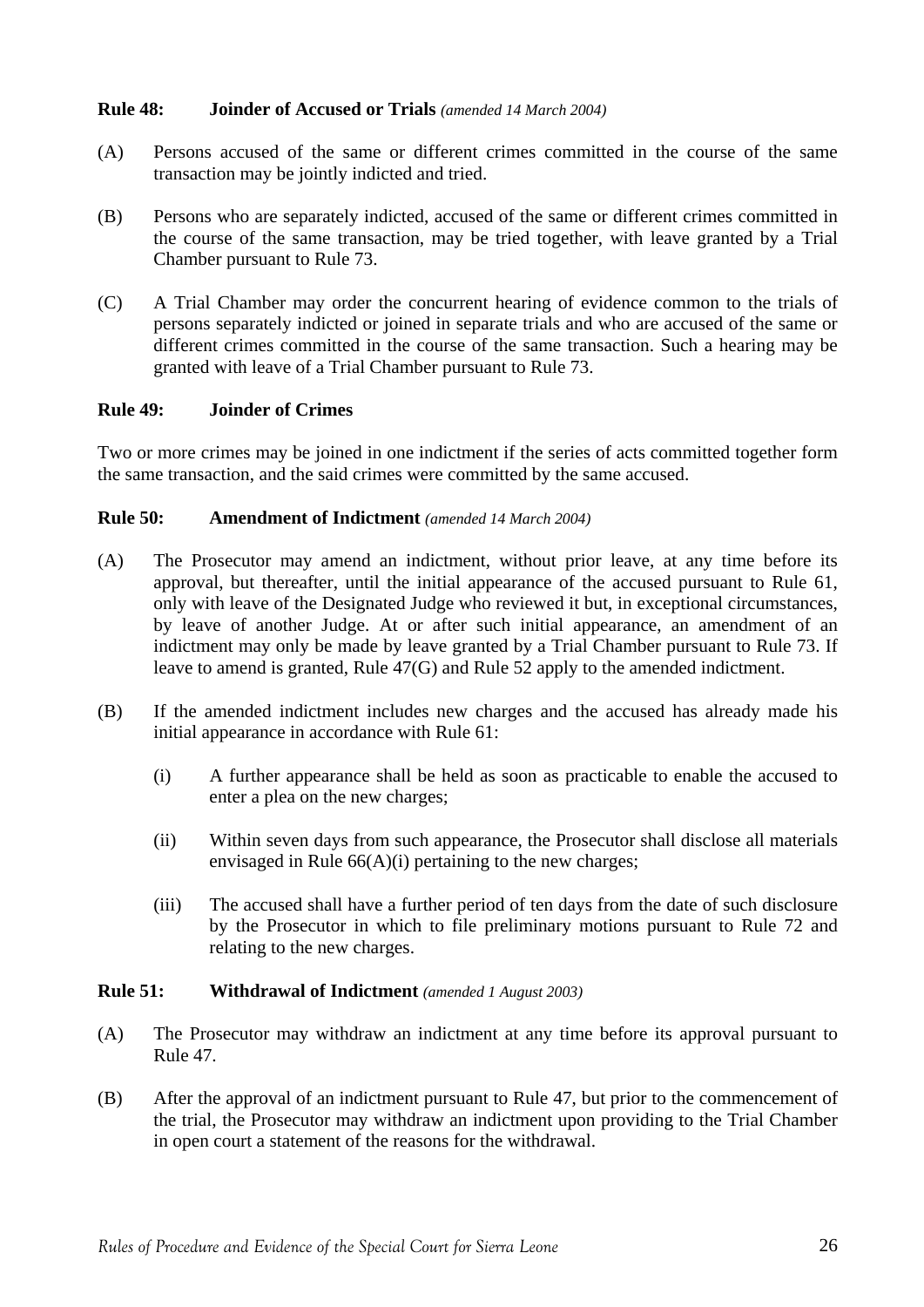**Rule 48: Joinder of Accused or Trials** *(amended 14 March 2004)*

(A) Persons accused of the same or different crimes committed in the course of the same transaction may be jointly indicted and tried.

(B) Persons who are separately indicted, accused of the same or different crimes committed in the course of the same transaction, may be tried together, with leave granted by a Trial Chamber pursuant to Rule 73.

(C) A Trial Chamber may order the concurrent hearing of evidence common to the trials of persons separately indicted or joined in separate trials and who are accused of the same or different crimes committed in the course of the same transaction. Such a hearing may be granted with leave of a Trial Chamber pursuant to Rule 73.

**Rule 49: Joinder of Crimes**

Two or more crimes may be joined in one indictment if the series of acts committed together form the same transaction, and the said crimes were committed by the same accused.

**Rule 50: Amendment of Indictment** *(amended 14 March 2004)*

(A) The Prosecutor may amend an indictment, without prior leave, at any time before its approval, but thereafter, until the initial appearance of the accused pursuant to Rule 61, only with leave of the Designated Judge who reviewed it but, in exceptional circumstances, by leave of another Judge. At or after such initial appearance, an amendment of an indictment may only be made by leave granted by a Trial Chamber pursuant to Rule 73. If leave to amend is granted, Rule 47(G) and Rule 52 apply to the amended indictment.

(B) If the amended indictment includes new charges and the accused has already made his initial appearance in accordance with Rule 61:

(i) A further appearance shall be held as soon as practicable to enable the accused to enter a plea on the new charges;

(ii) Within seven days from such appearance, the Prosecutor shall disclose all materials envisaged in Rule 66(A)(i) pertaining to the new charges;

(iii) The accused shall have a further period of ten days from the date of such disclosure by the Prosecutor in which to file preliminary motions pursuant to Rule 72 and relating to the new charges.

**Rule 51: Withdrawal of Indictment** *(amended 1 August 2003)*

(A) The Prosecutor may withdraw an indictment at any time before its approval pursuant to Rule 47.

(B) After the approval of an indictment pursuant to Rule 47, but prior to the commencement of the trial, the Prosecutor may withdraw an indictment upon providing to the Trial Chamber in open court a statement of the reasons for the withdrawal.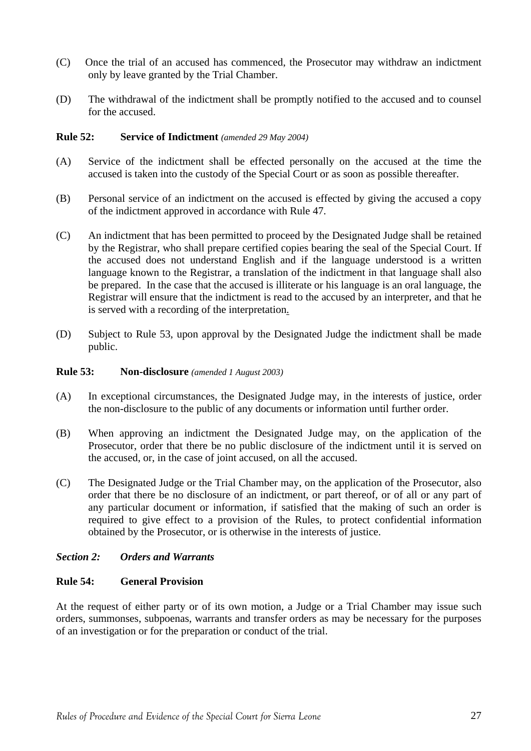(C) Once the trial of an accused has commenced, the Prosecutor may withdraw an indictment only by leave granted by the Trial Chamber.

(D) The withdrawal of the indictment shall be promptly notified to the accused and to counsel for the accused.

**Rule 52: Service of Indictment** *(amended 29 May 2004)*

(A) Service of the indictment shall be effected personally on the accused at the time the accused is taken into the custody of the Special Court or as soon as possible thereafter.

(B) Personal service of an indictment on the accused is effected by giving the accused a copy of the indictment approved in accordance with Rule 47.

(C) An indictment that has been permitted to proceed by the Designated Judge shall be retained by the Registrar, who shall prepare certified copies bearing the seal of the Special Court. If the accused does not understand English and if the language understood is a written language known to the Registrar, a translation of the indictment in that language shall also be prepared. In the case that the accused is illiterate or his language is an oral language, the Registrar will ensure that the indictment is read to the accused by an interpreter, and that he is served with a recording of the interpretation.

(D) Subject to Rule 53, upon approval by the Designated Judge the indictment shall be made public.

**Rule 53: Non-disclosure** *(amended 1 August 2003)*

(A) In exceptional circumstances, the Designated Judge may, in the interests of justice, order the non-disclosure to the public of any documents or information until further order.

(B) When approving an indictment the Designated Judge may, on the application of the Prosecutor, order that there be no public disclosure of the indictment until it is served on the accused, or, in the case of joint accused, on all the accused.

(C) The Designated Judge or the Trial Chamber may, on the application of the Prosecutor, also order that there be no disclosure of an indictment, or part thereof, or of all or any part of any particular document or information, if satisfied that the making of such an order is required to give effect to a provision of the Rules, to protect confidential information obtained by the Prosecutor, or is otherwise in the interests of justice.

***Section 2: Orders and Warrants***

**Rule 54: General Provision**

At the request of either party or of its own motion, a Judge or a Trial Chamber may issue such orders, summonses, subpoenas, warrants and transfer orders as may be necessary for the purposes of an investigation or for the preparation or conduct of the trial.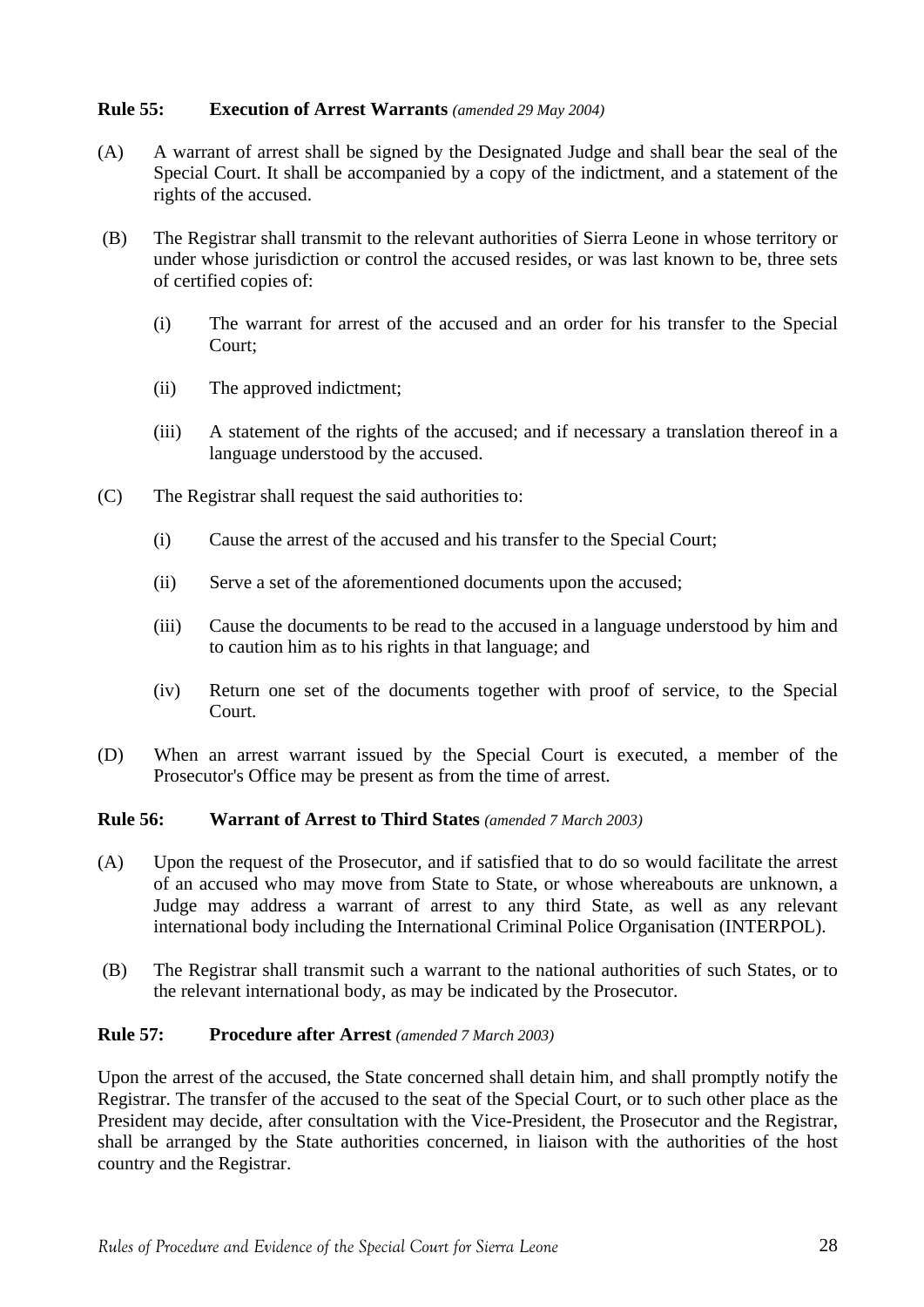**Rule 55: Execution of Arrest Warrants** *(amended 29 May 2004)*

(A) A warrant of arrest shall be signed by the Designated Judge and shall bear the seal of the Special Court. It shall be accompanied by a copy of the indictment, and a statement of the rights of the accused.

(B) The Registrar shall transmit to the relevant authorities of Sierra Leone in whose territory or under whose jurisdiction or control the accused resides, or was last known to be, three sets of certified copies of:

(i) The warrant for arrest of the accused and an order for his transfer to the Special Court;

(ii) The approved indictment;

(iii) A statement of the rights of the accused; and if necessary a translation thereof in a language understood by the accused.

(C) The Registrar shall request the said authorities to:

(i) Cause the arrest of the accused and his transfer to the Special Court;

(ii) Serve a set of the aforementioned documents upon the accused;

(iii) Cause the documents to be read to the accused in a language understood by him and to caution him as to his rights in that language; and

(iv) Return one set of the documents together with proof of service, to the Special Court.

(D) When an arrest warrant issued by the Special Court is executed, a member of the Prosecutor's Office may be present as from the time of arrest.

**Rule 56: Warrant of Arrest to Third States** *(amended 7 March 2003)*

(A) Upon the request of the Prosecutor, and if satisfied that to do so would facilitate the arrest of an accused who may move from State to State, or whose whereabouts are unknown, a Judge may address a warrant of arrest to any third State, as well as any relevant international body including the International Criminal Police Organisation (INTERPOL).

(B) The Registrar shall transmit such a warrant to the national authorities of such States, or to the relevant international body, as may be indicated by the Prosecutor.

**Rule 57: Procedure after Arrest** *(amended 7 March 2003)*

Upon the arrest of the accused, the State concerned shall detain him, and shall promptly notify the Registrar. The transfer of the accused to the seat of the Special Court, or to such other place as the President may decide, after consultation with the Vice-President, the Prosecutor and the Registrar, shall be arranged by the State authorities concerned, in liaison with the authorities of the host country and the Registrar.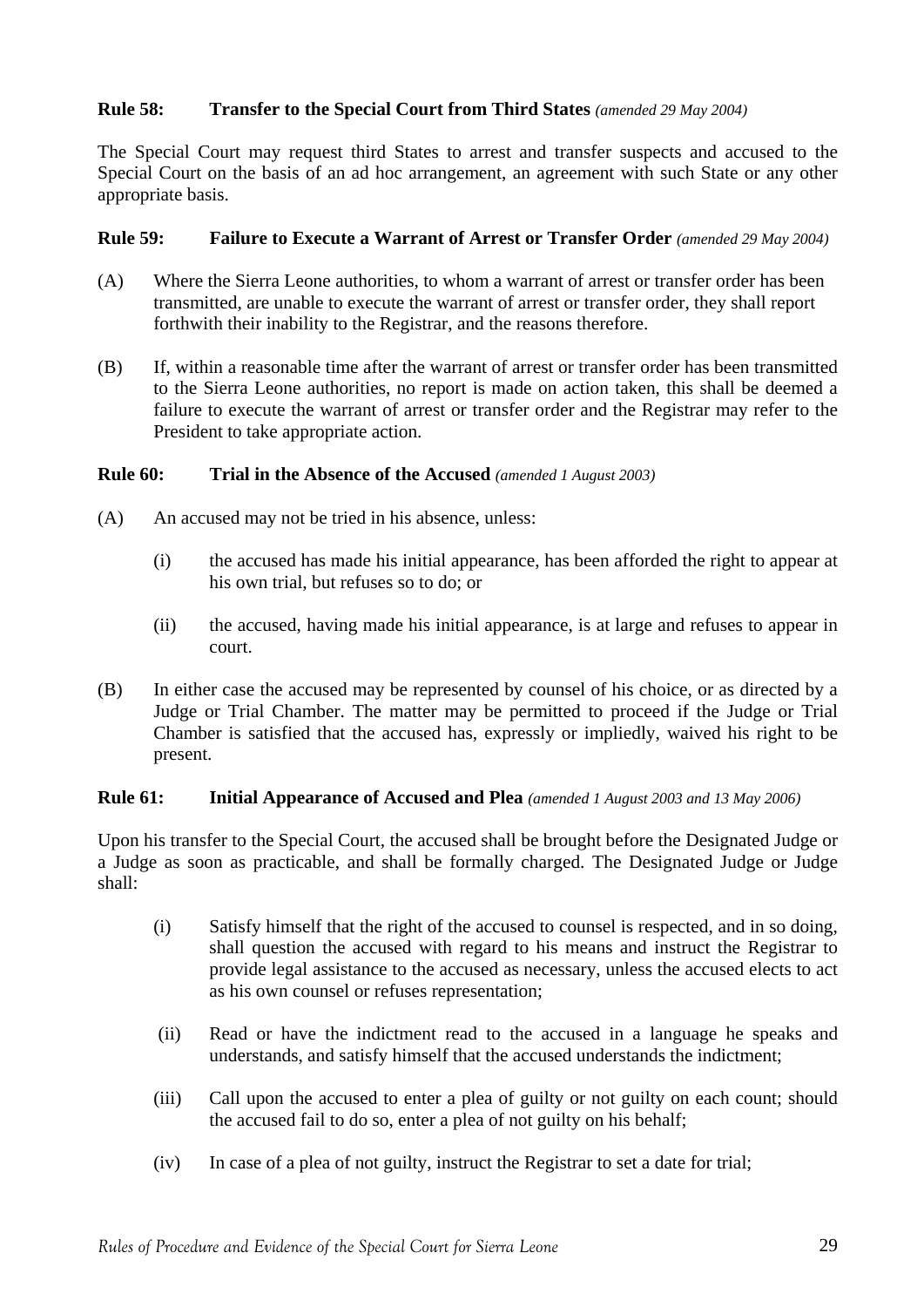**Rule 58: Transfer to the Special Court from Third States** *(amended 29 May 2004)*

The Special Court may request third States to arrest and transfer suspects and accused to the Special Court on the basis of an ad hoc arrangement, an agreement with such State or any other appropriate basis.

**Rule 59: Failure to Execute a Warrant of Arrest or Transfer Order** *(amended 29 May 2004)*

(A) Where the Sierra Leone authorities, to whom a warrant of arrest or transfer order has been transmitted, are unable to execute the warrant of arrest or transfer order, they shall report forthwith their inability to the Registrar, and the reasons therefore.

(B) If, within a reasonable time after the warrant of arrest or transfer order has been transmitted to the Sierra Leone authorities, no report is made on action taken, this shall be deemed a failure to execute the warrant of arrest or transfer order and the Registrar may refer to the President to take appropriate action.

**Rule 60: Trial in the Absence of the Accused** *(amended 1 August 2003)*

(A) An accused may not be tried in his absence, unless:

(i) the accused has made his initial appearance, has been afforded the right to appear at his own trial, but refuses so to do; or

(ii) the accused, having made his initial appearance, is at large and refuses to appear in court.

(B) In either case the accused may be represented by counsel of his choice, or as directed by a Judge or Trial Chamber. The matter may be permitted to proceed if the Judge or Trial Chamber is satisfied that the accused has, expressly or impliedly, waived his right to be present.

**Rule 61: Initial Appearance of Accused and Plea** *(amended 1 August 2003 and 13 May 2006)*

Upon his transfer to the Special Court, the accused shall be brought before the Designated Judge or a Judge as soon as practicable, and shall be formally charged. The Designated Judge or Judge shall:

(i) Satisfy himself that the right of the accused to counsel is respected, and in so doing, shall question the accused with regard to his means and instruct the Registrar to provide legal assistance to the accused as necessary, unless the accused elects to act as his own counsel or refuses representation;

(ii) Read or have the indictment read to the accused in a language he speaks and understands, and satisfy himself that the accused understands the indictment;

(iii) Call upon the accused to enter a plea of guilty or not guilty on each count; should the accused fail to do so, enter a plea of not guilty on his behalf;

(iv) In case of a plea of not guilty, instruct the Registrar to set a date for trial;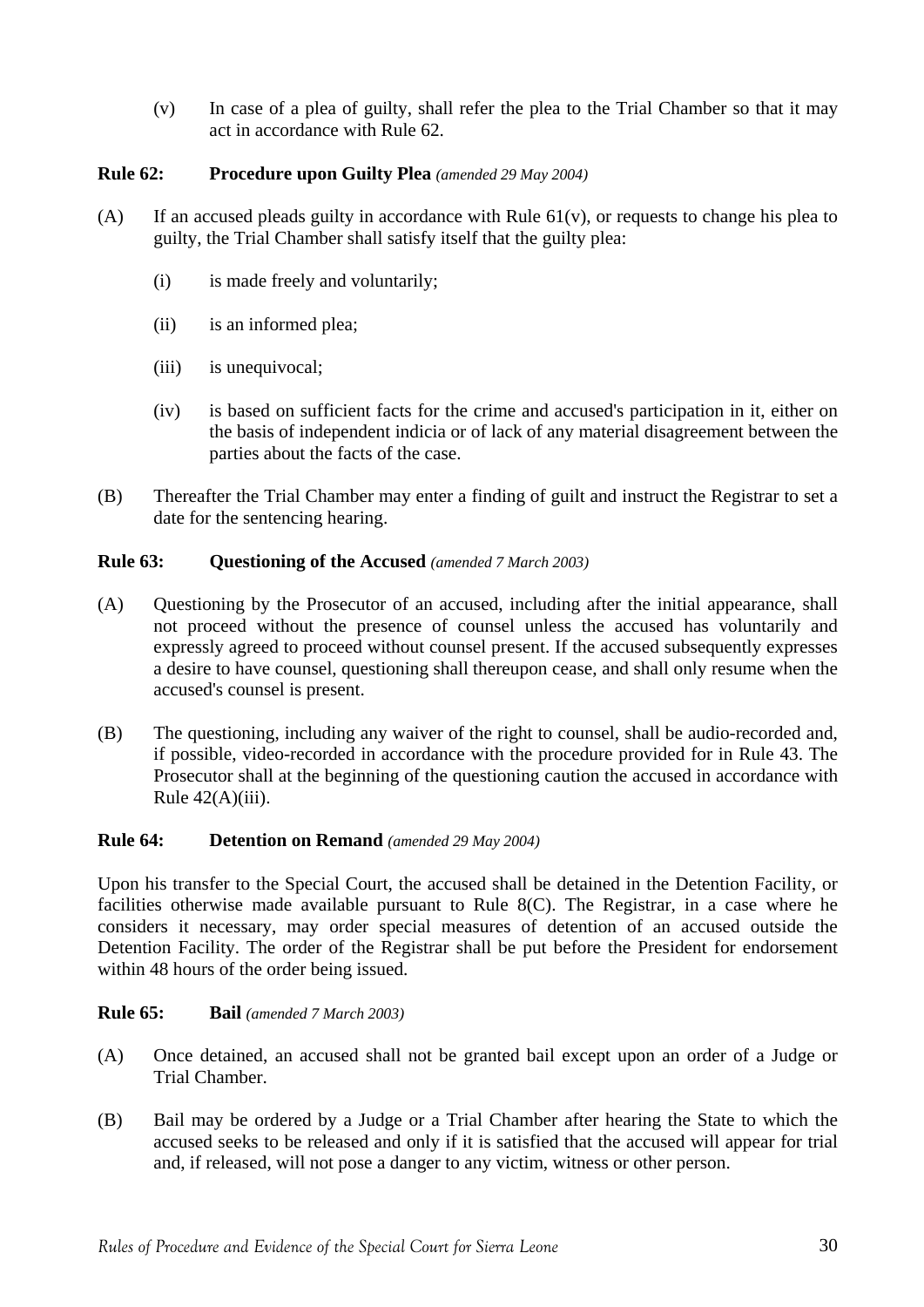(v) In case of a plea of guilty, shall refer the plea to the Trial Chamber so that it may act in accordance with Rule 62.

**Rule 62: Procedure upon Guilty Plea** *(amended 29 May 2004)*

(A) If an accused pleads guilty in accordance with Rule 61(v), or requests to change his plea to guilty, the Trial Chamber shall satisfy itself that the guilty plea:

(i) is made freely and voluntarily;

(ii) is an informed plea;

(iii) is unequivocal;

(iv) is based on sufficient facts for the crime and accused's participation in it, either on the basis of independent indicia or of lack of any material disagreement between the parties about the facts of the case.

(B) Thereafter the Trial Chamber may enter a finding of guilt and instruct the Registrar to set a date for the sentencing hearing.

**Rule 63: Questioning of the Accused** *(amended 7 March 2003)*

(A) Questioning by the Prosecutor of an accused, including after the initial appearance, shall not proceed without the presence of counsel unless the accused has voluntarily and expressly agreed to proceed without counsel present. If the accused subsequently expresses a desire to have counsel, questioning shall thereupon cease, and shall only resume when the accused's counsel is present.

(B) The questioning, including any waiver of the right to counsel, shall be audio-recorded and, if possible, video-recorded in accordance with the procedure provided for in Rule 43. The Prosecutor shall at the beginning of the questioning caution the accused in accordance with Rule 42(A)(iii).

**Rule 64: Detention on Remand** *(amended 29 May 2004)*

Upon his transfer to the Special Court, the accused shall be detained in the Detention Facility, or facilities otherwise made available pursuant to Rule 8(C). The Registrar, in a case where he considers it necessary, may order special measures of detention of an accused outside the Detention Facility. The order of the Registrar shall be put before the President for endorsement within 48 hours of the order being issued.

**Rule 65: Bail** *(amended 7 March 2003)*

(A) Once detained, an accused shall not be granted bail except upon an order of a Judge or Trial Chamber.

(B) Bail may be ordered by a Judge or a Trial Chamber after hearing the State to which the accused seeks to be released and only if it is satisfied that the accused will appear for trial and, if released, will not pose a danger to any victim, witness or other person.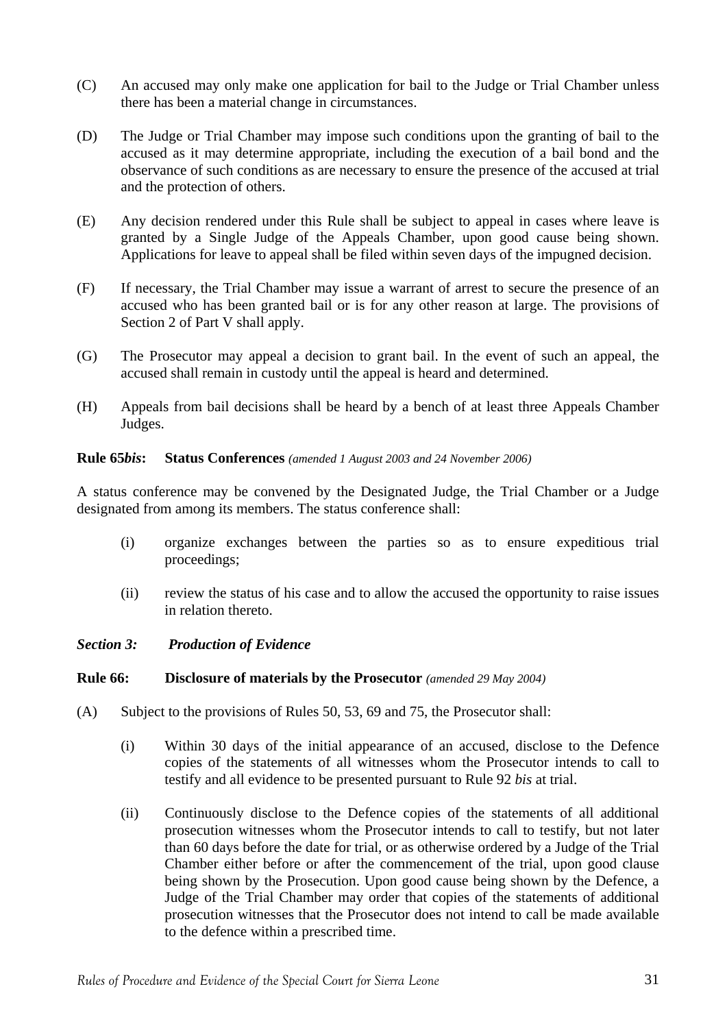(C) An accused may only make one application for bail to the Judge or Trial Chamber unless there has been a material change in circumstances.

(D) The Judge or Trial Chamber may impose such conditions upon the granting of bail to the accused as it may determine appropriate, including the execution of a bail bond and the observance of such conditions as are necessary to ensure the presence of the accused at trial and the protection of others.

(E) Any decision rendered under this Rule shall be subject to appeal in cases where leave is granted by a Single Judge of the Appeals Chamber, upon good cause being shown. Applications for leave to appeal shall be filed within seven days of the impugned decision.

(F) If necessary, the Trial Chamber may issue a warrant of arrest to secure the presence of an accused who has been granted bail or is for any other reason at large. The provisions of Section 2 of Part V shall apply.

(G) The Prosecutor may appeal a decision to grant bail. In the event of such an appeal, the accused shall remain in custody until the appeal is heard and determined.

(H) Appeals from bail decisions shall be heard by a bench of at least three Appeals Chamber Judges.

**Rule 65*bis*: Status Conferences** *(amended 1 August 2003 and 24 November 2006)*

A status conference may be convened by the Designated Judge, the Trial Chamber or a Judge designated from among its members. The status conference shall:

(i) organize exchanges between the parties so as to ensure expeditious trial proceedings;

(ii) review the status of his case and to allow the accused the opportunity to raise issues in relation thereto.

***Section 3: Production of Evidence***

**Rule 66: Disclosure of materials by the Prosecutor** *(amended 29 May 2004)*

(A) Subject to the provisions of Rules 50, 53, 69 and 75, the Prosecutor shall:

(i) Within 30 days of the initial appearance of an accused, disclose to the Defence copies of the statements of all witnesses whom the Prosecutor intends to call to testify and all evidence to be presented pursuant to Rule 92 *bis* at trial.

(ii) Continuously disclose to the Defence copies of the statements of all additional prosecution witnesses whom the Prosecutor intends to call to testify, but not later than 60 days before the date for trial, or as otherwise ordered by a Judge of the Trial Chamber either before or after the commencement of the trial, upon good clause being shown by the Prosecution. Upon good cause being shown by the Defence, a Judge of the Trial Chamber may order that copies of the statements of additional prosecution witnesses that the Prosecutor does not intend to call be made available to the defence within a prescribed time.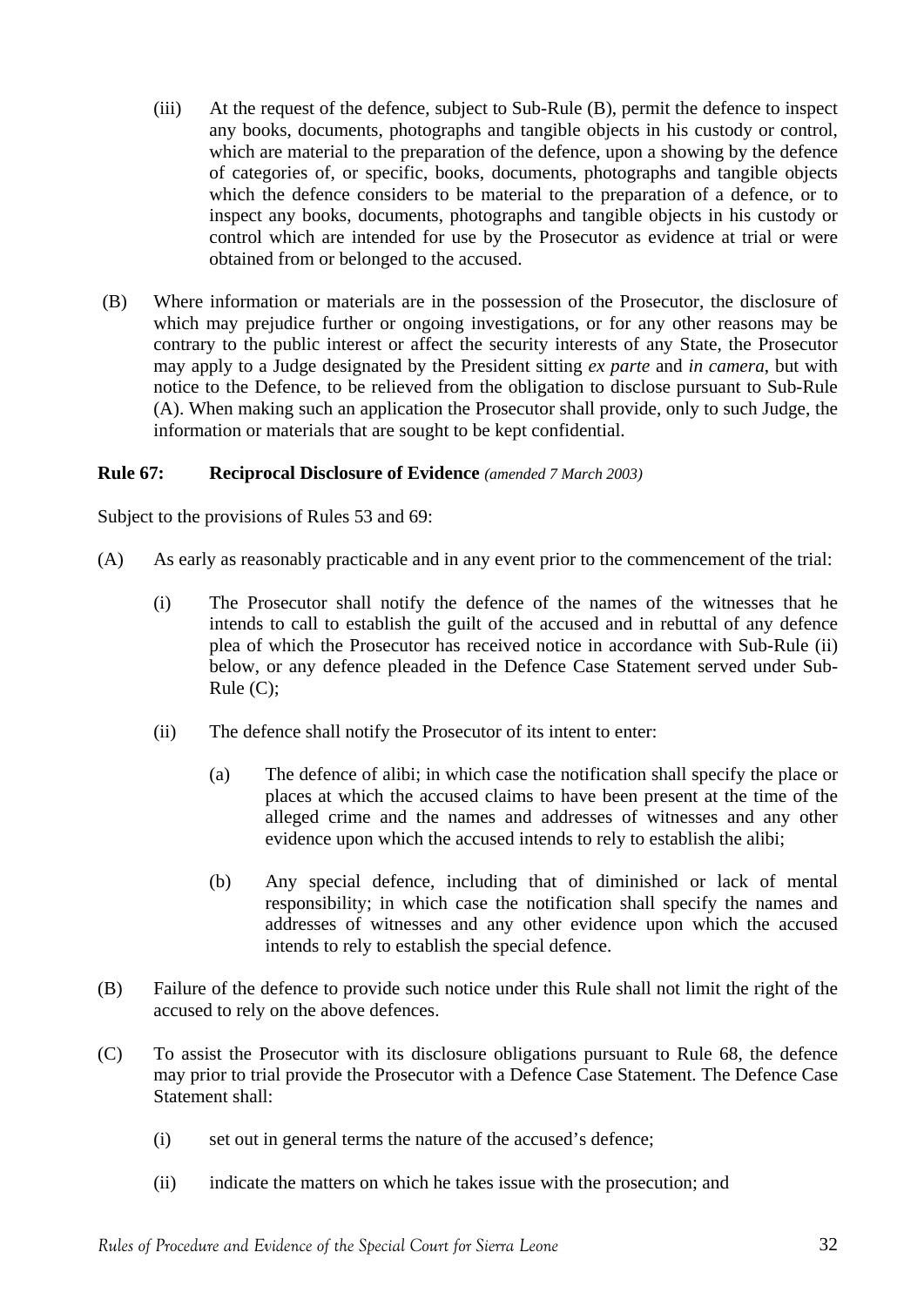(iii) At the request of the defence, subject to Sub-Rule (B), permit the defence to inspect any books, documents, photographs and tangible objects in his custody or control, which are material to the preparation of the defence, upon a showing by the defence of categories of, or specific, books, documents, photographs and tangible objects which the defence considers to be material to the preparation of a defence, or to inspect any books, documents, photographs and tangible objects in his custody or control which are intended for use by the Prosecutor as evidence at trial or were obtained from or belonged to the accused.

(B) Where information or materials are in the possession of the Prosecutor, the disclosure of which may prejudice further or ongoing investigations, or for any other reasons may be contrary to the public interest or affect the security interests of any State, the Prosecutor may apply to a Judge designated by the President sitting *ex parte* and *in camera*, but with notice to the Defence, to be relieved from the obligation to disclose pursuant to Sub-Rule (A). When making such an application the Prosecutor shall provide, only to such Judge, the information or materials that are sought to be kept confidential.

**Rule 67: Reciprocal Disclosure of Evidence** *(amended 7 March 2003)*

Subject to the provisions of Rules 53 and 69:

(A) As early as reasonably practicable and in any event prior to the commencement of the trial:

(i) The Prosecutor shall notify the defence of the names of the witnesses that he intends to call to establish the guilt of the accused and in rebuttal of any defence plea of which the Prosecutor has received notice in accordance with Sub-Rule (ii) below, or any defence pleaded in the Defence Case Statement served under Sub-Rule (C);

(ii) The defence shall notify the Prosecutor of its intent to enter:

(a) The defence of alibi; in which case the notification shall specify the place or places at which the accused claims to have been present at the time of the alleged crime and the names and addresses of witnesses and any other evidence upon which the accused intends to rely to establish the alibi;

(b) Any special defence, including that of diminished or lack of mental responsibility; in which case the notification shall specify the names and addresses of witnesses and any other evidence upon which the accused intends to rely to establish the special defence.

(B) Failure of the defence to provide such notice under this Rule shall not limit the right of the accused to rely on the above defences.

(C) To assist the Prosecutor with its disclosure obligations pursuant to Rule 68, the defence may prior to trial provide the Prosecutor with a Defence Case Statement. The Defence Case Statement shall:

(i) set out in general terms the nature of the accused's defence;

(ii) indicate the matters on which he takes issue with the prosecution; and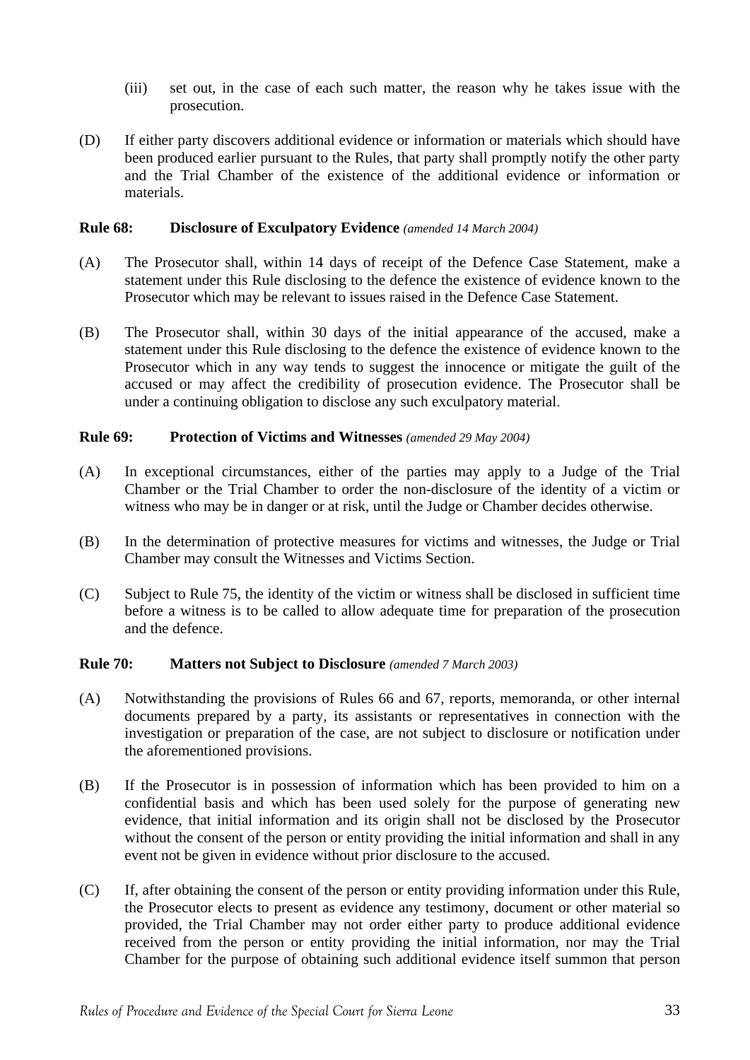(iii) set out, in the case of each such matter, the reason why he takes issue with the prosecution.

(D) If either party discovers additional evidence or information or materials which should have been produced earlier pursuant to the Rules, that party shall promptly notify the other party and the Trial Chamber of the existence of the additional evidence or information or materials.

**Rule 68: Disclosure of Exculpatory Evidence** *(amended 14 March 2004)*

(A) The Prosecutor shall, within 14 days of receipt of the Defence Case Statement, make a statement under this Rule disclosing to the defence the existence of evidence known to the Prosecutor which may be relevant to issues raised in the Defence Case Statement.

(B) The Prosecutor shall, within 30 days of the initial appearance of the accused, make a statement under this Rule disclosing to the defence the existence of evidence known to the Prosecutor which in any way tends to suggest the innocence or mitigate the guilt of the accused or may affect the credibility of prosecution evidence. The Prosecutor shall be under a continuing obligation to disclose any such exculpatory material.

**Rule 69: Protection of Victims and Witnesses** *(amended 29 May 2004)*

(A) In exceptional circumstances, either of the parties may apply to a Judge of the Trial Chamber or the Trial Chamber to order the non-disclosure of the identity of a victim or witness who may be in danger or at risk, until the Judge or Chamber decides otherwise.

(B) In the determination of protective measures for victims and witnesses, the Judge or Trial Chamber may consult the Witnesses and Victims Section.

(C) Subject to Rule 75, the identity of the victim or witness shall be disclosed in sufficient time before a witness is to be called to allow adequate time for preparation of the prosecution and the defence.

**Rule 70: Matters not Subject to Disclosure** *(amended 7 March 2003)*

(A) Notwithstanding the provisions of Rules 66 and 67, reports, memoranda, or other internal documents prepared by a party, its assistants or representatives in connection with the investigation or preparation of the case, are not subject to disclosure or notification under the aforementioned provisions.

(B) If the Prosecutor is in possession of information which has been provided to him on a confidential basis and which has been used solely for the purpose of generating new evidence, that initial information and its origin shall not be disclosed by the Prosecutor without the consent of the person or entity providing the initial information and shall in any event not be given in evidence without prior disclosure to the accused.

(C) If, after obtaining the consent of the person or entity providing information under this Rule, the Prosecutor elects to present as evidence any testimony, document or other material so provided, the Trial Chamber may not order either party to produce additional evidence received from the person or entity providing the initial information, nor may the Trial Chamber for the purpose of obtaining such additional evidence itself summon that person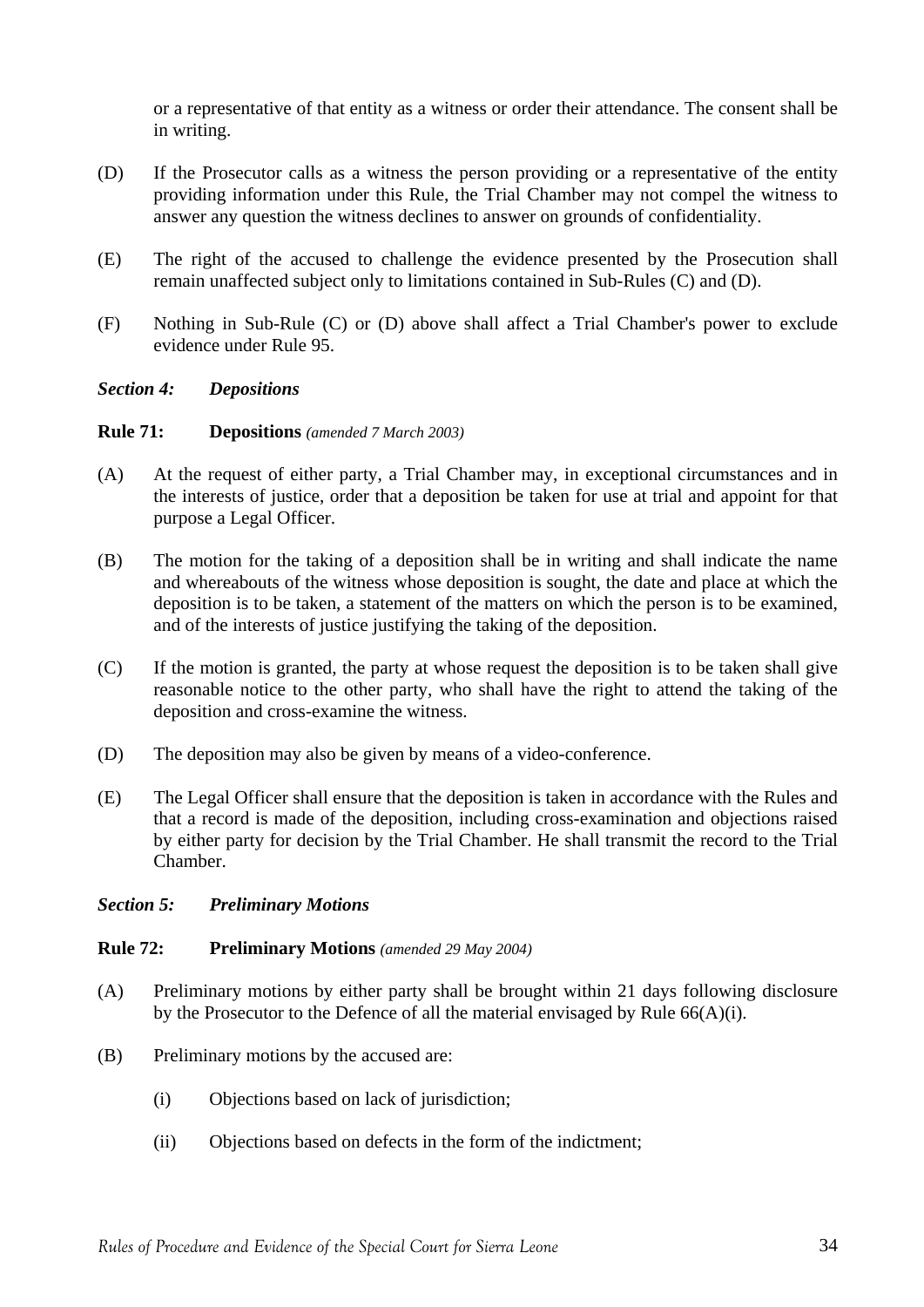or a representative of that entity as a witness or order their attendance. The consent shall be in writing.

(D) If the Prosecutor calls as a witness the person providing or a representative of the entity providing information under this Rule, the Trial Chamber may not compel the witness to answer any question the witness declines to answer on grounds of confidentiality.

(E) The right of the accused to challenge the evidence presented by the Prosecution shall remain unaffected subject only to limitations contained in Sub-Rules (C) and (D).

(F) Nothing in Sub-Rule (C) or (D) above shall affect a Trial Chamber's power to exclude evidence under Rule 95.

### *Section 4: Depositions*

**Rule 71: Depositions** *(amended 7 March 2003)*

(A) At the request of either party, a Trial Chamber may, in exceptional circumstances and in the interests of justice, order that a deposition be taken for use at trial and appoint for that purpose a Legal Officer.

(B) The motion for the taking of a deposition shall be in writing and shall indicate the name and whereabouts of the witness whose deposition is sought, the date and place at which the deposition is to be taken, a statement of the matters on which the person is to be examined, and of the interests of justice justifying the taking of the deposition.

(C) If the motion is granted, the party at whose request the deposition is to be taken shall give reasonable notice to the other party, who shall have the right to attend the taking of the deposition and cross-examine the witness.

(D) The deposition may also be given by means of a video-conference.

(E) The Legal Officer shall ensure that the deposition is taken in accordance with the Rules and that a record is made of the deposition, including cross-examination and objections raised by either party for decision by the Trial Chamber. He shall transmit the record to the Trial Chamber.

### *Section 5: Preliminary Motions*

**Rule 72: Preliminary Motions** *(amended 29 May 2004)*

(A) Preliminary motions by either party shall be brought within 21 days following disclosure by the Prosecutor to the Defence of all the material envisaged by Rule 66(A)(i).

(B) Preliminary motions by the accused are:

(i) Objections based on lack of jurisdiction;

(ii) Objections based on defects in the form of the indictment;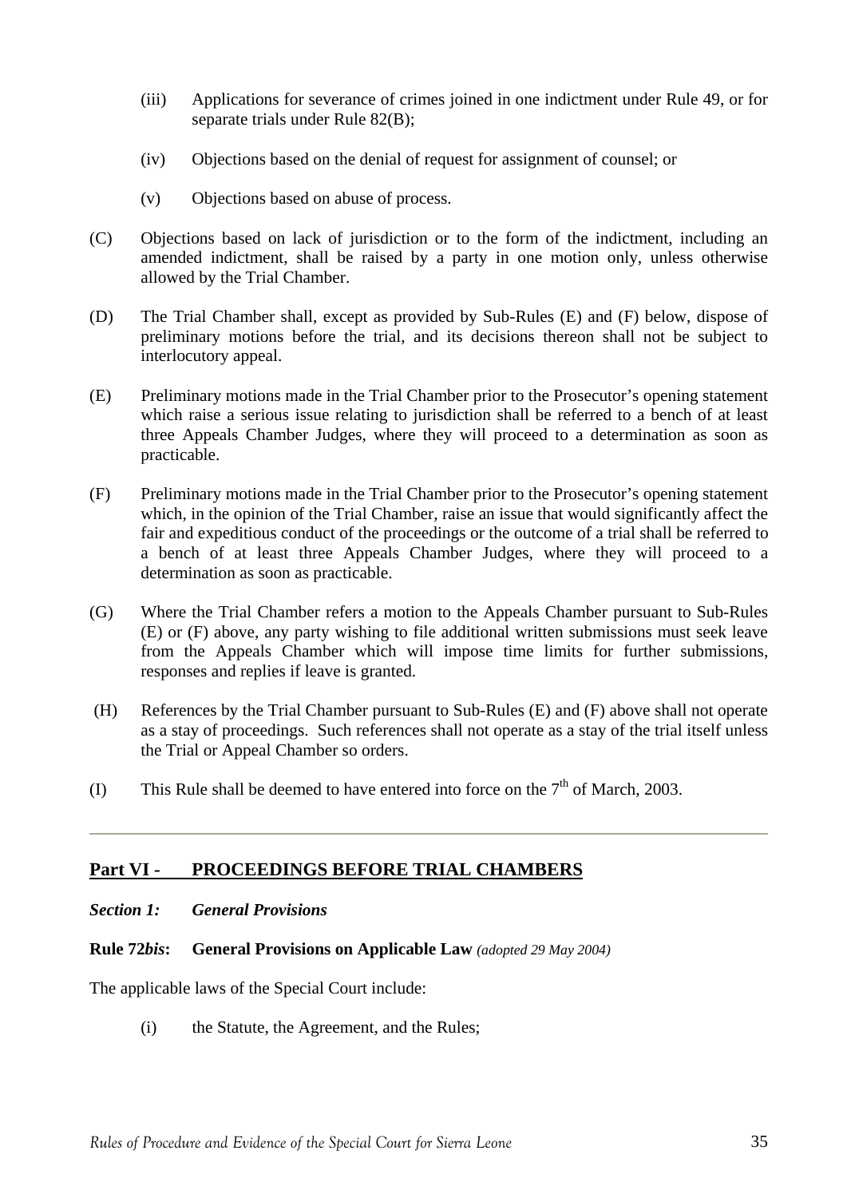(iii) Applications for severance of crimes joined in one indictment under Rule 49, or for separate trials under Rule 82(B);

(iv) Objections based on the denial of request for assignment of counsel; or

(v) Objections based on abuse of process.

(C) Objections based on lack of jurisdiction or to the form of the indictment, including an amended indictment, shall be raised by a party in one motion only, unless otherwise allowed by the Trial Chamber.

(D) The Trial Chamber shall, except as provided by Sub-Rules (E) and (F) below, dispose of preliminary motions before the trial, and its decisions thereon shall not be subject to interlocutory appeal.

(E) Preliminary motions made in the Trial Chamber prior to the Prosecutor's opening statement which raise a serious issue relating to jurisdiction shall be referred to a bench of at least three Appeals Chamber Judges, where they will proceed to a determination as soon as practicable.

(F) Preliminary motions made in the Trial Chamber prior to the Prosecutor's opening statement which, in the opinion of the Trial Chamber, raise an issue that would significantly affect the fair and expeditious conduct of the proceedings or the outcome of a trial shall be referred to a bench of at least three Appeals Chamber Judges, where they will proceed to a determination as soon as practicable.

(G) Where the Trial Chamber refers a motion to the Appeals Chamber pursuant to Sub-Rules (E) or (F) above, any party wishing to file additional written submissions must seek leave from the Appeals Chamber which will impose time limits for further submissions, responses and replies if leave is granted.

(H) References by the Trial Chamber pursuant to Sub-Rules (E) and (F) above shall not operate as a stay of proceedings. Such references shall not operate as a stay of the trial itself unless the Trial or Appeal Chamber so orders.

(I) This Rule shall be deemed to have entered into force on the 7th of March, 2003.

---

## Part VI - PROCEEDINGS BEFORE TRIAL CHAMBERS

***Section 1: General Provisions***

**Rule 72*bis*: General Provisions on Applicable Law** *(adopted 29 May 2004)*

The applicable laws of the Special Court include:

(i) the Statute, the Agreement, and the Rules;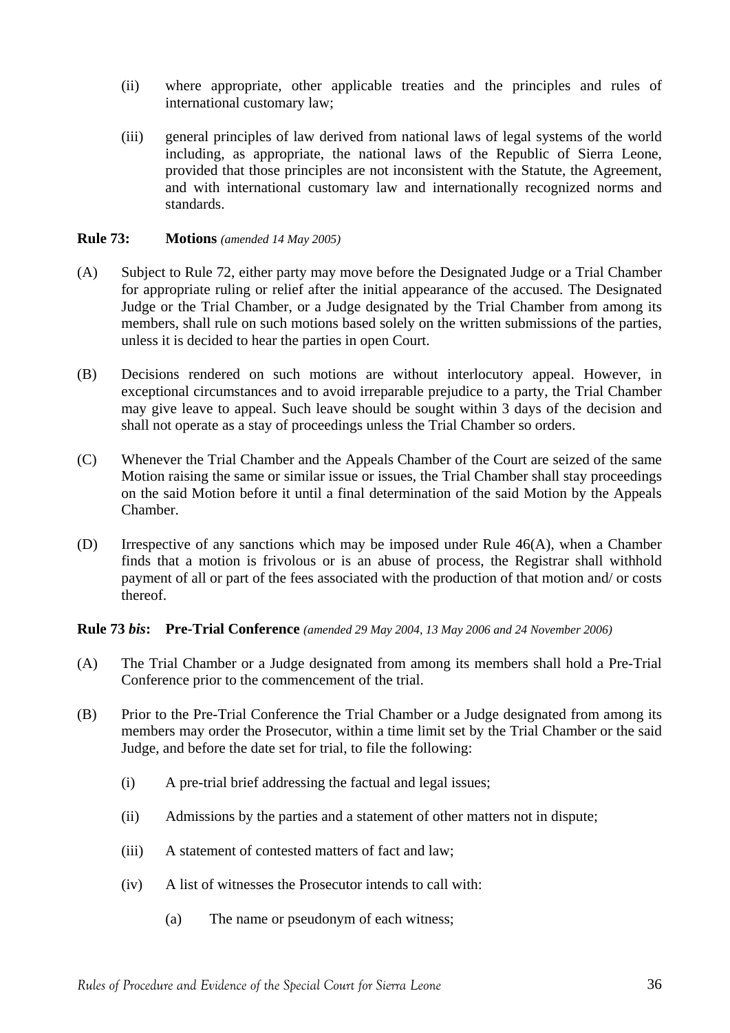(ii) where appropriate, other applicable treaties and the principles and rules of international customary law;

(iii) general principles of law derived from national laws of legal systems of the world including, as appropriate, the national laws of the Republic of Sierra Leone, provided that those principles are not inconsistent with the Statute, the Agreement, and with international customary law and internationally recognized norms and standards.

**Rule 73: Motions** *(amended 14 May 2005)*

(A) Subject to Rule 72, either party may move before the Designated Judge or a Trial Chamber for appropriate ruling or relief after the initial appearance of the accused. The Designated Judge or the Trial Chamber, or a Judge designated by the Trial Chamber from among its members, shall rule on such motions based solely on the written submissions of the parties, unless it is decided to hear the parties in open Court.

(B) Decisions rendered on such motions are without interlocutory appeal. However, in exceptional circumstances and to avoid irreparable prejudice to a party, the Trial Chamber may give leave to appeal. Such leave should be sought within 3 days of the decision and shall not operate as a stay of proceedings unless the Trial Chamber so orders.

(C) Whenever the Trial Chamber and the Appeals Chamber of the Court are seized of the same Motion raising the same or similar issue or issues, the Trial Chamber shall stay proceedings on the said Motion before it until a final determination of the said Motion by the Appeals Chamber.

(D) Irrespective of any sanctions which may be imposed under Rule 46(A), when a Chamber finds that a motion is frivolous or is an abuse of process, the Registrar shall withhold payment of all or part of the fees associated with the production of that motion and/ or costs thereof.

**Rule 73 *bis*: Pre-Trial Conference** *(amended 29 May 2004, 13 May 2006 and 24 November 2006)*

(A) The Trial Chamber or a Judge designated from among its members shall hold a Pre-Trial Conference prior to the commencement of the trial.

(B) Prior to the Pre-Trial Conference the Trial Chamber or a Judge designated from among its members may order the Prosecutor, within a time limit set by the Trial Chamber or the said Judge, and before the date set for trial, to file the following:

(i) A pre-trial brief addressing the factual and legal issues;

(ii) Admissions by the parties and a statement of other matters not in dispute;

(iii) A statement of contested matters of fact and law;

(iv) A list of witnesses the Prosecutor intends to call with:

(a) The name or pseudonym of each witness;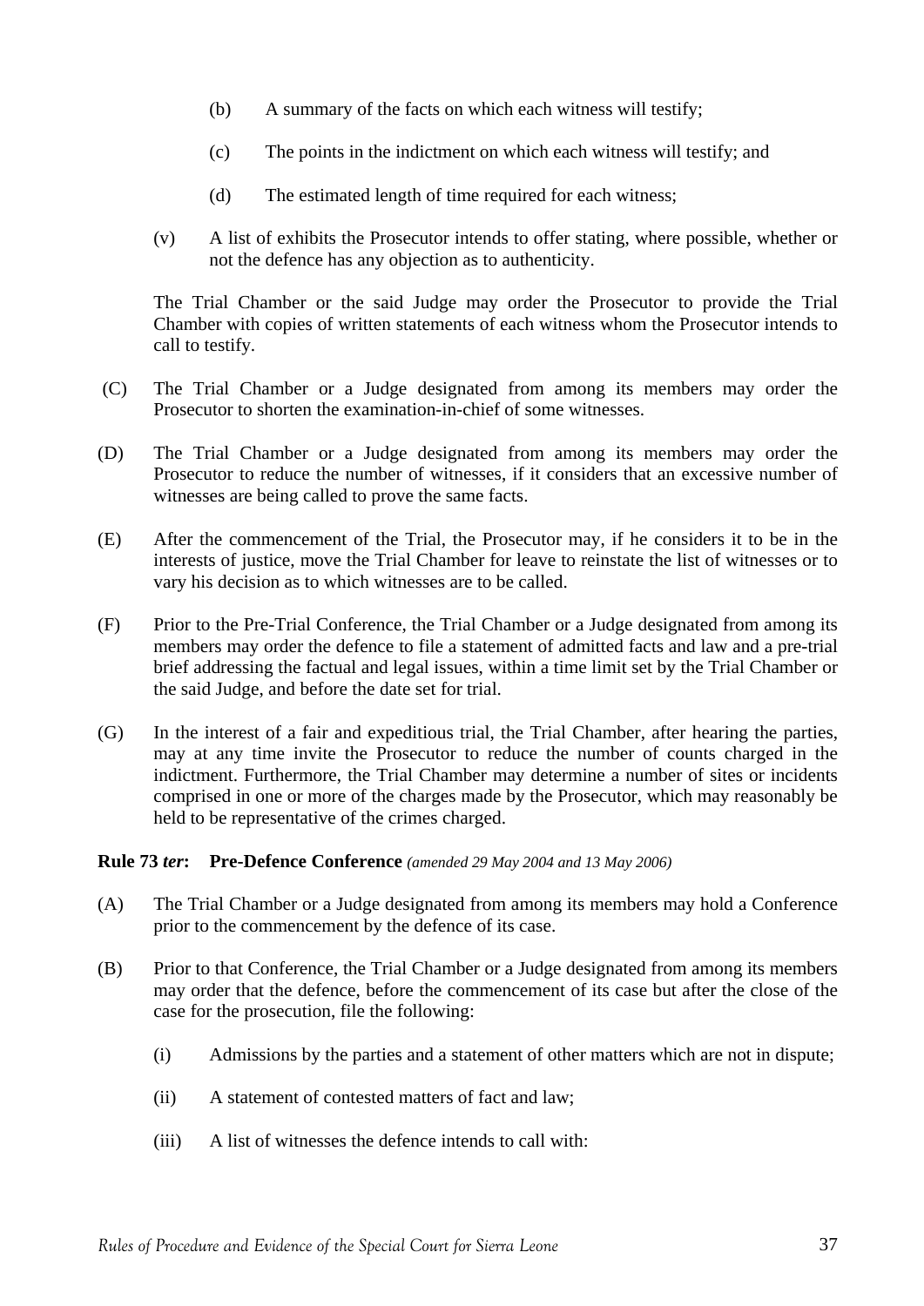(b) A summary of the facts on which each witness will testify;

(c) The points in the indictment on which each witness will testify; and

(d) The estimated length of time required for each witness;

(v) A list of exhibits the Prosecutor intends to offer stating, where possible, whether or not the defence has any objection as to authenticity.

The Trial Chamber or the said Judge may order the Prosecutor to provide the Trial Chamber with copies of written statements of each witness whom the Prosecutor intends to call to testify.

(C) The Trial Chamber or a Judge designated from among its members may order the Prosecutor to shorten the examination-in-chief of some witnesses.

(D) The Trial Chamber or a Judge designated from among its members may order the Prosecutor to reduce the number of witnesses, if it considers that an excessive number of witnesses are being called to prove the same facts.

(E) After the commencement of the Trial, the Prosecutor may, if he considers it to be in the interests of justice, move the Trial Chamber for leave to reinstate the list of witnesses or to vary his decision as to which witnesses are to be called.

(F) Prior to the Pre-Trial Conference, the Trial Chamber or a Judge designated from among its members may order the defence to file a statement of admitted facts and law and a pre-trial brief addressing the factual and legal issues, within a time limit set by the Trial Chamber or the said Judge, and before the date set for trial.

(G) In the interest of a fair and expeditious trial, the Trial Chamber, after hearing the parties, may at any time invite the Prosecutor to reduce the number of counts charged in the indictment. Furthermore, the Trial Chamber may determine a number of sites or incidents comprised in one or more of the charges made by the Prosecutor, which may reasonably be held to be representative of the crimes charged.

**Rule 73 *ter*: Pre-Defence Conference** *(amended 29 May 2004 and 13 May 2006)*

(A) The Trial Chamber or a Judge designated from among its members may hold a Conference prior to the commencement by the defence of its case.

(B) Prior to that Conference, the Trial Chamber or a Judge designated from among its members may order that the defence, before the commencement of its case but after the close of the case for the prosecution, file the following:

(i) Admissions by the parties and a statement of other matters which are not in dispute;

(ii) A statement of contested matters of fact and law;

(iii) A list of witnesses the defence intends to call with: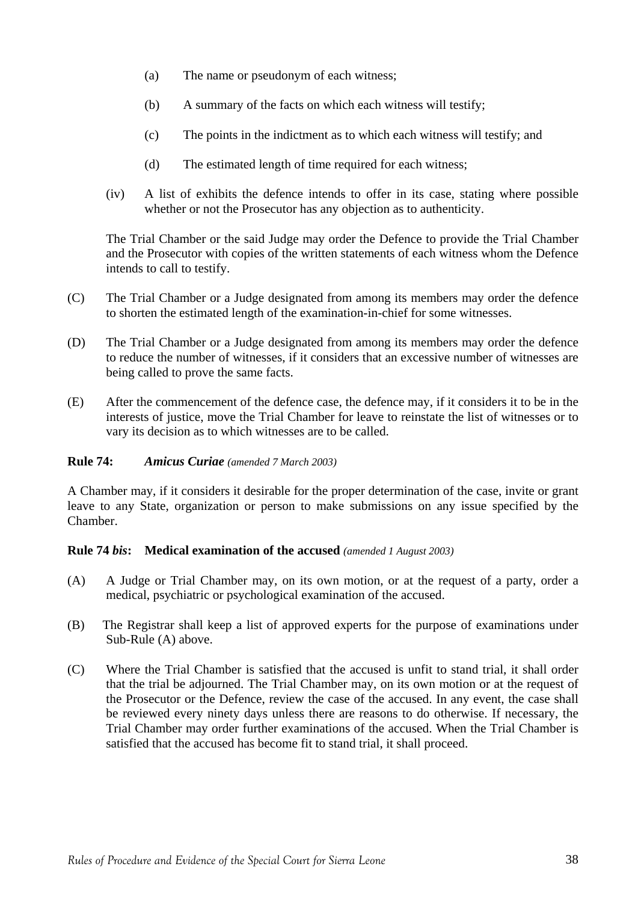(a) The name or pseudonym of each witness;

(b) A summary of the facts on which each witness will testify;

(c) The points in the indictment as to which each witness will testify; and

(d) The estimated length of time required for each witness;

(iv) A list of exhibits the defence intends to offer in its case, stating where possible whether or not the Prosecutor has any objection as to authenticity.

The Trial Chamber or the said Judge may order the Defence to provide the Trial Chamber and the Prosecutor with copies of the written statements of each witness whom the Defence intends to call to testify.

(C) The Trial Chamber or a Judge designated from among its members may order the defence to shorten the estimated length of the examination-in-chief for some witnesses.

(D) The Trial Chamber or a Judge designated from among its members may order the defence to reduce the number of witnesses, if it considers that an excessive number of witnesses are being called to prove the same facts.

(E) After the commencement of the defence case, the defence may, if it considers it to be in the interests of justice, move the Trial Chamber for leave to reinstate the list of witnesses or to vary its decision as to which witnesses are to be called.

**Rule 74: *Amicus Curiae*** *(amended 7 March 2003)*

A Chamber may, if it considers it desirable for the proper determination of the case, invite or grant leave to any State, organization or person to make submissions on any issue specified by the Chamber.

**Rule 74 *bis*: Medical examination of the accused** *(amended 1 August 2003)*

(A) A Judge or Trial Chamber may, on its own motion, or at the request of a party, order a medical, psychiatric or psychological examination of the accused.

(B) The Registrar shall keep a list of approved experts for the purpose of examinations under Sub-Rule (A) above.

(C) Where the Trial Chamber is satisfied that the accused is unfit to stand trial, it shall order that the trial be adjourned. The Trial Chamber may, on its own motion or at the request of the Prosecutor or the Defence, review the case of the accused. In any event, the case shall be reviewed every ninety days unless there are reasons to do otherwise. If necessary, the Trial Chamber may order further examinations of the accused. When the Trial Chamber is satisfied that the accused has become fit to stand trial, it shall proceed.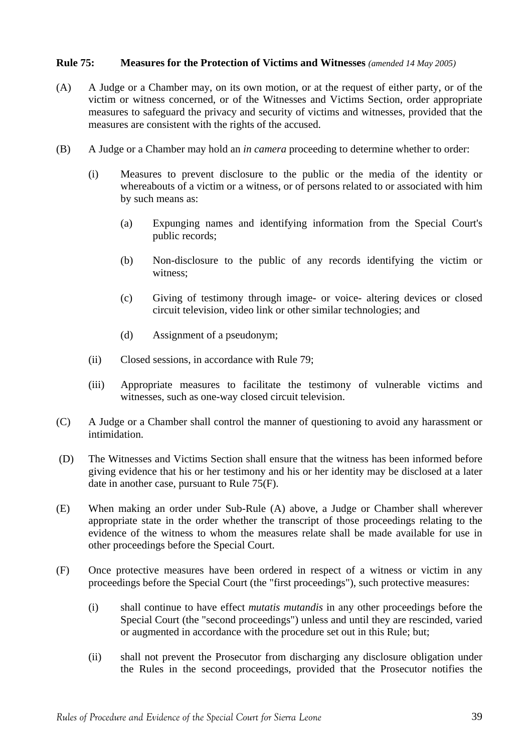**Rule 75: Measures for the Protection of Victims and Witnesses** *(amended 14 May 2005)*

(A) A Judge or a Chamber may, on its own motion, or at the request of either party, or of the victim or witness concerned, or of the Witnesses and Victims Section, order appropriate measures to safeguard the privacy and security of victims and witnesses, provided that the measures are consistent with the rights of the accused.

(B) A Judge or a Chamber may hold an *in camera* proceeding to determine whether to order:

(i) Measures to prevent disclosure to the public or the media of the identity or whereabouts of a victim or a witness, or of persons related to or associated with him by such means as:

(a) Expunging names and identifying information from the Special Court's public records;

(b) Non-disclosure to the public of any records identifying the victim or witness;

(c) Giving of testimony through image- or voice- altering devices or closed circuit television, video link or other similar technologies; and

(d) Assignment of a pseudonym;

(ii) Closed sessions, in accordance with Rule 79;

(iii) Appropriate measures to facilitate the testimony of vulnerable victims and witnesses, such as one-way closed circuit television.

(C) A Judge or a Chamber shall control the manner of questioning to avoid any harassment or intimidation.

(D) The Witnesses and Victims Section shall ensure that the witness has been informed before giving evidence that his or her testimony and his or her identity may be disclosed at a later date in another case, pursuant to Rule 75(F).

(E) When making an order under Sub-Rule (A) above, a Judge or Chamber shall wherever appropriate state in the order whether the transcript of those proceedings relating to the evidence of the witness to whom the measures relate shall be made available for use in other proceedings before the Special Court.

(F) Once protective measures have been ordered in respect of a witness or victim in any proceedings before the Special Court (the "first proceedings"), such protective measures:

(i) shall continue to have effect *mutatis mutandis* in any other proceedings before the Special Court (the "second proceedings") unless and until they are rescinded, varied or augmented in accordance with the procedure set out in this Rule; but;

(ii) shall not prevent the Prosecutor from discharging any disclosure obligation under the Rules in the second proceedings, provided that the Prosecutor notifies the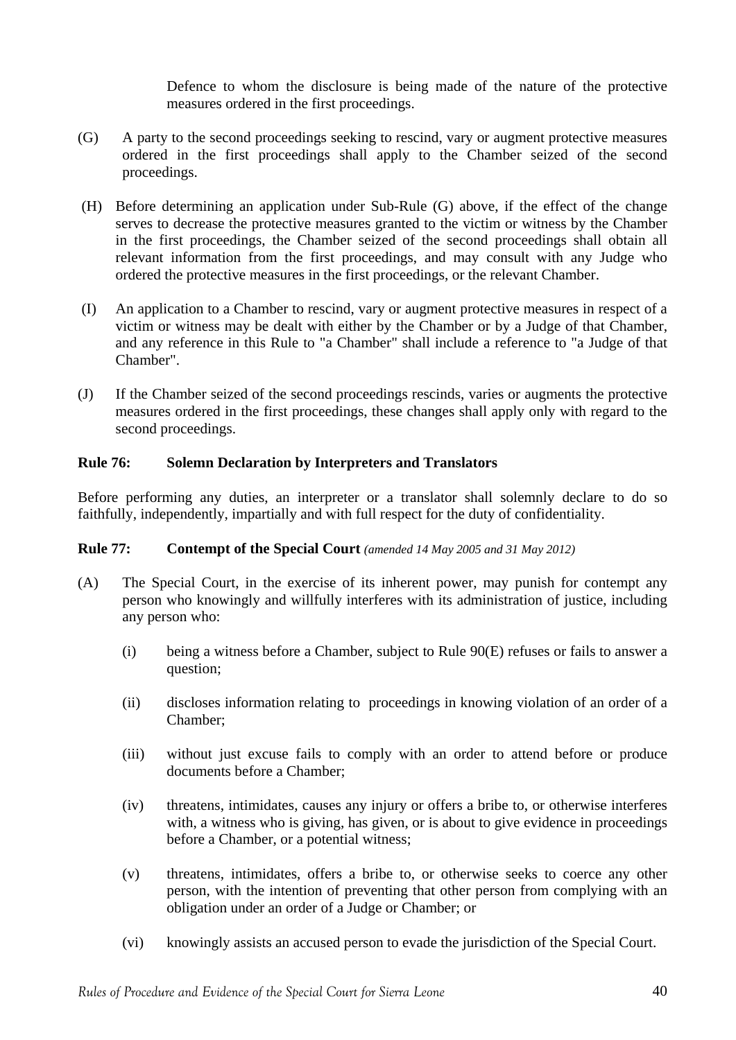Defence to whom the disclosure is being made of the nature of the protective measures ordered in the first proceedings.

(G) A party to the second proceedings seeking to rescind, vary or augment protective measures ordered in the first proceedings shall apply to the Chamber seized of the second proceedings.

(H) Before determining an application under Sub-Rule (G) above, if the effect of the change serves to decrease the protective measures granted to the victim or witness by the Chamber in the first proceedings, the Chamber seized of the second proceedings shall obtain all relevant information from the first proceedings, and may consult with any Judge who ordered the protective measures in the first proceedings, or the relevant Chamber.

(I) An application to a Chamber to rescind, vary or augment protective measures in respect of a victim or witness may be dealt with either by the Chamber or by a Judge of that Chamber, and any reference in this Rule to "a Chamber" shall include a reference to "a Judge of that Chamber".

(J) If the Chamber seized of the second proceedings rescinds, varies or augments the protective measures ordered in the first proceedings, these changes shall apply only with regard to the second proceedings.

**Rule 76: Solemn Declaration by Interpreters and Translators**

Before performing any duties, an interpreter or a translator shall solemnly declare to do so faithfully, independently, impartially and with full respect for the duty of confidentiality.

**Rule 77: Contempt of the Special Court** *(amended 14 May 2005 and 31 May 2012)*

(A) The Special Court, in the exercise of its inherent power, may punish for contempt any person who knowingly and willfully interferes with its administration of justice, including any person who:

   (i) being a witness before a Chamber, subject to Rule 90(E) refuses or fails to answer a question;

   (ii) discloses information relating to proceedings in knowing violation of an order of a Chamber;

   (iii) without just excuse fails to comply with an order to attend before or produce documents before a Chamber;

   (iv) threatens, intimidates, causes any injury or offers a bribe to, or otherwise interferes with, a witness who is giving, has given, or is about to give evidence in proceedings before a Chamber, or a potential witness;

   (v) threatens, intimidates, offers a bribe to, or otherwise seeks to coerce any other person, with the intention of preventing that other person from complying with an obligation under an order of a Judge or Chamber; or

   (vi) knowingly assists an accused person to evade the jurisdiction of the Special Court.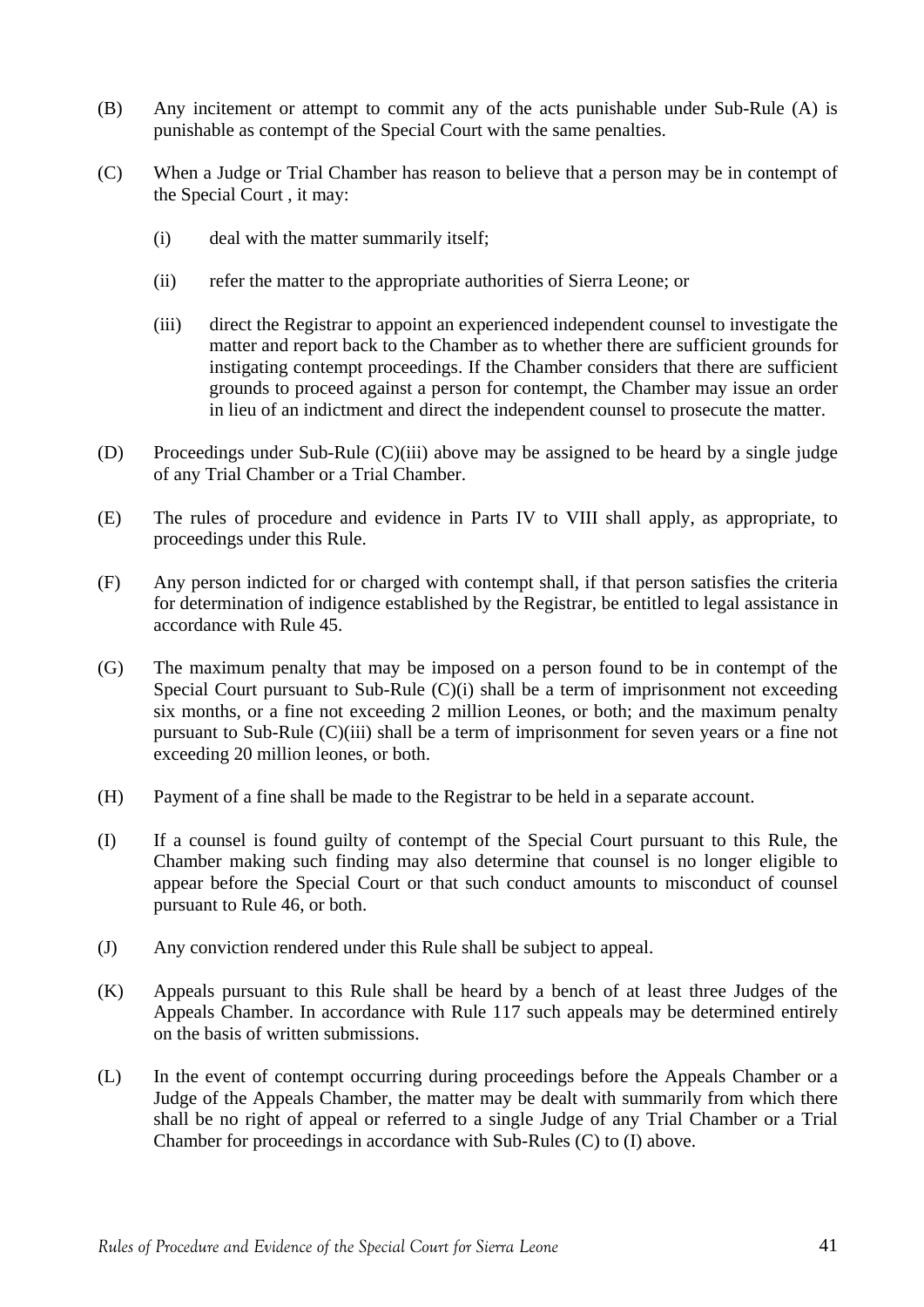(B) Any incitement or attempt to commit any of the acts punishable under Sub-Rule (A) is punishable as contempt of the Special Court with the same penalties.

(C) When a Judge or Trial Chamber has reason to believe that a person may be in contempt of the Special Court , it may:

   (i) deal with the matter summarily itself;

   (ii) refer the matter to the appropriate authorities of Sierra Leone; or

   (iii) direct the Registrar to appoint an experienced independent counsel to investigate the matter and report back to the Chamber as to whether there are sufficient grounds for instigating contempt proceedings. If the Chamber considers that there are sufficient grounds to proceed against a person for contempt, the Chamber may issue an order in lieu of an indictment and direct the independent counsel to prosecute the matter.

(D) Proceedings under Sub-Rule (C)(iii) above may be assigned to be heard by a single judge of any Trial Chamber or a Trial Chamber.

(E) The rules of procedure and evidence in Parts IV to VIII shall apply, as appropriate, to proceedings under this Rule.

(F) Any person indicted for or charged with contempt shall, if that person satisfies the criteria for determination of indigence established by the Registrar, be entitled to legal assistance in accordance with Rule 45.

(G) The maximum penalty that may be imposed on a person found to be in contempt of the Special Court pursuant to Sub-Rule (C)(i) shall be a term of imprisonment not exceeding six months, or a fine not exceeding 2 million Leones, or both; and the maximum penalty pursuant to Sub-Rule (C)(iii) shall be a term of imprisonment for seven years or a fine not exceeding 20 million leones, or both.

(H) Payment of a fine shall be made to the Registrar to be held in a separate account.

(I) If a counsel is found guilty of contempt of the Special Court pursuant to this Rule, the Chamber making such finding may also determine that counsel is no longer eligible to appear before the Special Court or that such conduct amounts to misconduct of counsel pursuant to Rule 46, or both.

(J) Any conviction rendered under this Rule shall be subject to appeal.

(K) Appeals pursuant to this Rule shall be heard by a bench of at least three Judges of the Appeals Chamber. In accordance with Rule 117 such appeals may be determined entirely on the basis of written submissions.

(L) In the event of contempt occurring during proceedings before the Appeals Chamber or a Judge of the Appeals Chamber, the matter may be dealt with summarily from which there shall be no right of appeal or referred to a single Judge of any Trial Chamber or a Trial Chamber for proceedings in accordance with Sub-Rules (C) to (I) above.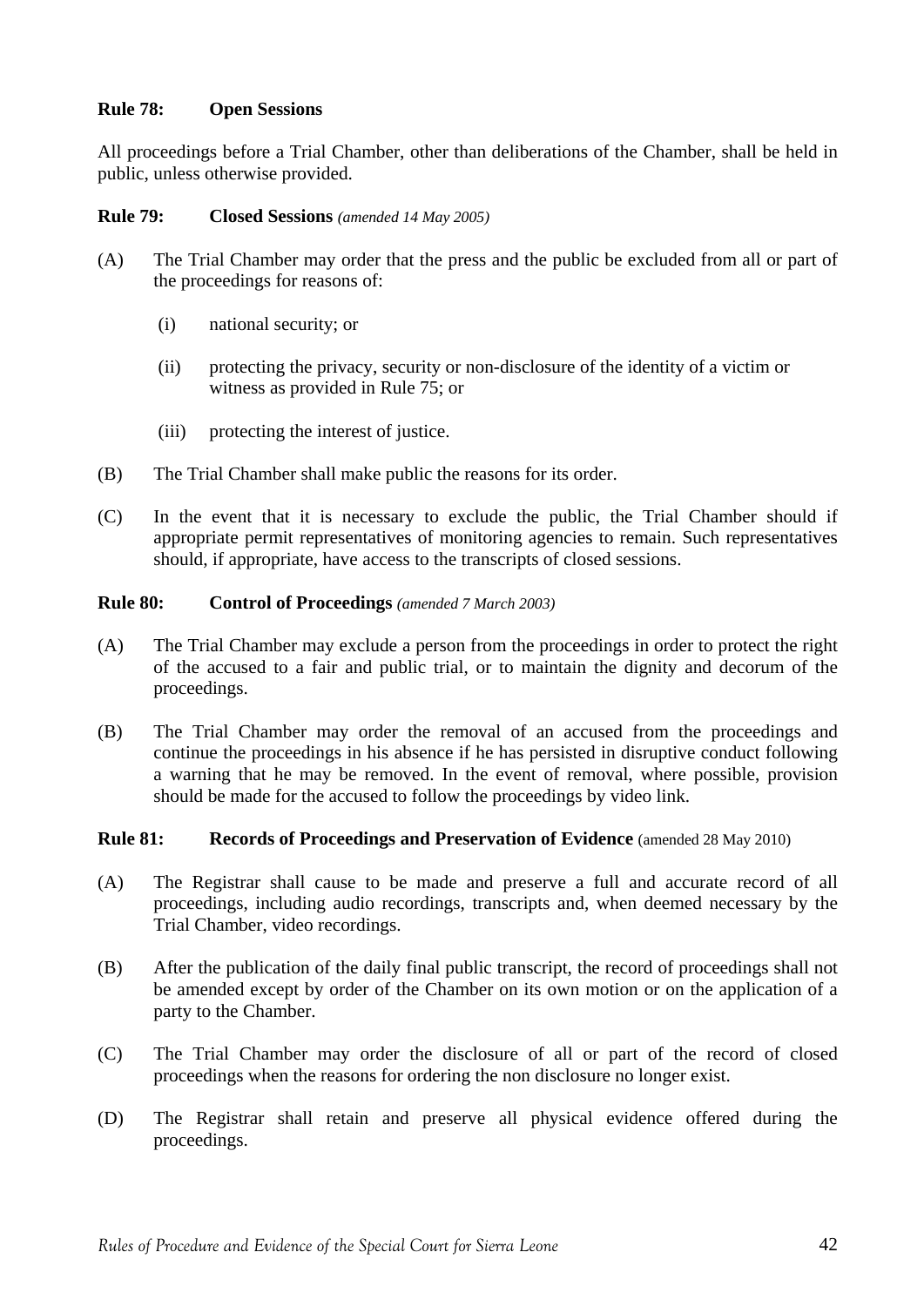**Rule 78: Open Sessions**

All proceedings before a Trial Chamber, other than deliberations of the Chamber, shall be held in public, unless otherwise provided.

**Rule 79: Closed Sessions** *(amended 14 May 2005)*

(A) The Trial Chamber may order that the press and the public be excluded from all or part of the proceedings for reasons of:

(i) national security; or

(ii) protecting the privacy, security or non-disclosure of the identity of a victim or witness as provided in Rule 75; or

(iii) protecting the interest of justice.

(B) The Trial Chamber shall make public the reasons for its order.

(C) In the event that it is necessary to exclude the public, the Trial Chamber should if appropriate permit representatives of monitoring agencies to remain. Such representatives should, if appropriate, have access to the transcripts of closed sessions.

**Rule 80: Control of Proceedings** *(amended 7 March 2003)*

(A) The Trial Chamber may exclude a person from the proceedings in order to protect the right of the accused to a fair and public trial, or to maintain the dignity and decorum of the proceedings.

(B) The Trial Chamber may order the removal of an accused from the proceedings and continue the proceedings in his absence if he has persisted in disruptive conduct following a warning that he may be removed. In the event of removal, where possible, provision should be made for the accused to follow the proceedings by video link.

**Rule 81: Records of Proceedings and Preservation of Evidence** (amended 28 May 2010)

(A) The Registrar shall cause to be made and preserve a full and accurate record of all proceedings, including audio recordings, transcripts and, when deemed necessary by the Trial Chamber, video recordings.

(B) After the publication of the daily final public transcript, the record of proceedings shall not be amended except by order of the Chamber on its own motion or on the application of a party to the Chamber.

(C) The Trial Chamber may order the disclosure of all or part of the record of closed proceedings when the reasons for ordering the non disclosure no longer exist.

(D) The Registrar shall retain and preserve all physical evidence offered during the proceedings.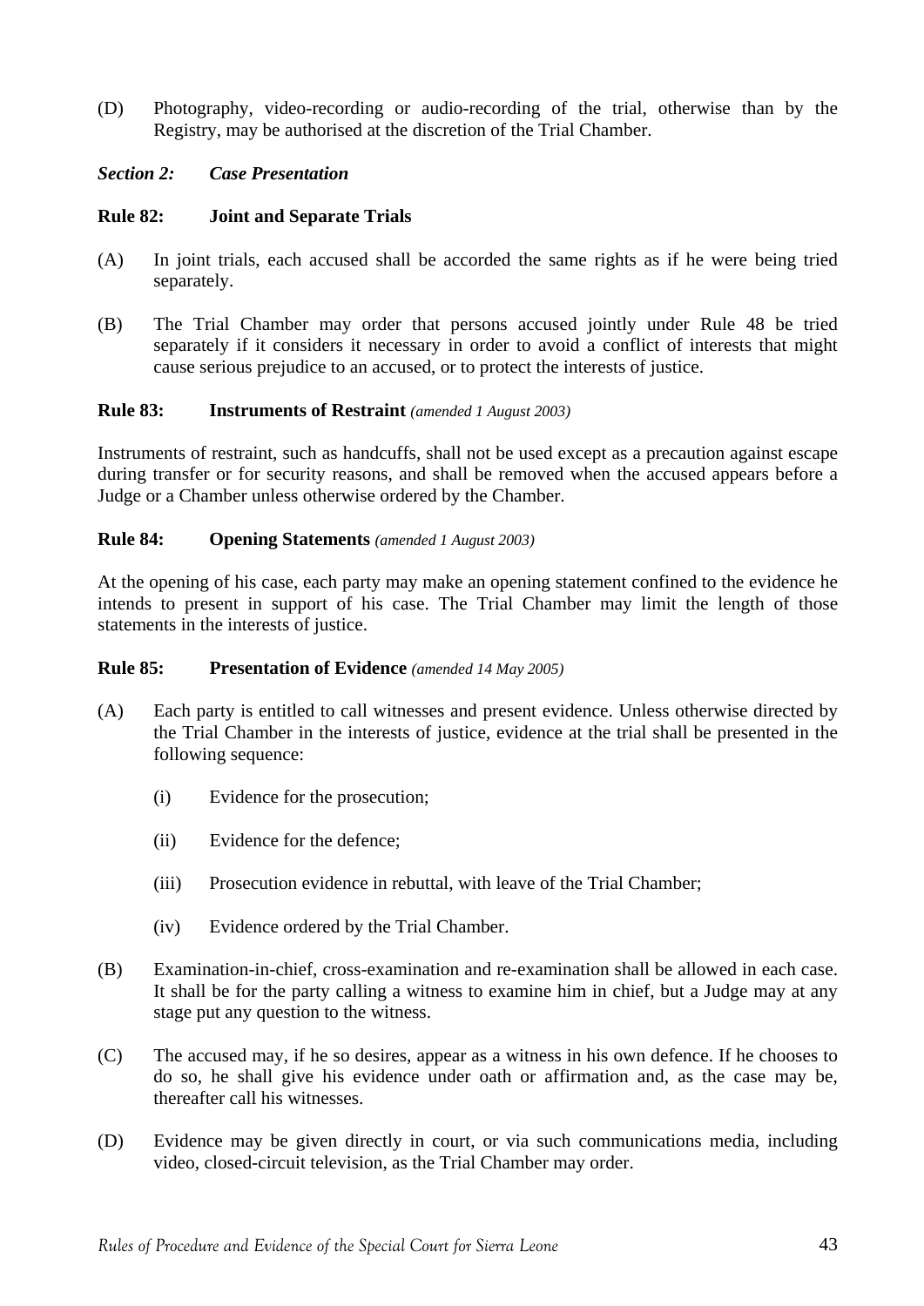(D) Photography, video-recording or audio-recording of the trial, otherwise than by the Registry, may be authorised at the discretion of the Trial Chamber.

### *Section 2: Case Presentation*

### Rule 82: Joint and Separate Trials

(A) In joint trials, each accused shall be accorded the same rights as if he were being tried separately.

(B) The Trial Chamber may order that persons accused jointly under Rule 48 be tried separately if it considers it necessary in order to avoid a conflict of interests that might cause serious prejudice to an accused, or to protect the interests of justice.

### Rule 83: Instruments of Restraint *(amended 1 August 2003)*

Instruments of restraint, such as handcuffs, shall not be used except as a precaution against escape during transfer or for security reasons, and shall be removed when the accused appears before a Judge or a Chamber unless otherwise ordered by the Chamber.

### Rule 84: Opening Statements *(amended 1 August 2003)*

At the opening of his case, each party may make an opening statement confined to the evidence he intends to present in support of his case. The Trial Chamber may limit the length of those statements in the interests of justice.

### Rule 85: Presentation of Evidence *(amended 14 May 2005)*

(A) Each party is entitled to call witnesses and present evidence. Unless otherwise directed by the Trial Chamber in the interests of justice, evidence at the trial shall be presented in the following sequence:

(i) Evidence for the prosecution;

(ii) Evidence for the defence;

(iii) Prosecution evidence in rebuttal, with leave of the Trial Chamber;

(iv) Evidence ordered by the Trial Chamber.

(B) Examination-in-chief, cross-examination and re-examination shall be allowed in each case. It shall be for the party calling a witness to examine him in chief, but a Judge may at any stage put any question to the witness.

(C) The accused may, if he so desires, appear as a witness in his own defence. If he chooses to do so, he shall give his evidence under oath or affirmation and, as the case may be, thereafter call his witnesses.

(D) Evidence may be given directly in court, or via such communications media, including video, closed-circuit television, as the Trial Chamber may order.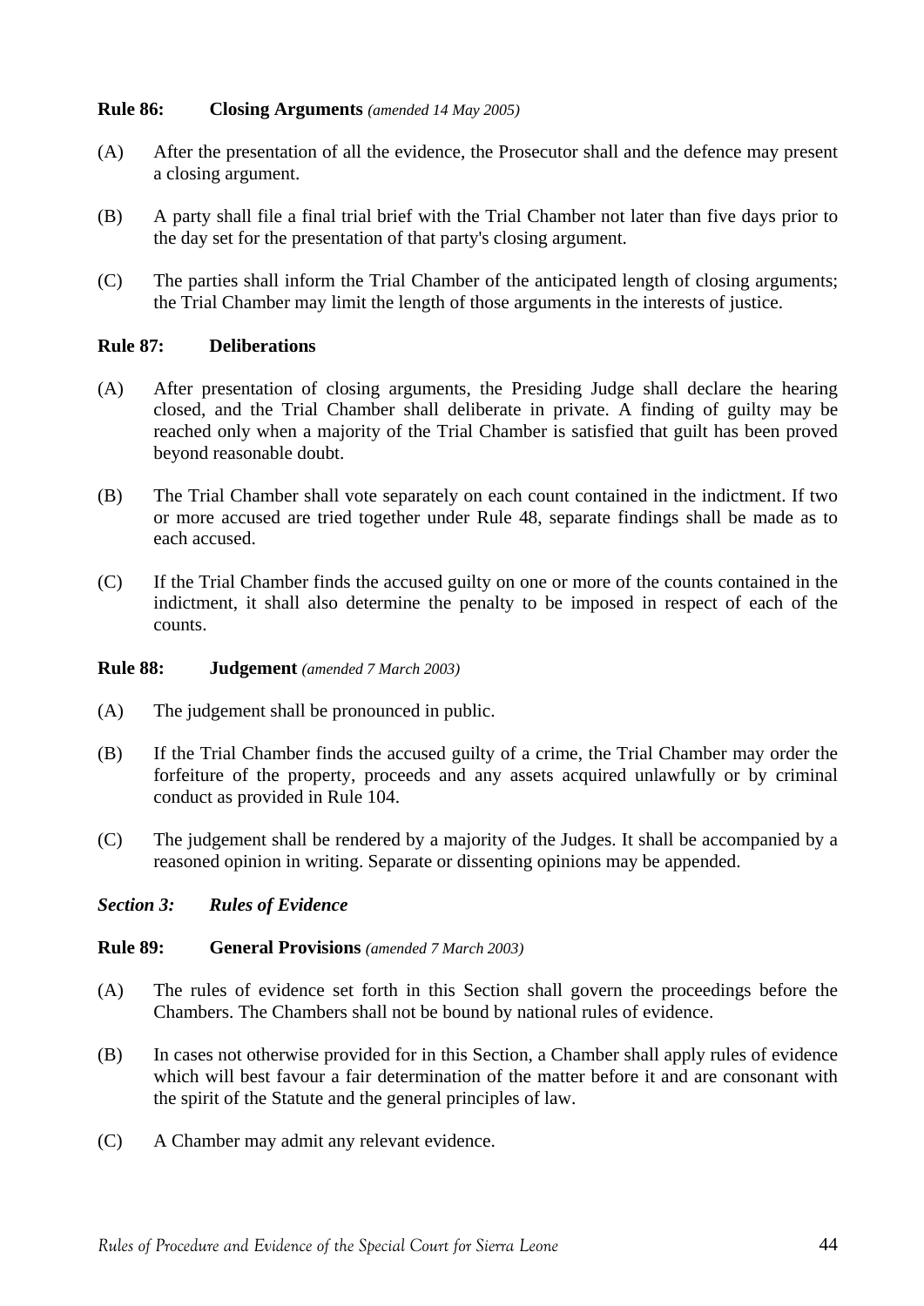**Rule 86: Closing Arguments** *(amended 14 May 2005)*

(A) After the presentation of all the evidence, the Prosecutor shall and the defence may present a closing argument.

(B) A party shall file a final trial brief with the Trial Chamber not later than five days prior to the day set for the presentation of that party's closing argument.

(C) The parties shall inform the Trial Chamber of the anticipated length of closing arguments; the Trial Chamber may limit the length of those arguments in the interests of justice.

**Rule 87: Deliberations**

(A) After presentation of closing arguments, the Presiding Judge shall declare the hearing closed, and the Trial Chamber shall deliberate in private. A finding of guilty may be reached only when a majority of the Trial Chamber is satisfied that guilt has been proved beyond reasonable doubt.

(B) The Trial Chamber shall vote separately on each count contained in the indictment. If two or more accused are tried together under Rule 48, separate findings shall be made as to each accused.

(C) If the Trial Chamber finds the accused guilty on one or more of the counts contained in the indictment, it shall also determine the penalty to be imposed in respect of each of the counts.

**Rule 88: Judgement** *(amended 7 March 2003)*

(A) The judgement shall be pronounced in public.

(B) If the Trial Chamber finds the accused guilty of a crime, the Trial Chamber may order the forfeiture of the property, proceeds and any assets acquired unlawfully or by criminal conduct as provided in Rule 104.

(C) The judgement shall be rendered by a majority of the Judges. It shall be accompanied by a reasoned opinion in writing. Separate or dissenting opinions may be appended.

***Section 3: Rules of Evidence***

**Rule 89: General Provisions** *(amended 7 March 2003)*

(A) The rules of evidence set forth in this Section shall govern the proceedings before the Chambers. The Chambers shall not be bound by national rules of evidence.

(B) In cases not otherwise provided for in this Section, a Chamber shall apply rules of evidence which will best favour a fair determination of the matter before it and are consonant with the spirit of the Statute and the general principles of law.

(C) A Chamber may admit any relevant evidence.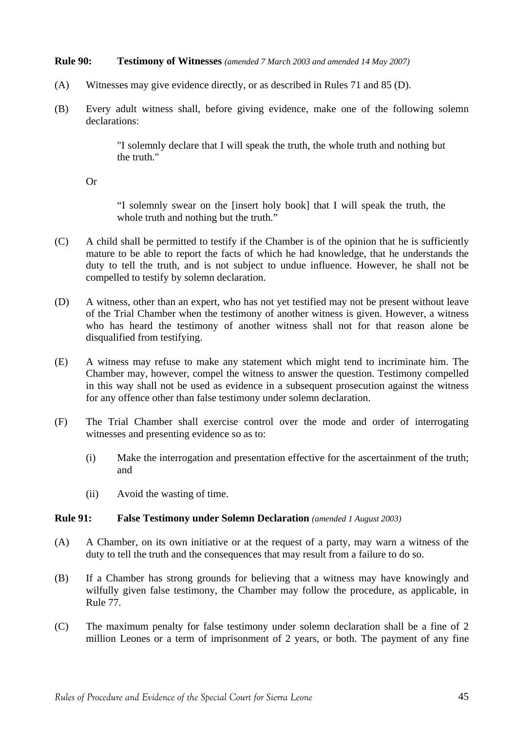**Rule 90: Testimony of Witnesses** *(amended 7 March 2003 and amended 14 May 2007)*

(A) Witnesses may give evidence directly, or as described in Rules 71 and 85 (D).

(B) Every adult witness shall, before giving evidence, make one of the following solemn declarations:

> "I solemnly declare that I will speak the truth, the whole truth and nothing but the truth."

Or

> "I solemnly swear on the [insert holy book] that I will speak the truth, the whole truth and nothing but the truth."

(C) A child shall be permitted to testify if the Chamber is of the opinion that he is sufficiently mature to be able to report the facts of which he had knowledge, that he understands the duty to tell the truth, and is not subject to undue influence. However, he shall not be compelled to testify by solemn declaration.

(D) A witness, other than an expert, who has not yet testified may not be present without leave of the Trial Chamber when the testimony of another witness is given. However, a witness who has heard the testimony of another witness shall not for that reason alone be disqualified from testifying.

(E) A witness may refuse to make any statement which might tend to incriminate him. The Chamber may, however, compel the witness to answer the question. Testimony compelled in this way shall not be used as evidence in a subsequent prosecution against the witness for any offence other than false testimony under solemn declaration.

(F) The Trial Chamber shall exercise control over the mode and order of interrogating witnesses and presenting evidence so as to:

(i) Make the interrogation and presentation effective for the ascertainment of the truth; and

(ii) Avoid the wasting of time.

**Rule 91: False Testimony under Solemn Declaration** *(amended 1 August 2003)*

(A) A Chamber, on its own initiative or at the request of a party, may warn a witness of the duty to tell the truth and the consequences that may result from a failure to do so.

(B) If a Chamber has strong grounds for believing that a witness may have knowingly and wilfully given false testimony, the Chamber may follow the procedure, as applicable, in Rule 77.

(C) The maximum penalty for false testimony under solemn declaration shall be a fine of 2 million Leones or a term of imprisonment of 2 years, or both. The payment of any fine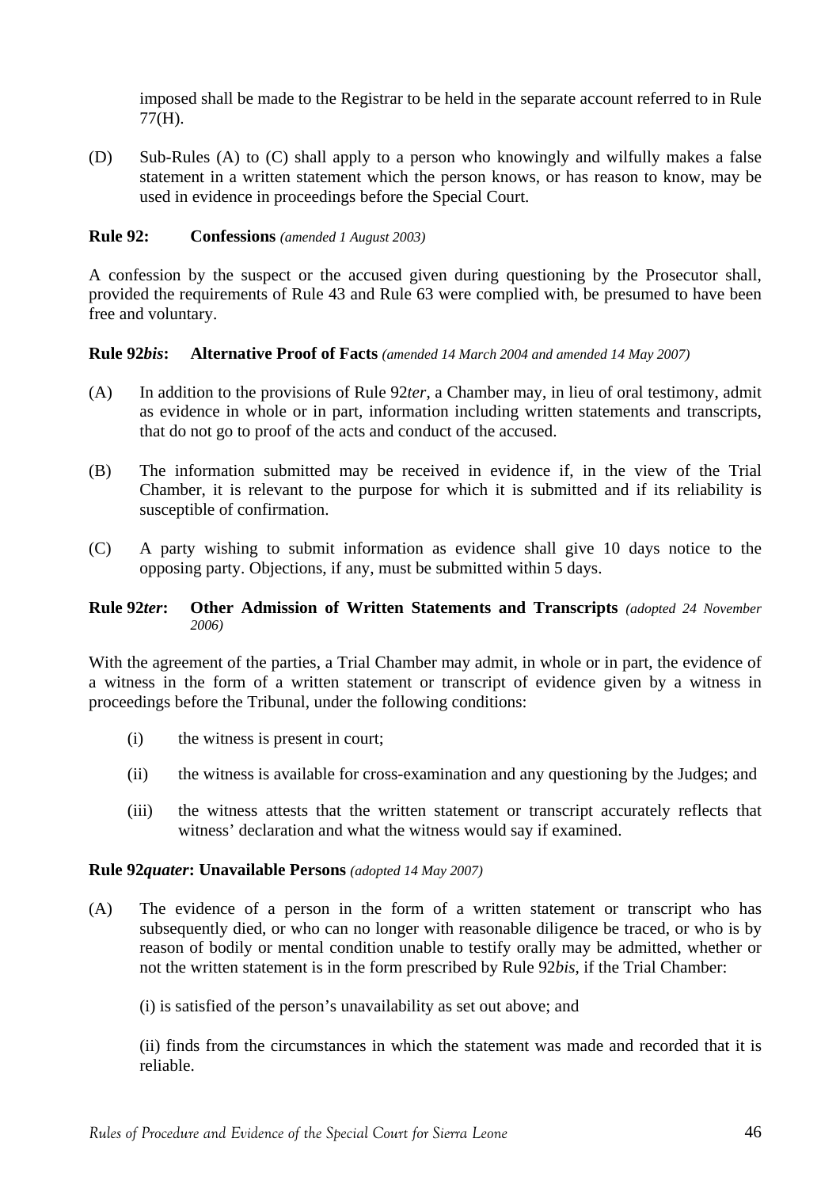imposed shall be made to the Registrar to be held in the separate account referred to in Rule 77(H).

(D) Sub-Rules (A) to (C) shall apply to a person who knowingly and wilfully makes a false statement in a written statement which the person knows, or has reason to know, may be used in evidence in proceedings before the Special Court.

**Rule 92: Confessions** *(amended 1 August 2003)*

A confession by the suspect or the accused given during questioning by the Prosecutor shall, provided the requirements of Rule 43 and Rule 63 were complied with, be presumed to have been free and voluntary.

**Rule 92*bis*: Alternative Proof of Facts** *(amended 14 March 2004 and amended 14 May 2007)*

(A) In addition to the provisions of Rule 92*ter*, a Chamber may, in lieu of oral testimony, admit as evidence in whole or in part, information including written statements and transcripts, that do not go to proof of the acts and conduct of the accused.

(B) The information submitted may be received in evidence if, in the view of the Trial Chamber, it is relevant to the purpose for which it is submitted and if its reliability is susceptible of confirmation.

(C) A party wishing to submit information as evidence shall give 10 days notice to the opposing party. Objections, if any, must be submitted within 5 days.

**Rule 92*ter*: Other Admission of Written Statements and Transcripts** *(adopted 24 November 2006)*

With the agreement of the parties, a Trial Chamber may admit, in whole or in part, the evidence of a witness in the form of a written statement or transcript of evidence given by a witness in proceedings before the Tribunal, under the following conditions:

(i) the witness is present in court;

(ii) the witness is available for cross-examination and any questioning by the Judges; and

(iii) the witness attests that the written statement or transcript accurately reflects that witness' declaration and what the witness would say if examined.

**Rule 92*quater*: Unavailable Persons** *(adopted 14 May 2007)*

(A) The evidence of a person in the form of a written statement or transcript who has subsequently died, or who can no longer with reasonable diligence be traced, or who is by reason of bodily or mental condition unable to testify orally may be admitted, whether or not the written statement is in the form prescribed by Rule 92*bis*, if the Trial Chamber:

(i) is satisfied of the person's unavailability as set out above; and

(ii) finds from the circumstances in which the statement was made and recorded that it is reliable.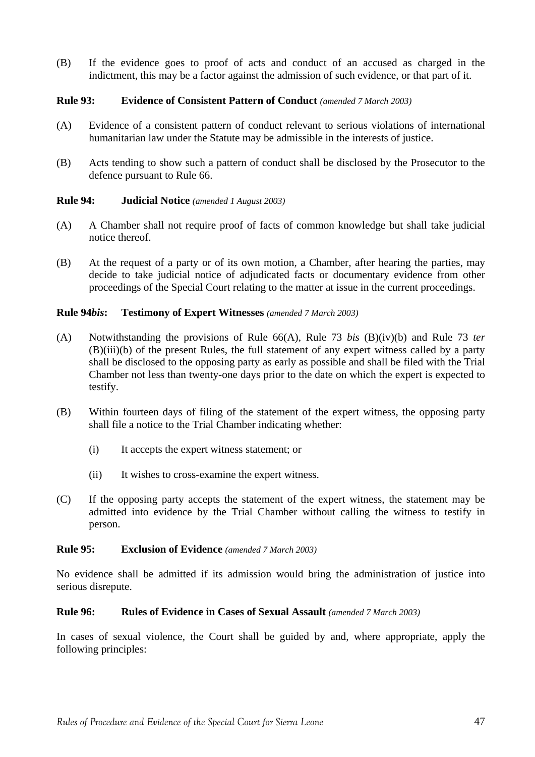(B) If the evidence goes to proof of acts and conduct of an accused as charged in the indictment, this may be a factor against the admission of such evidence, or that part of it.

**Rule 93: Evidence of Consistent Pattern of Conduct** *(amended 7 March 2003)*

(A) Evidence of a consistent pattern of conduct relevant to serious violations of international humanitarian law under the Statute may be admissible in the interests of justice.

(B) Acts tending to show such a pattern of conduct shall be disclosed by the Prosecutor to the defence pursuant to Rule 66.

**Rule 94: Judicial Notice** *(amended 1 August 2003)*

(A) A Chamber shall not require proof of facts of common knowledge but shall take judicial notice thereof.

(B) At the request of a party or of its own motion, a Chamber, after hearing the parties, may decide to take judicial notice of adjudicated facts or documentary evidence from other proceedings of the Special Court relating to the matter at issue in the current proceedings.

**Rule 94*bis*: Testimony of Expert Witnesses** *(amended 7 March 2003)*

(A) Notwithstanding the provisions of Rule 66(A), Rule 73 *bis* (B)(iv)(b) and Rule 73 *ter* (B)(iii)(b) of the present Rules, the full statement of any expert witness called by a party shall be disclosed to the opposing party as early as possible and shall be filed with the Trial Chamber not less than twenty-one days prior to the date on which the expert is expected to testify.

(B) Within fourteen days of filing of the statement of the expert witness, the opposing party shall file a notice to the Trial Chamber indicating whether:

  (i) It accepts the expert witness statement; or

  (ii) It wishes to cross-examine the expert witness.

(C) If the opposing party accepts the statement of the expert witness, the statement may be admitted into evidence by the Trial Chamber without calling the witness to testify in person.

**Rule 95: Exclusion of Evidence** *(amended 7 March 2003)*

No evidence shall be admitted if its admission would bring the administration of justice into serious disrepute.

**Rule 96: Rules of Evidence in Cases of Sexual Assault** *(amended 7 March 2003)*

In cases of sexual violence, the Court shall be guided by and, where appropriate, apply the following principles: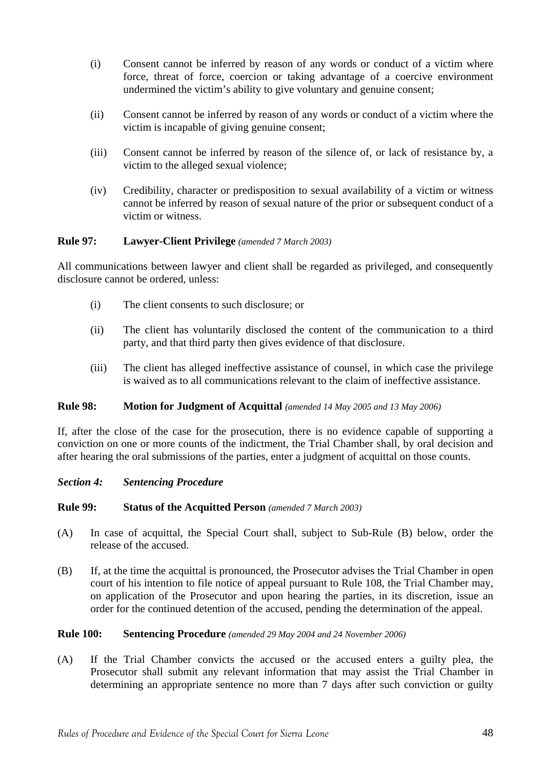(i) Consent cannot be inferred by reason of any words or conduct of a victim where force, threat of force, coercion or taking advantage of a coercive environment undermined the victim's ability to give voluntary and genuine consent;

(ii) Consent cannot be inferred by reason of any words or conduct of a victim where the victim is incapable of giving genuine consent;

(iii) Consent cannot be inferred by reason of the silence of, or lack of resistance by, a victim to the alleged sexual violence;

(iv) Credibility, character or predisposition to sexual availability of a victim or witness cannot be inferred by reason of sexual nature of the prior or subsequent conduct of a victim or witness.

**Rule 97: Lawyer-Client Privilege** *(amended 7 March 2003)*

All communications between lawyer and client shall be regarded as privileged, and consequently disclosure cannot be ordered, unless:

(i) The client consents to such disclosure; or

(ii) The client has voluntarily disclosed the content of the communication to a third party, and that third party then gives evidence of that disclosure.

(iii) The client has alleged ineffective assistance of counsel, in which case the privilege is waived as to all communications relevant to the claim of ineffective assistance.

**Rule 98: Motion for Judgment of Acquittal** *(amended 14 May 2005 and 13 May 2006)*

If, after the close of the case for the prosecution, there is no evidence capable of supporting a conviction on one or more counts of the indictment, the Trial Chamber shall, by oral decision and after hearing the oral submissions of the parties, enter a judgment of acquittal on those counts.

***Section 4: Sentencing Procedure***

**Rule 99: Status of the Acquitted Person** *(amended 7 March 2003)*

(A) In case of acquittal, the Special Court shall, subject to Sub-Rule (B) below, order the release of the accused.

(B) If, at the time the acquittal is pronounced, the Prosecutor advises the Trial Chamber in open court of his intention to file notice of appeal pursuant to Rule 108, the Trial Chamber may, on application of the Prosecutor and upon hearing the parties, in its discretion, issue an order for the continued detention of the accused, pending the determination of the appeal.

**Rule 100: Sentencing Procedure** *(amended 29 May 2004 and 24 November 2006)*

(A) If the Trial Chamber convicts the accused or the accused enters a guilty plea, the Prosecutor shall submit any relevant information that may assist the Trial Chamber in determining an appropriate sentence no more than 7 days after such conviction or guilty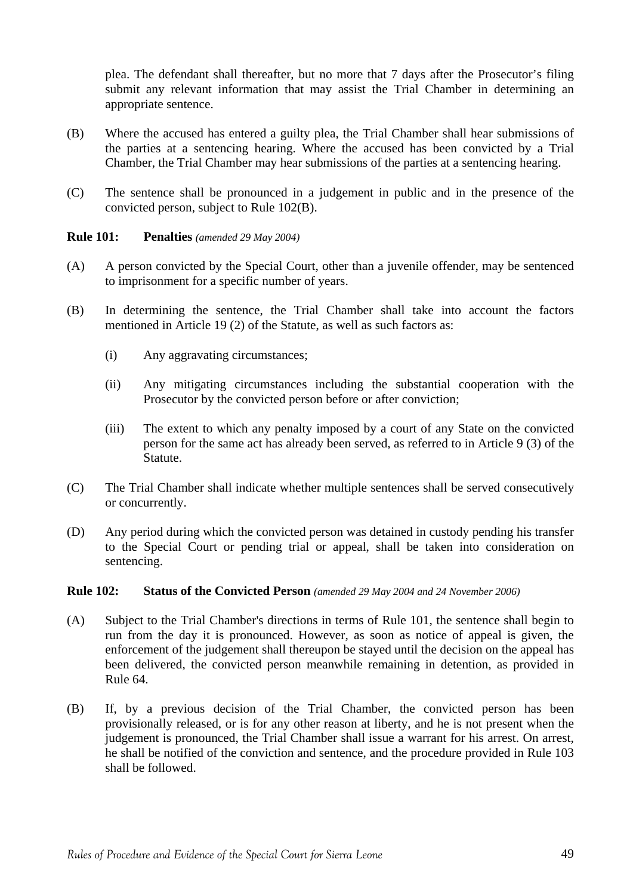plea. The defendant shall thereafter, but no more that 7 days after the Prosecutor's filing submit any relevant information that may assist the Trial Chamber in determining an appropriate sentence.

(B) Where the accused has entered a guilty plea, the Trial Chamber shall hear submissions of the parties at a sentencing hearing. Where the accused has been convicted by a Trial Chamber, the Trial Chamber may hear submissions of the parties at a sentencing hearing.

(C) The sentence shall be pronounced in a judgement in public and in the presence of the convicted person, subject to Rule 102(B).

**Rule 101: Penalties** *(amended 29 May 2004)*

(A) A person convicted by the Special Court, other than a juvenile offender, may be sentenced to imprisonment for a specific number of years.

(B) In determining the sentence, the Trial Chamber shall take into account the factors mentioned in Article 19 (2) of the Statute, as well as such factors as:

(i) Any aggravating circumstances;

(ii) Any mitigating circumstances including the substantial cooperation with the Prosecutor by the convicted person before or after conviction;

(iii) The extent to which any penalty imposed by a court of any State on the convicted person for the same act has already been served, as referred to in Article 9 (3) of the Statute.

(C) The Trial Chamber shall indicate whether multiple sentences shall be served consecutively or concurrently.

(D) Any period during which the convicted person was detained in custody pending his transfer to the Special Court or pending trial or appeal, shall be taken into consideration on sentencing.

**Rule 102: Status of the Convicted Person** *(amended 29 May 2004 and 24 November 2006)*

(A) Subject to the Trial Chamber's directions in terms of Rule 101, the sentence shall begin to run from the day it is pronounced. However, as soon as notice of appeal is given, the enforcement of the judgement shall thereupon be stayed until the decision on the appeal has been delivered, the convicted person meanwhile remaining in detention, as provided in Rule 64.

(B) If, by a previous decision of the Trial Chamber, the convicted person has been provisionally released, or is for any other reason at liberty, and he is not present when the judgement is pronounced, the Trial Chamber shall issue a warrant for his arrest. On arrest, he shall be notified of the conviction and sentence, and the procedure provided in Rule 103 shall be followed.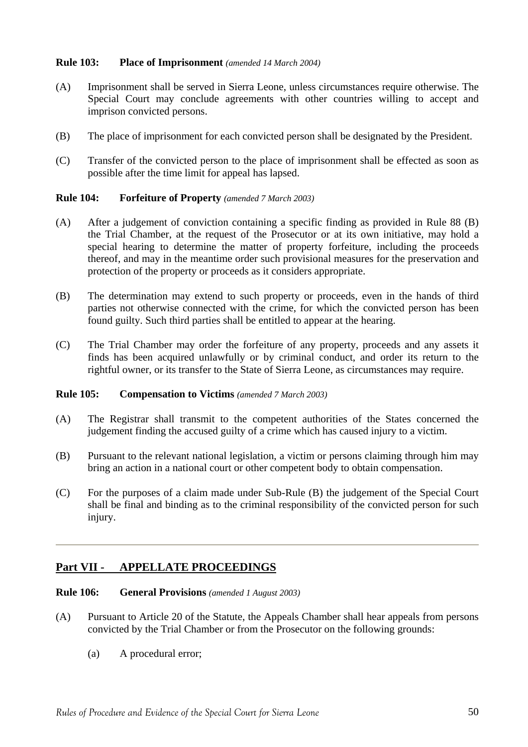**Rule 103: Place of Imprisonment** *(amended 14 March 2004)*

(A) Imprisonment shall be served in Sierra Leone, unless circumstances require otherwise. The Special Court may conclude agreements with other countries willing to accept and imprison convicted persons.

(B) The place of imprisonment for each convicted person shall be designated by the President.

(C) Transfer of the convicted person to the place of imprisonment shall be effected as soon as possible after the time limit for appeal has lapsed.

**Rule 104: Forfeiture of Property** *(amended 7 March 2003)*

(A) After a judgement of conviction containing a specific finding as provided in Rule 88 (B) the Trial Chamber, at the request of the Prosecutor or at its own initiative, may hold a special hearing to determine the matter of property forfeiture, including the proceeds thereof, and may in the meantime order such provisional measures for the preservation and protection of the property or proceeds as it considers appropriate.

(B) The determination may extend to such property or proceeds, even in the hands of third parties not otherwise connected with the crime, for which the convicted person has been found guilty. Such third parties shall be entitled to appear at the hearing.

(C) The Trial Chamber may order the forfeiture of any property, proceeds and any assets it finds has been acquired unlawfully or by criminal conduct, and order its return to the rightful owner, or its transfer to the State of Sierra Leone, as circumstances may require.

**Rule 105: Compensation to Victims** *(amended 7 March 2003)*

(A) The Registrar shall transmit to the competent authorities of the States concerned the judgement finding the accused guilty of a crime which has caused injury to a victim.

(B) Pursuant to the relevant national legislation, a victim or persons claiming through him may bring an action in a national court or other competent body to obtain compensation.

(C) For the purposes of a claim made under Sub-Rule (B) the judgement of the Special Court shall be final and binding as to the criminal responsibility of the convicted person for such injury.

---

## Part VII - APPELLATE PROCEEDINGS

**Rule 106: General Provisions** *(amended 1 August 2003)*

(A) Pursuant to Article 20 of the Statute, the Appeals Chamber shall hear appeals from persons convicted by the Trial Chamber or from the Prosecutor on the following grounds:

(a) A procedural error;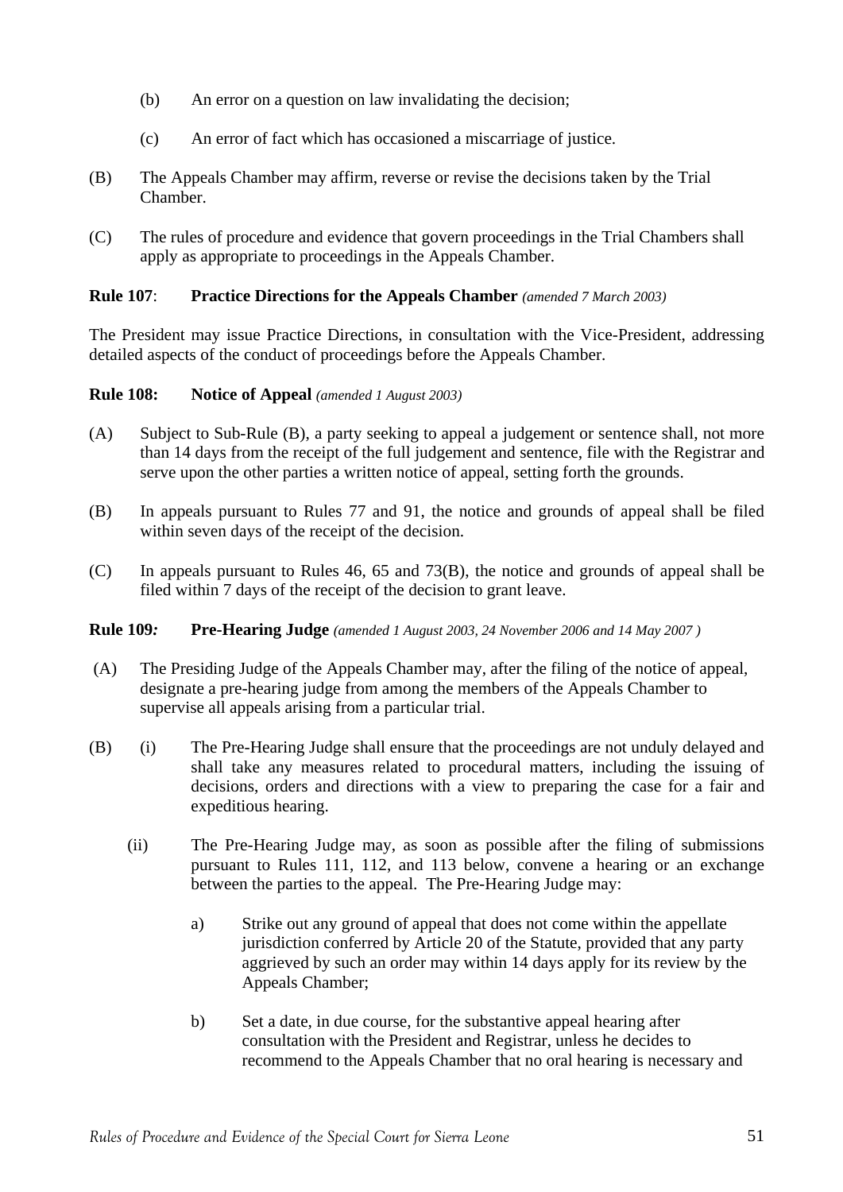(b) An error on a question on law invalidating the decision;

(c) An error of fact which has occasioned a miscarriage of justice.

(B) The Appeals Chamber may affirm, reverse or revise the decisions taken by the Trial Chamber.

(C) The rules of procedure and evidence that govern proceedings in the Trial Chambers shall apply as appropriate to proceedings in the Appeals Chamber.

**Rule 107**: **Practice Directions for the Appeals Chamber** *(amended 7 March 2003)*

The President may issue Practice Directions, in consultation with the Vice-President, addressing detailed aspects of the conduct of proceedings before the Appeals Chamber.

**Rule 108: Notice of Appeal** *(amended 1 August 2003)*

(A) Subject to Sub-Rule (B), a party seeking to appeal a judgement or sentence shall, not more than 14 days from the receipt of the full judgement and sentence, file with the Registrar and serve upon the other parties a written notice of appeal, setting forth the grounds.

(B) In appeals pursuant to Rules 77 and 91, the notice and grounds of appeal shall be filed within seven days of the receipt of the decision.

(C) In appeals pursuant to Rules 46, 65 and 73(B), the notice and grounds of appeal shall be filed within 7 days of the receipt of the decision to grant leave.

**Rule 109***:* **Pre-Hearing Judge** *(amended 1 August 2003, 24 November 2006 and 14 May 2007 )*

(A) The Presiding Judge of the Appeals Chamber may, after the filing of the notice of appeal, designate a pre-hearing judge from among the members of the Appeals Chamber to supervise all appeals arising from a particular trial.

(B) (i) The Pre-Hearing Judge shall ensure that the proceedings are not unduly delayed and shall take any measures related to procedural matters, including the issuing of decisions, orders and directions with a view to preparing the case for a fair and expeditious hearing.

(ii) The Pre-Hearing Judge may, as soon as possible after the filing of submissions pursuant to Rules 111, 112, and 113 below, convene a hearing or an exchange between the parties to the appeal. The Pre-Hearing Judge may:

a) Strike out any ground of appeal that does not come within the appellate jurisdiction conferred by Article 20 of the Statute, provided that any party aggrieved by such an order may within 14 days apply for its review by the Appeals Chamber;

b) Set a date, in due course, for the substantive appeal hearing after consultation with the President and Registrar, unless he decides to recommend to the Appeals Chamber that no oral hearing is necessary and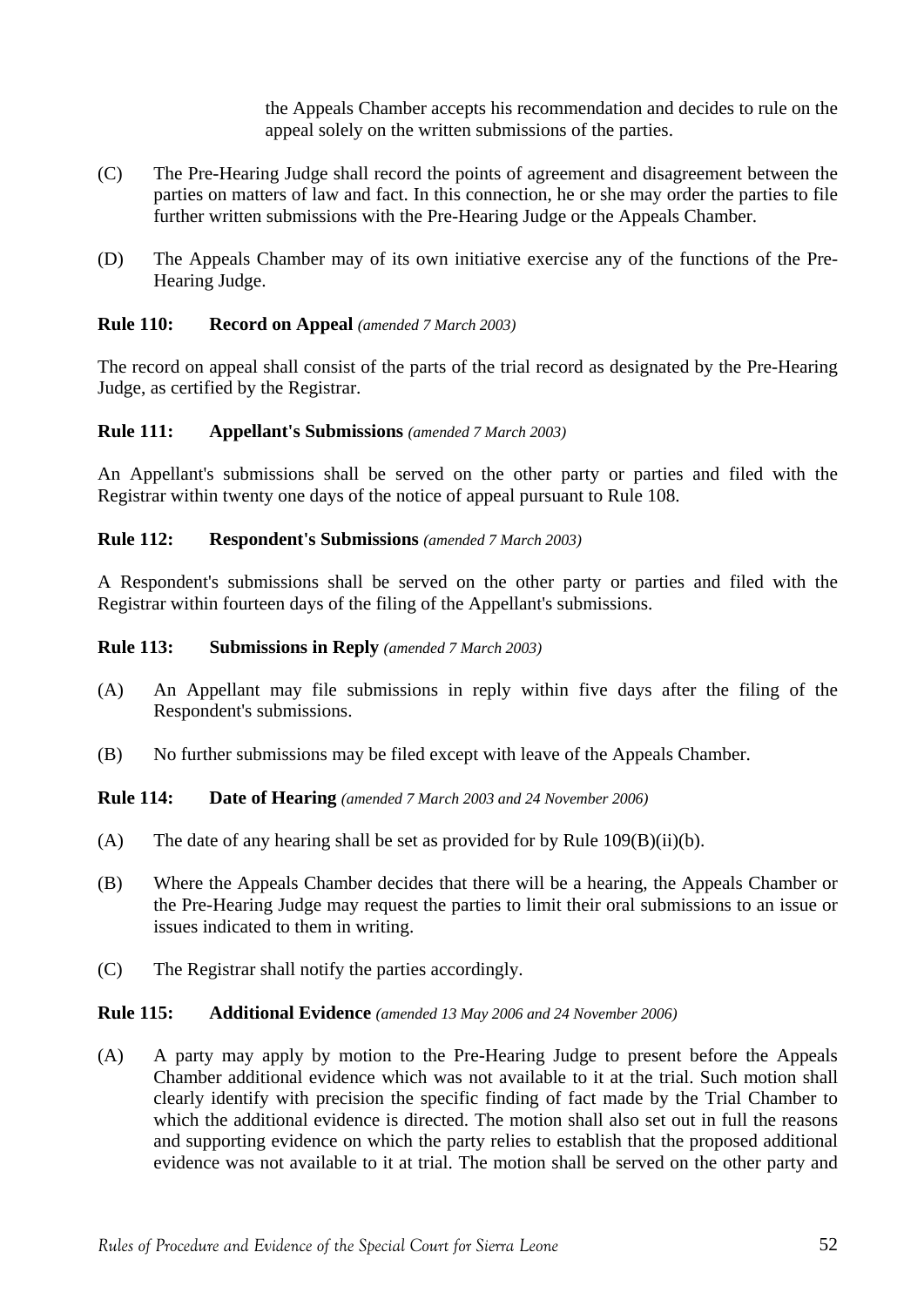the Appeals Chamber accepts his recommendation and decides to rule on the appeal solely on the written submissions of the parties.

(C) The Pre-Hearing Judge shall record the points of agreement and disagreement between the parties on matters of law and fact. In this connection, he or she may order the parties to file further written submissions with the Pre-Hearing Judge or the Appeals Chamber.

(D) The Appeals Chamber may of its own initiative exercise any of the functions of the Pre-Hearing Judge.

**Rule 110: Record on Appeal** *(amended 7 March 2003)*

The record on appeal shall consist of the parts of the trial record as designated by the Pre-Hearing Judge, as certified by the Registrar.

**Rule 111: Appellant's Submissions** *(amended 7 March 2003)*

An Appellant's submissions shall be served on the other party or parties and filed with the Registrar within twenty one days of the notice of appeal pursuant to Rule 108.

**Rule 112: Respondent's Submissions** *(amended 7 March 2003)*

A Respondent's submissions shall be served on the other party or parties and filed with the Registrar within fourteen days of the filing of the Appellant's submissions.

**Rule 113: Submissions in Reply** *(amended 7 March 2003)*

(A) An Appellant may file submissions in reply within five days after the filing of the Respondent's submissions.

(B) No further submissions may be filed except with leave of the Appeals Chamber.

**Rule 114: Date of Hearing** *(amended 7 March 2003 and 24 November 2006)*

(A) The date of any hearing shall be set as provided for by Rule 109(B)(ii)(b).

(B) Where the Appeals Chamber decides that there will be a hearing, the Appeals Chamber or the Pre-Hearing Judge may request the parties to limit their oral submissions to an issue or issues indicated to them in writing.

(C) The Registrar shall notify the parties accordingly.

**Rule 115: Additional Evidence** *(amended 13 May 2006 and 24 November 2006)*

(A) A party may apply by motion to the Pre-Hearing Judge to present before the Appeals Chamber additional evidence which was not available to it at the trial. Such motion shall clearly identify with precision the specific finding of fact made by the Trial Chamber to which the additional evidence is directed. The motion shall also set out in full the reasons and supporting evidence on which the party relies to establish that the proposed additional evidence was not available to it at trial. The motion shall be served on the other party and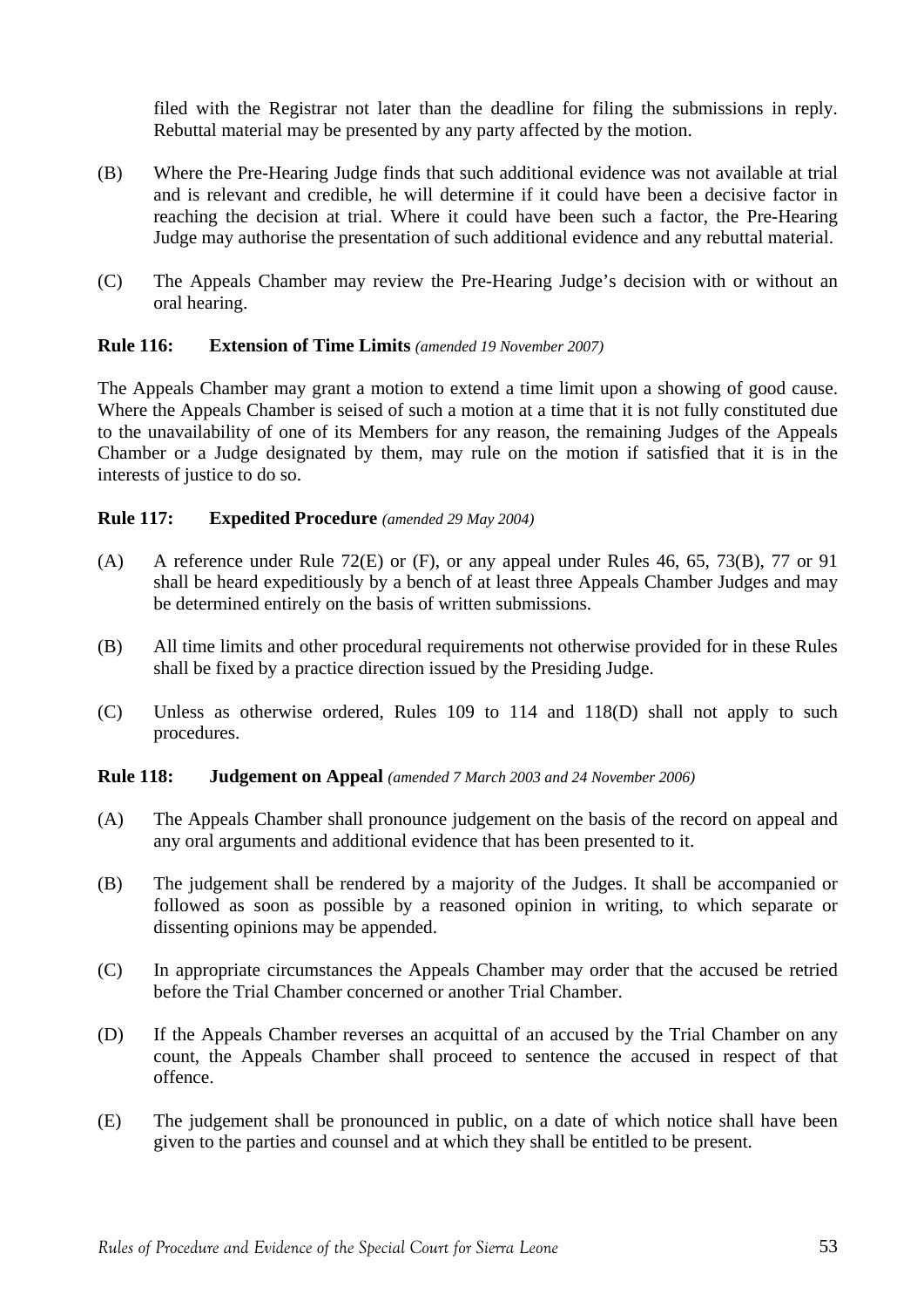filed with the Registrar not later than the deadline for filing the submissions in reply. Rebuttal material may be presented by any party affected by the motion.

(B) Where the Pre-Hearing Judge finds that such additional evidence was not available at trial and is relevant and credible, he will determine if it could have been a decisive factor in reaching the decision at trial. Where it could have been such a factor, the Pre-Hearing Judge may authorise the presentation of such additional evidence and any rebuttal material.

(C) The Appeals Chamber may review the Pre-Hearing Judge's decision with or without an oral hearing.

**Rule 116: Extension of Time Limits** *(amended 19 November 2007)*

The Appeals Chamber may grant a motion to extend a time limit upon a showing of good cause. Where the Appeals Chamber is seised of such a motion at a time that it is not fully constituted due to the unavailability of one of its Members for any reason, the remaining Judges of the Appeals Chamber or a Judge designated by them, may rule on the motion if satisfied that it is in the interests of justice to do so.

**Rule 117: Expedited Procedure** *(amended 29 May 2004)*

(A) A reference under Rule 72(E) or (F), or any appeal under Rules 46, 65, 73(B), 77 or 91 shall be heard expeditiously by a bench of at least three Appeals Chamber Judges and may be determined entirely on the basis of written submissions.

(B) All time limits and other procedural requirements not otherwise provided for in these Rules shall be fixed by a practice direction issued by the Presiding Judge.

(C) Unless as otherwise ordered, Rules 109 to 114 and 118(D) shall not apply to such procedures.

**Rule 118: Judgement on Appeal** *(amended 7 March 2003 and 24 November 2006)*

(A) The Appeals Chamber shall pronounce judgement on the basis of the record on appeal and any oral arguments and additional evidence that has been presented to it.

(B) The judgement shall be rendered by a majority of the Judges. It shall be accompanied or followed as soon as possible by a reasoned opinion in writing, to which separate or dissenting opinions may be appended.

(C) In appropriate circumstances the Appeals Chamber may order that the accused be retried before the Trial Chamber concerned or another Trial Chamber.

(D) If the Appeals Chamber reverses an acquittal of an accused by the Trial Chamber on any count, the Appeals Chamber shall proceed to sentence the accused in respect of that offence.

(E) The judgement shall be pronounced in public, on a date of which notice shall have been given to the parties and counsel and at which they shall be entitled to be present.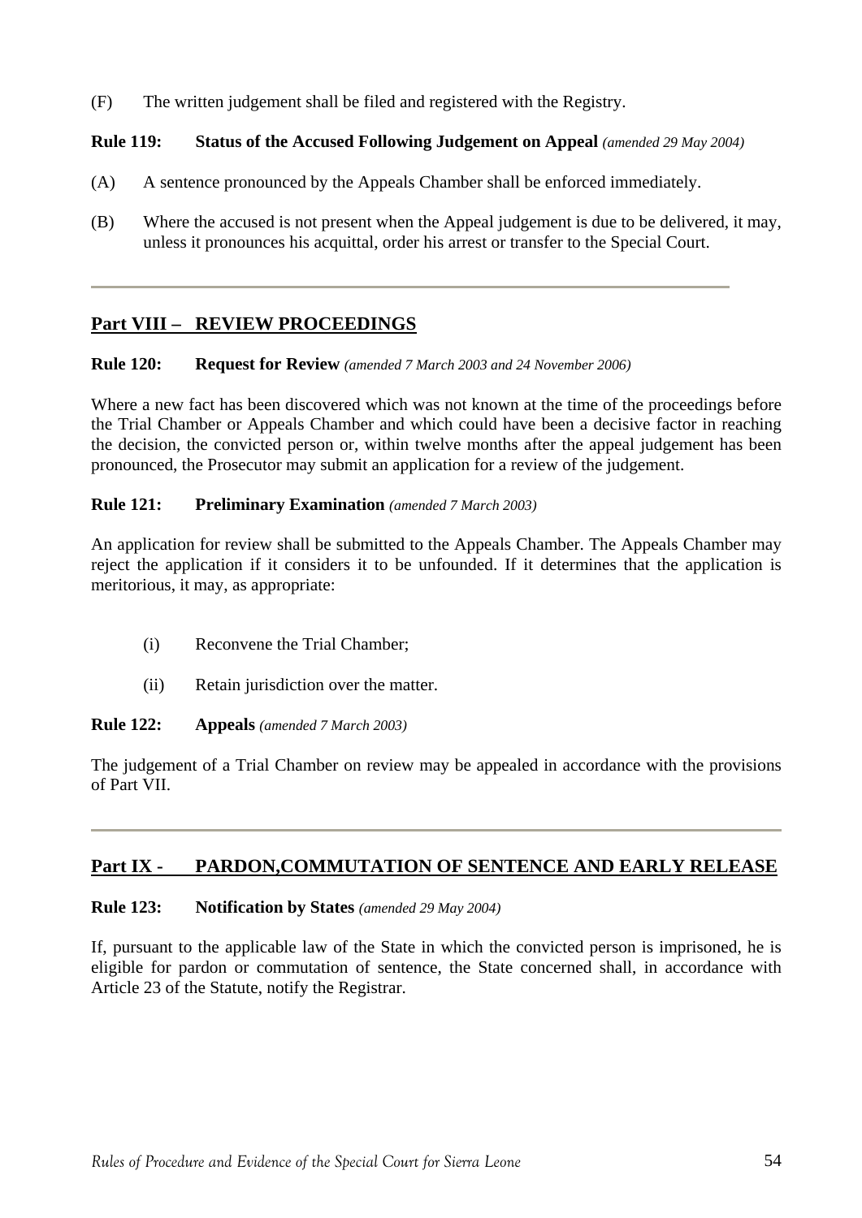(F) The written judgement shall be filed and registered with the Registry.

**Rule 119: Status of the Accused Following Judgement on Appeal** *(amended 29 May 2004)*

(A) A sentence pronounced by the Appeals Chamber shall be enforced immediately.

(B) Where the accused is not present when the Appeal judgement is due to be delivered, it may, unless it pronounces his acquittal, order his arrest or transfer to the Special Court.

---

## Part VIII – REVIEW PROCEEDINGS

**Rule 120: Request for Review** *(amended 7 March 2003 and 24 November 2006)*

Where a new fact has been discovered which was not known at the time of the proceedings before the Trial Chamber or Appeals Chamber and which could have been a decisive factor in reaching the decision, the convicted person or, within twelve months after the appeal judgement has been pronounced, the Prosecutor may submit an application for a review of the judgement.

**Rule 121: Preliminary Examination** *(amended 7 March 2003)*

An application for review shall be submitted to the Appeals Chamber. The Appeals Chamber may reject the application if it considers it to be unfounded. If it determines that the application is meritorious, it may, as appropriate:

(i) Reconvene the Trial Chamber;

(ii) Retain jurisdiction over the matter.

**Rule 122: Appeals** *(amended 7 March 2003)*

The judgement of a Trial Chamber on review may be appealed in accordance with the provisions of Part VII.

---

## Part IX - PARDON,COMMUTATION OF SENTENCE AND EARLY RELEASE

**Rule 123: Notification by States** *(amended 29 May 2004)*

If, pursuant to the applicable law of the State in which the convicted person is imprisoned, he is eligible for pardon or commutation of sentence, the State concerned shall, in accordance with Article 23 of the Statute, notify the Registrar.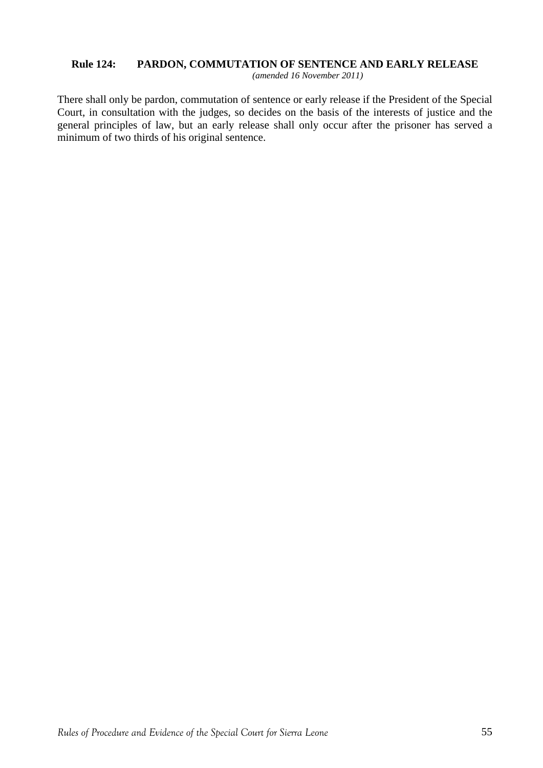### Rule 124: PARDON, COMMUTATION OF SENTENCE AND EARLY RELEASE

*(amended 16 November 2011)*

There shall only be pardon, commutation of sentence or early release if the President of the Special Court, in consultation with the judges, so decides on the basis of the interests of justice and the general principles of law, but an early release shall only occur after the prisoner has served a minimum of two thirds of his original sentence.